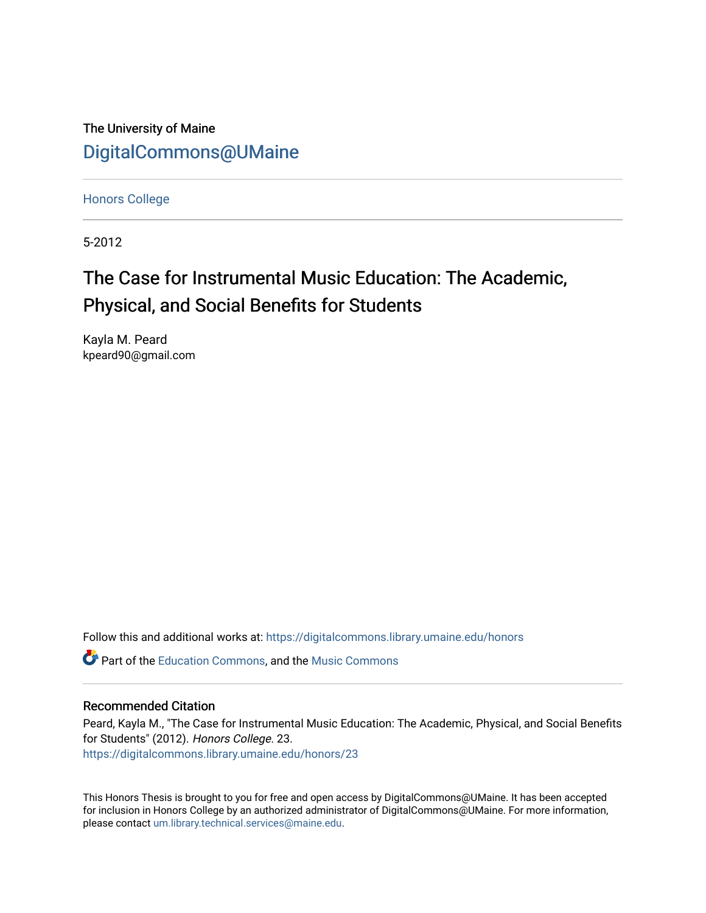The University of Maine

DigitalCommons@UMaine

Honors College

5-2012

# The Case for Instrumental Music Education: The Academic, Physical, and Social Benefits for Students

Kayla M. Peard
kpeard90@gmail.com

Follow this and additional works at: https://digitalcommons.library.umaine.edu/honors

Part of the Education Commons, and the Music Commons

## Recommended Citation

Peard, Kayla M., "The Case for Instrumental Music Education: The Academic, Physical, and Social Benefits for Students" (2012). *Honors College*. 23.
https://digitalcommons.library.umaine.edu/honors/23

This Honors Thesis is brought to you for free and open access by DigitalCommons@UMaine. It has been accepted for inclusion in Honors College by an authorized administrator of DigitalCommons@UMaine. For more information, please contact um.library.technical.services@maine.edu.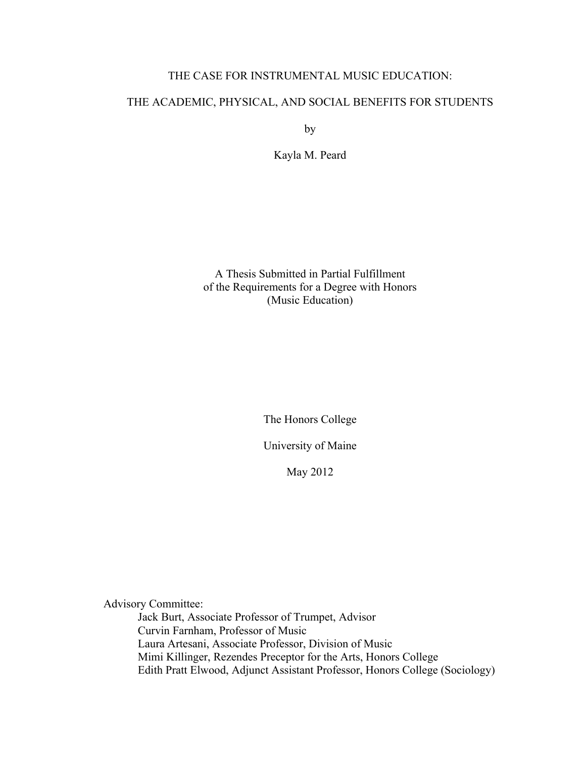# THE CASE FOR INSTRUMENTAL MUSIC EDUCATION:

# THE ACADEMIC, PHYSICAL, AND SOCIAL BENEFITS FOR STUDENTS

by

Kayla M. Peard

A Thesis Submitted in Partial Fulfillment
of the Requirements for a Degree with Honors
(Music Education)

The Honors College

University of Maine

May 2012

Advisory Committee:

Jack Burt, Associate Professor of Trumpet, Advisor
Curvin Farnham, Professor of Music
Laura Artesani, Associate Professor, Division of Music
Mimi Killinger, Rezendes Preceptor for the Arts, Honors College
Edith Pratt Elwood, Adjunct Assistant Professor, Honors College (Sociology)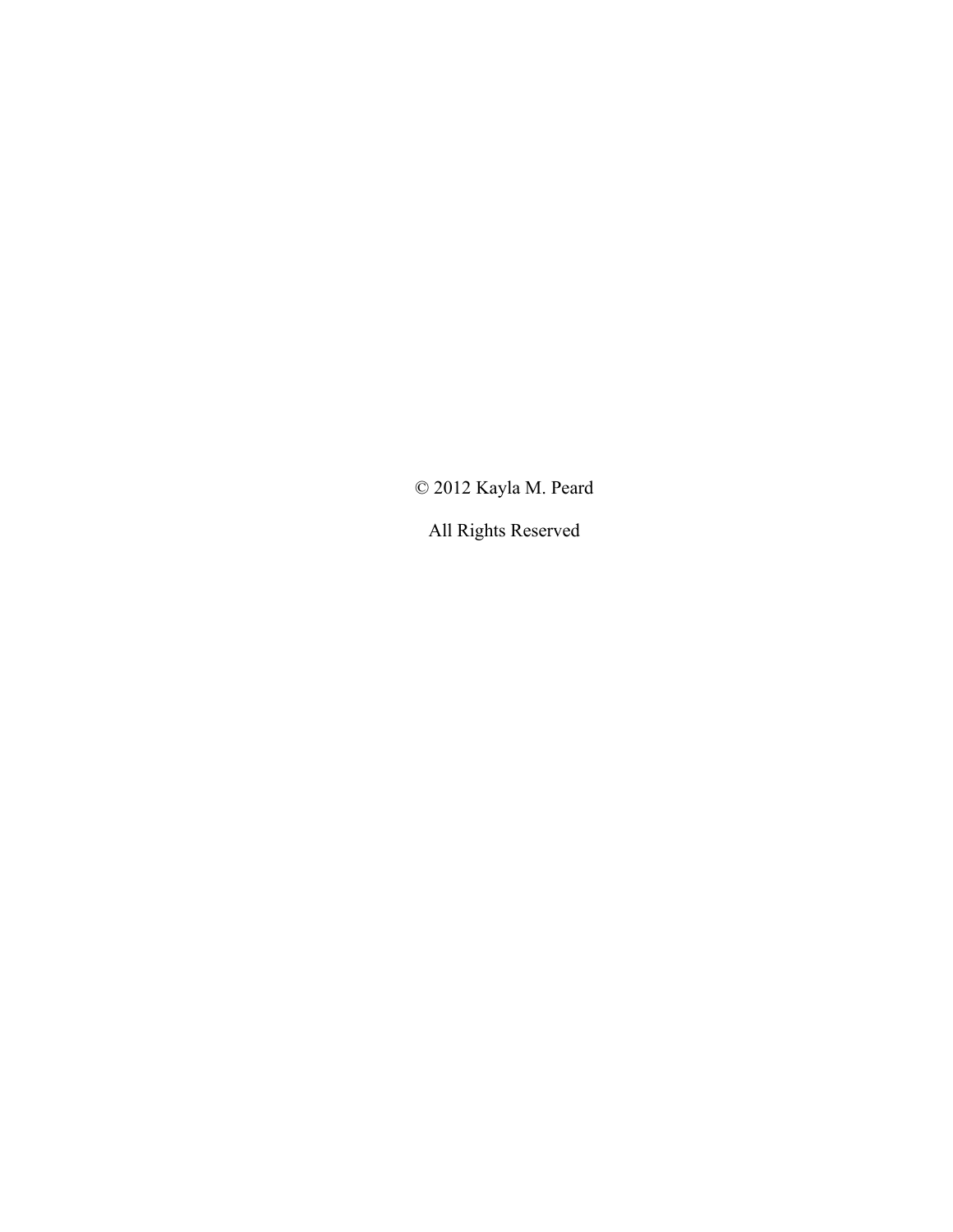© 2012 Kayla M. Peard

All Rights Reserved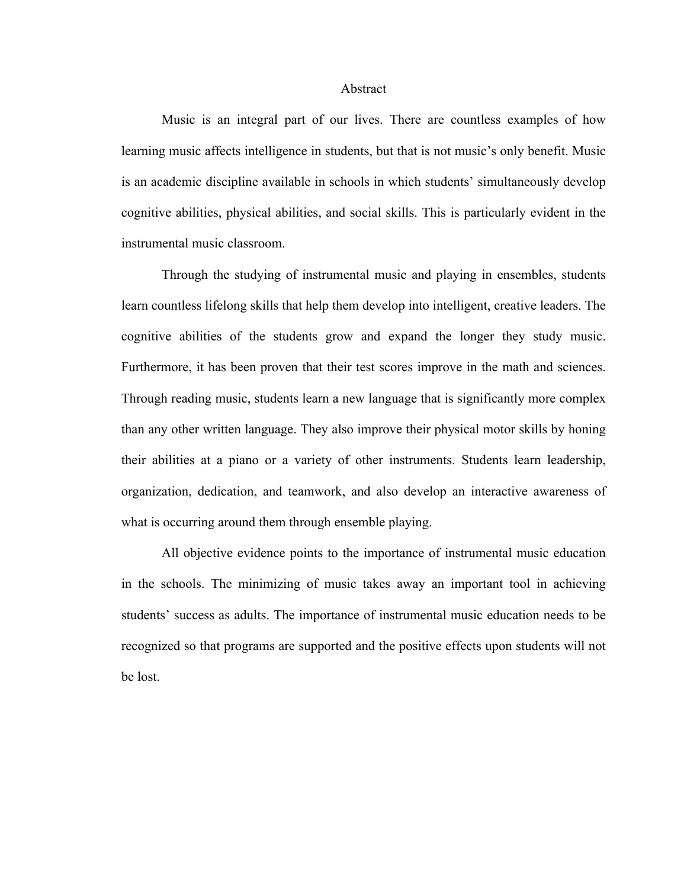# Abstract

Music is an integral part of our lives. There are countless examples of how learning music affects intelligence in students, but that is not music's only benefit. Music is an academic discipline available in schools in which students' simultaneously develop cognitive abilities, physical abilities, and social skills. This is particularly evident in the instrumental music classroom.

Through the studying of instrumental music and playing in ensembles, students learn countless lifelong skills that help them develop into intelligent, creative leaders. The cognitive abilities of the students grow and expand the longer they study music. Furthermore, it has been proven that their test scores improve in the math and sciences. Through reading music, students learn a new language that is significantly more complex than any other written language. They also improve their physical motor skills by honing their abilities at a piano or a variety of other instruments. Students learn leadership, organization, dedication, and teamwork, and also develop an interactive awareness of what is occurring around them through ensemble playing.

All objective evidence points to the importance of instrumental music education in the schools. The minimizing of music takes away an important tool in achieving students' success as adults. The importance of instrumental music education needs to be recognized so that programs are supported and the positive effects upon students will not be lost.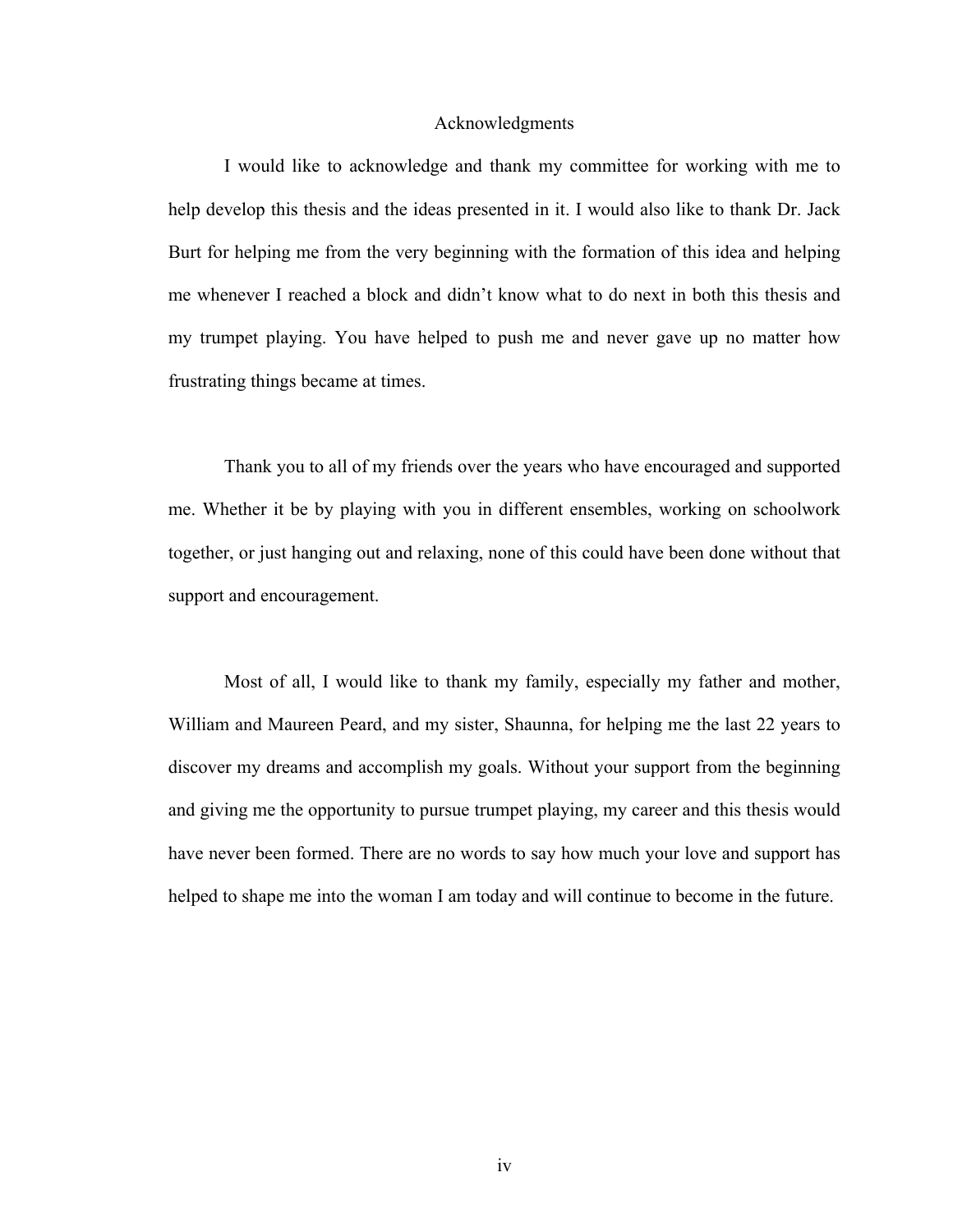# Acknowledgments

I would like to acknowledge and thank my committee for working with me to help develop this thesis and the ideas presented in it. I would also like to thank Dr. Jack Burt for helping me from the very beginning with the formation of this idea and helping me whenever I reached a block and didn't know what to do next in both this thesis and my trumpet playing. You have helped to push me and never gave up no matter how frustrating things became at times.

Thank you to all of my friends over the years who have encouraged and supported me. Whether it be by playing with you in different ensembles, working on schoolwork together, or just hanging out and relaxing, none of this could have been done without that support and encouragement.

Most of all, I would like to thank my family, especially my father and mother, William and Maureen Peard, and my sister, Shaunna, for helping me the last 22 years to discover my dreams and accomplish my goals. Without your support from the beginning and giving me the opportunity to pursue trumpet playing, my career and this thesis would have never been formed. There are no words to say how much your love and support has helped to shape me into the woman I am today and will continue to become in the future.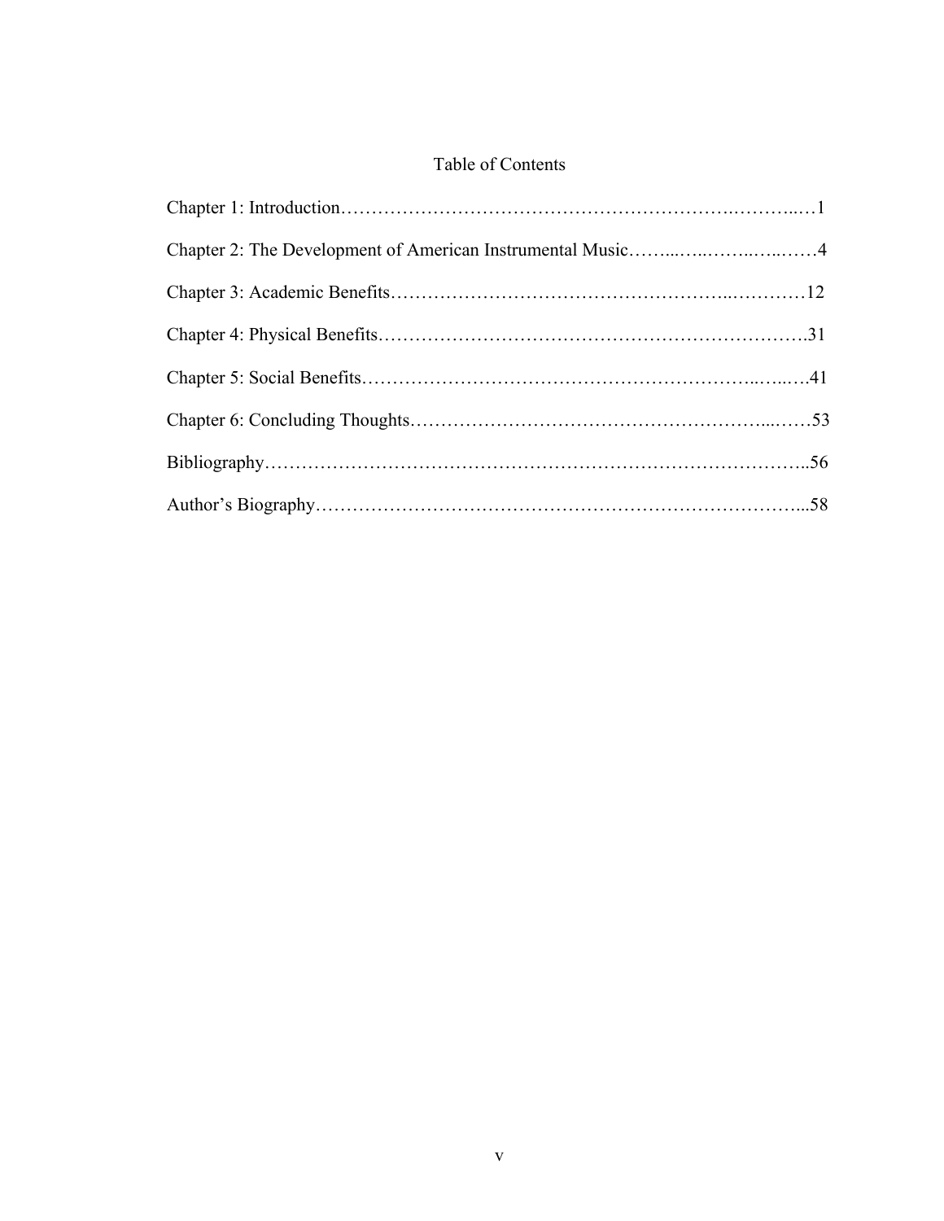# Table of Contents

Chapter 1: Introduction……………………………………………………….………...…1

Chapter 2: The Development of American Instrumental Music……...…..……..…..……4

Chapter 3: Academic Benefits……………………………………………..…………12

Chapter 4: Physical Benefits………………………………………………………….31

Chapter 5: Social Benefits………………………………………………...…...….41

Chapter 6: Concluding Thoughts…………………………………………………...……53

Bibliography…………………………………………………………………………..56

Author's Biography…………………………………………………………………...58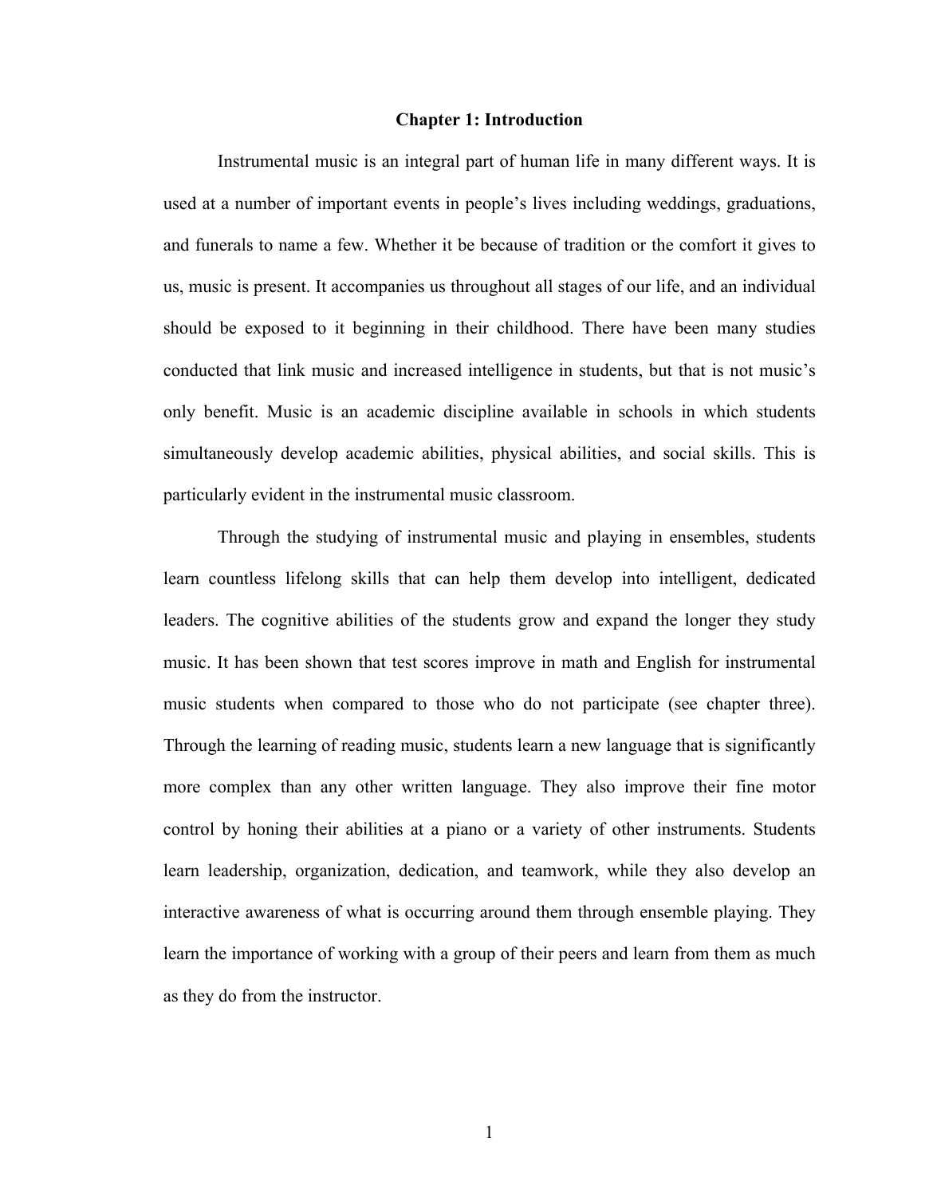# Chapter 1: Introduction

Instrumental music is an integral part of human life in many different ways. It is used at a number of important events in people's lives including weddings, graduations, and funerals to name a few. Whether it be because of tradition or the comfort it gives to us, music is present. It accompanies us throughout all stages of our life, and an individual should be exposed to it beginning in their childhood. There have been many studies conducted that link music and increased intelligence in students, but that is not music's only benefit. Music is an academic discipline available in schools in which students simultaneously develop academic abilities, physical abilities, and social skills. This is particularly evident in the instrumental music classroom.

Through the studying of instrumental music and playing in ensembles, students learn countless lifelong skills that can help them develop into intelligent, dedicated leaders. The cognitive abilities of the students grow and expand the longer they study music. It has been shown that test scores improve in math and English for instrumental music students when compared to those who do not participate (see chapter three). Through the learning of reading music, students learn a new language that is significantly more complex than any other written language. They also improve their fine motor control by honing their abilities at a piano or a variety of other instruments. Students learn leadership, organization, dedication, and teamwork, while they also develop an interactive awareness of what is occurring around them through ensemble playing. They learn the importance of working with a group of their peers and learn from them as much as they do from the instructor.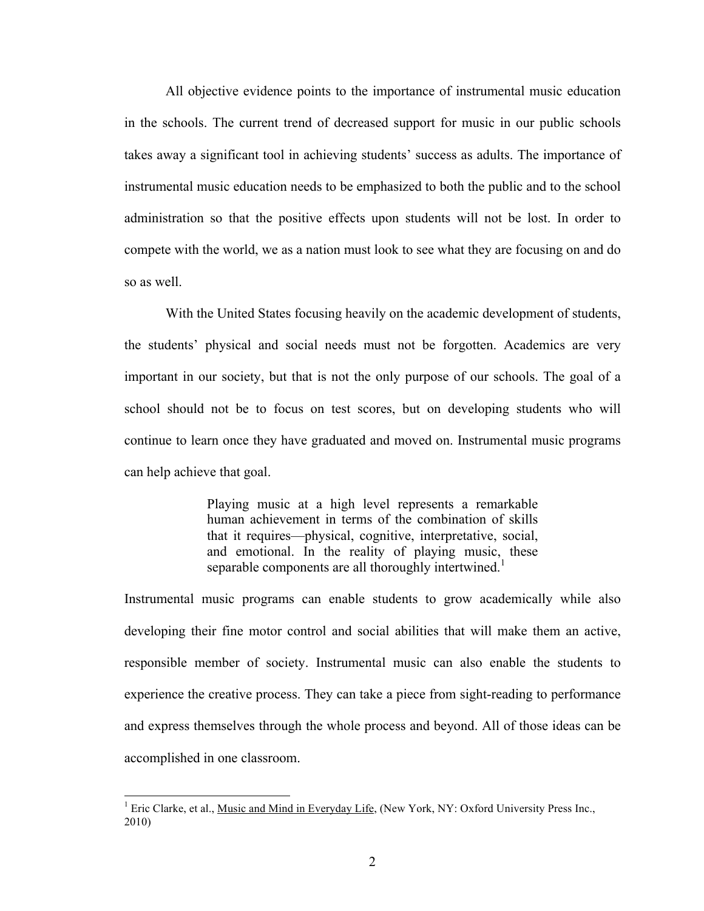All objective evidence points to the importance of instrumental music education in the schools. The current trend of decreased support for music in our public schools takes away a significant tool in achieving students' success as adults. The importance of instrumental music education needs to be emphasized to both the public and to the school administration so that the positive effects upon students will not be lost. In order to compete with the world, we as a nation must look to see what they are focusing on and do so as well.

With the United States focusing heavily on the academic development of students, the students' physical and social needs must not be forgotten. Academics are very important in our society, but that is not the only purpose of our schools. The goal of a school should not be to focus on test scores, but on developing students who will continue to learn once they have graduated and moved on. Instrumental music programs can help achieve that goal.

> Playing music at a high level represents a remarkable human achievement in terms of the combination of skills that it requires—physical, cognitive, interpretative, social, and emotional. In the reality of playing music, these separable components are all thoroughly intertwined.[1]

Instrumental music programs can enable students to grow academically while also developing their fine motor control and social abilities that will make them an active, responsible member of society. Instrumental music can also enable the students to experience the creative process. They can take a piece from sight-reading to performance and express themselves through the whole process and beyond. All of those ideas can be accomplished in one classroom.

---

[1] Eric Clarke, et al., Music and Mind in Everyday Life, (New York, NY: Oxford University Press Inc., 2010)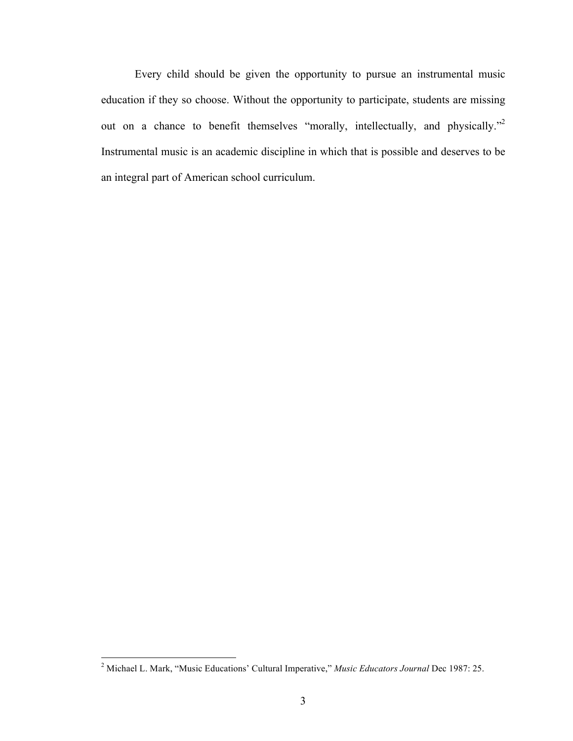Every child should be given the opportunity to pursue an instrumental music education if they so choose. Without the opportunity to participate, students are missing out on a chance to benefit themselves "morally, intellectually, and physically."[2] Instrumental music is an academic discipline in which that is possible and deserves to be an integral part of American school curriculum.

[2] Michael L. Mark, "Music Educations' Cultural Imperative," *Music Educators Journal* Dec 1987: 25.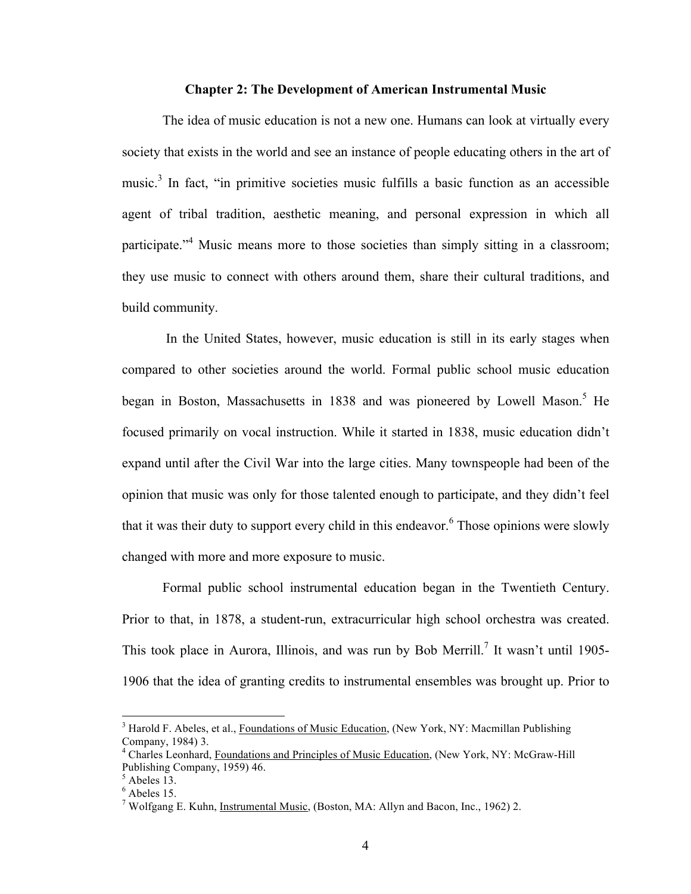## Chapter 2: The Development of American Instrumental Music

The idea of music education is not a new one. Humans can look at virtually every society that exists in the world and see an instance of people educating others in the art of music.[3] In fact, "in primitive societies music fulfills a basic function as an accessible agent of tribal tradition, aesthetic meaning, and personal expression in which all participate."[4] Music means more to those societies than simply sitting in a classroom; they use music to connect with others around them, share their cultural traditions, and build community.

In the United States, however, music education is still in its early stages when compared to other societies around the world. Formal public school music education began in Boston, Massachusetts in 1838 and was pioneered by Lowell Mason.[5] He focused primarily on vocal instruction. While it started in 1838, music education didn't expand until after the Civil War into the large cities. Many townspeople had been of the opinion that music was only for those talented enough to participate, and they didn't feel that it was their duty to support every child in this endeavor.[6] Those opinions were slowly changed with more and more exposure to music.

Formal public school instrumental education began in the Twentieth Century. Prior to that, in 1878, a student-run, extracurricular high school orchestra was created. This took place in Aurora, Illinois, and was run by Bob Merrill.[7] It wasn't until 1905-1906 that the idea of granting credits to instrumental ensembles was brought up. Prior to

---

[3] Harold F. Abeles, et al., Foundations of Music Education, (New York, NY: Macmillan Publishing Company, 1984) 3.

[4] Charles Leonhard, Foundations and Principles of Music Education, (New York, NY: McGraw-Hill Publishing Company, 1959) 46.

[5] Abeles 13.

[6] Abeles 15.

[7] Wolfgang E. Kuhn, Instrumental Music, (Boston, MA: Allyn and Bacon, Inc., 1962) 2.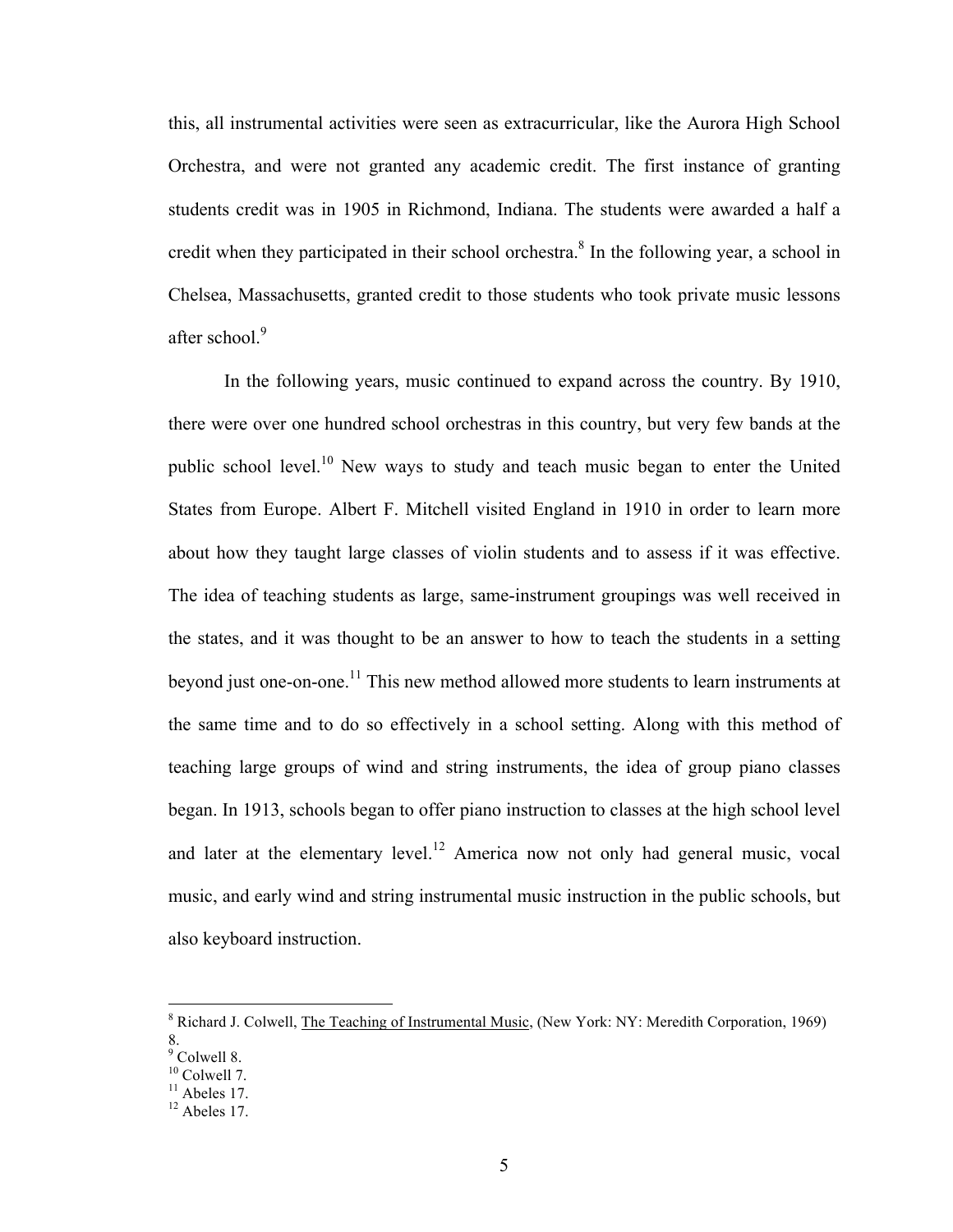this, all instrumental activities were seen as extracurricular, like the Aurora High School Orchestra, and were not granted any academic credit. The first instance of granting students credit was in 1905 in Richmond, Indiana. The students were awarded a half a credit when they participated in their school orchestra.[8] In the following year, a school in Chelsea, Massachusetts, granted credit to those students who took private music lessons after school.[9]

In the following years, music continued to expand across the country. By 1910, there were over one hundred school orchestras in this country, but very few bands at the public school level.[10] New ways to study and teach music began to enter the United States from Europe. Albert F. Mitchell visited England in 1910 in order to learn more about how they taught large classes of violin students and to assess if it was effective. The idea of teaching students as large, same-instrument groupings was well received in the states, and it was thought to be an answer to how to teach the students in a setting beyond just one-on-one.[11] This new method allowed more students to learn instruments at the same time and to do so effectively in a school setting. Along with this method of teaching large groups of wind and string instruments, the idea of group piano classes began. In 1913, schools began to offer piano instruction to classes at the high school level and later at the elementary level.[12] America now not only had general music, vocal music, and early wind and string instrumental music instruction in the public schools, but also keyboard instruction.

---

[8] Richard J. Colwell, The Teaching of Instrumental Music, (New York: NY: Meredith Corporation, 1969) 8.

[9] Colwell 8.

[10] Colwell 7.

[11] Abeles 17.

[12] Abeles 17.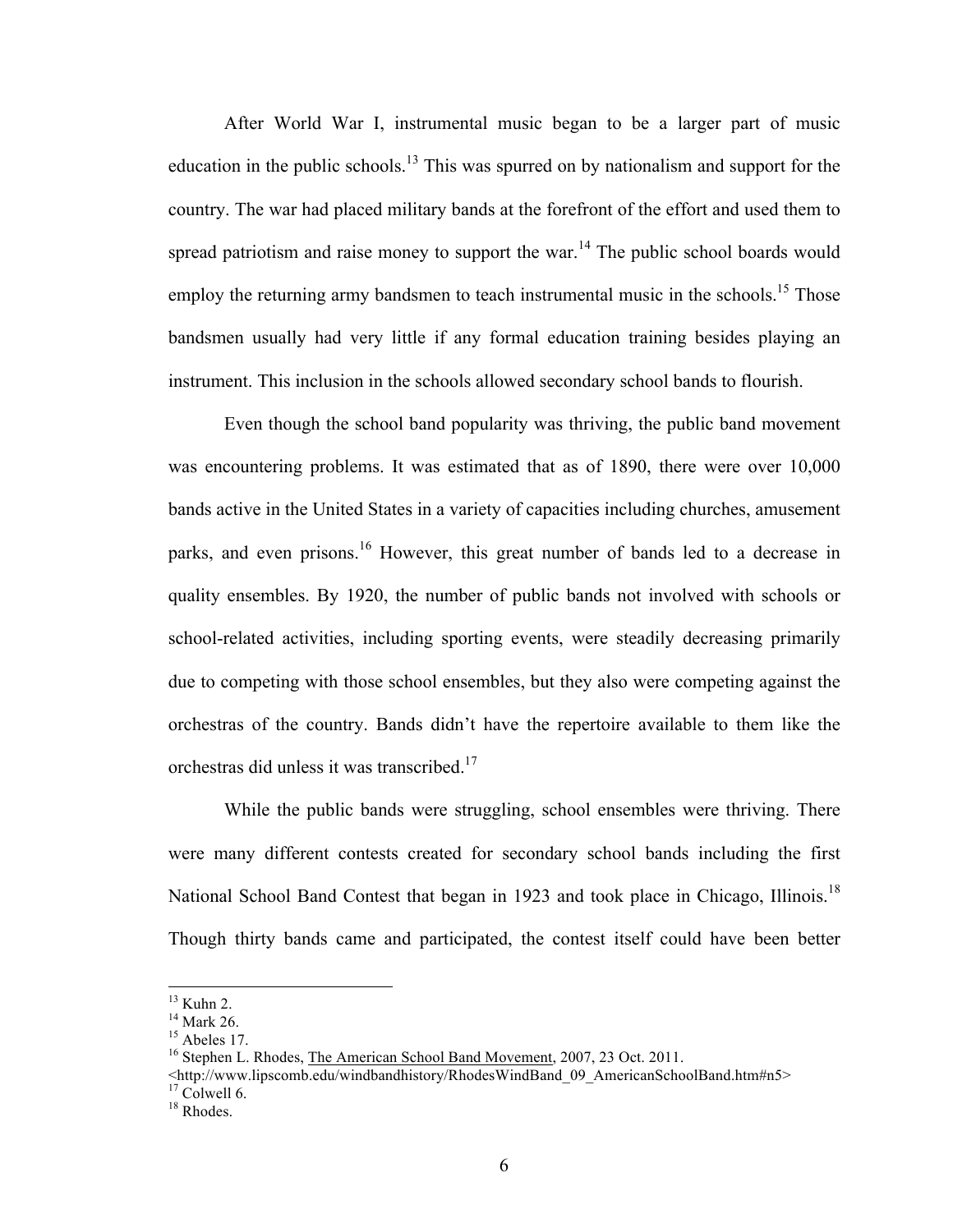After World War I, instrumental music began to be a larger part of music education in the public schools.[13] This was spurred on by nationalism and support for the country. The war had placed military bands at the forefront of the effort and used them to spread patriotism and raise money to support the war.[14] The public school boards would employ the returning army bandsmen to teach instrumental music in the schools.[15] Those bandsmen usually had very little if any formal education training besides playing an instrument. This inclusion in the schools allowed secondary school bands to flourish.

Even though the school band popularity was thriving, the public band movement was encountering problems. It was estimated that as of 1890, there were over 10,000 bands active in the United States in a variety of capacities including churches, amusement parks, and even prisons.[16] However, this great number of bands led to a decrease in quality ensembles. By 1920, the number of public bands not involved with schools or school-related activities, including sporting events, were steadily decreasing primarily due to competing with those school ensembles, but they also were competing against the orchestras of the country. Bands didn't have the repertoire available to them like the orchestras did unless it was transcribed.[17]

While the public bands were struggling, school ensembles were thriving. There were many different contests created for secondary school bands including the first National School Band Contest that began in 1923 and took place in Chicago, Illinois.[18] Though thirty bands came and participated, the contest itself could have been better

---

[13] Kuhn 2.

[14] Mark 26.

[15] Abeles 17.

[16] Stephen L. Rhodes, The American School Band Movement, 2007, 23 Oct. 2011. <http://www.lipscomb.edu/windbandhistory/RhodesWindBand_09_AmericanSchoolBand.htm#n5>

[17] Colwell 6.

[18] Rhodes.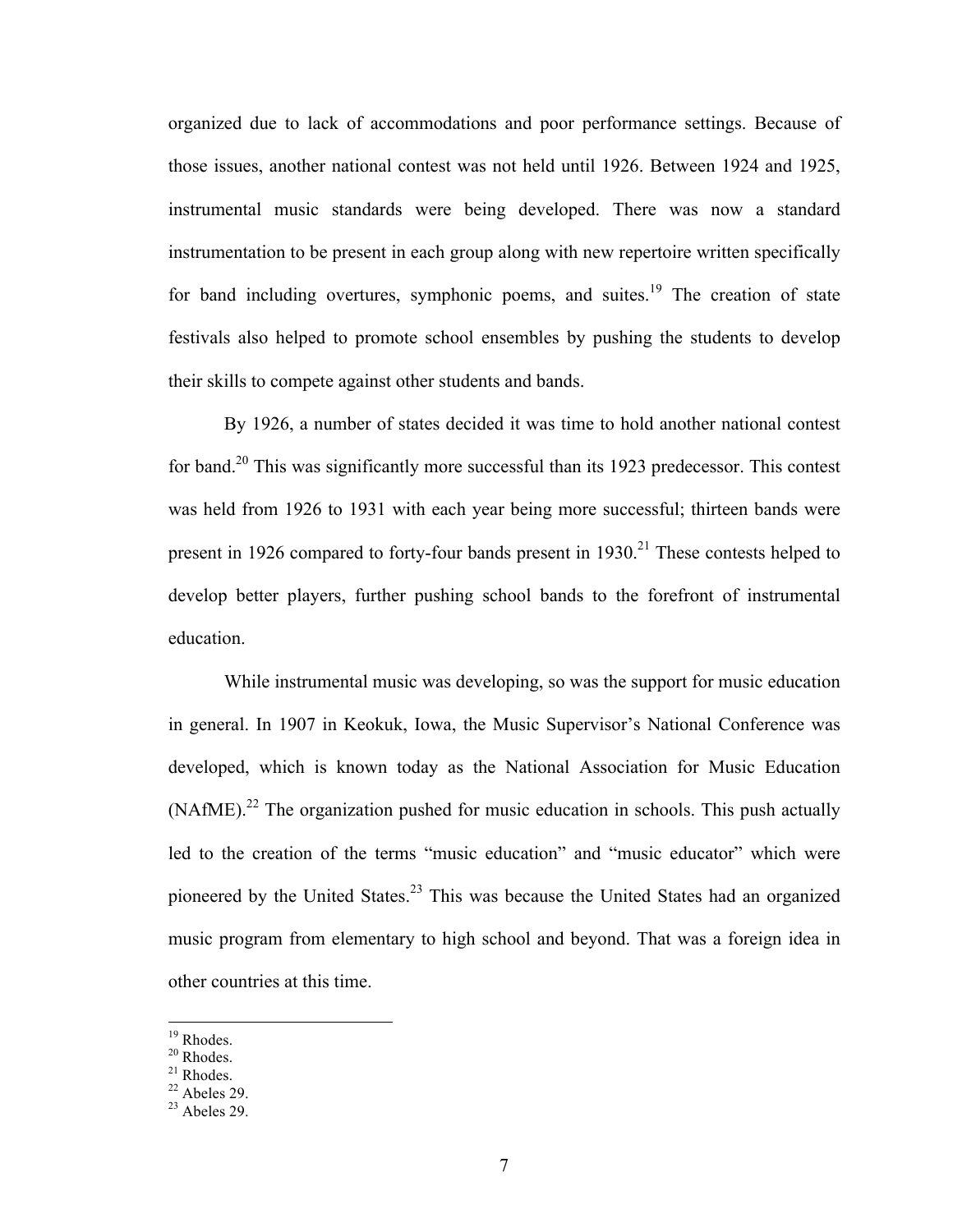organized due to lack of accommodations and poor performance settings. Because of those issues, another national contest was not held until 1926. Between 1924 and 1925, instrumental music standards were being developed. There was now a standard instrumentation to be present in each group along with new repertoire written specifically for band including overtures, symphonic poems, and suites.[19] The creation of state festivals also helped to promote school ensembles by pushing the students to develop their skills to compete against other students and bands.

By 1926, a number of states decided it was time to hold another national contest for band.[20] This was significantly more successful than its 1923 predecessor. This contest was held from 1926 to 1931 with each year being more successful; thirteen bands were present in 1926 compared to forty-four bands present in 1930.[21] These contests helped to develop better players, further pushing school bands to the forefront of instrumental education.

While instrumental music was developing, so was the support for music education in general. In 1907 in Keokuk, Iowa, the Music Supervisor's National Conference was developed, which is known today as the National Association for Music Education (NAfME).[22] The organization pushed for music education in schools. This push actually led to the creation of the terms "music education" and "music educator" which were pioneered by the United States.[23] This was because the United States had an organized music program from elementary to high school and beyond. That was a foreign idea in other countries at this time.

---

[19] Rhodes.
[20] Rhodes.
[21] Rhodes.
[22] Abeles 29.
[23] Abeles 29.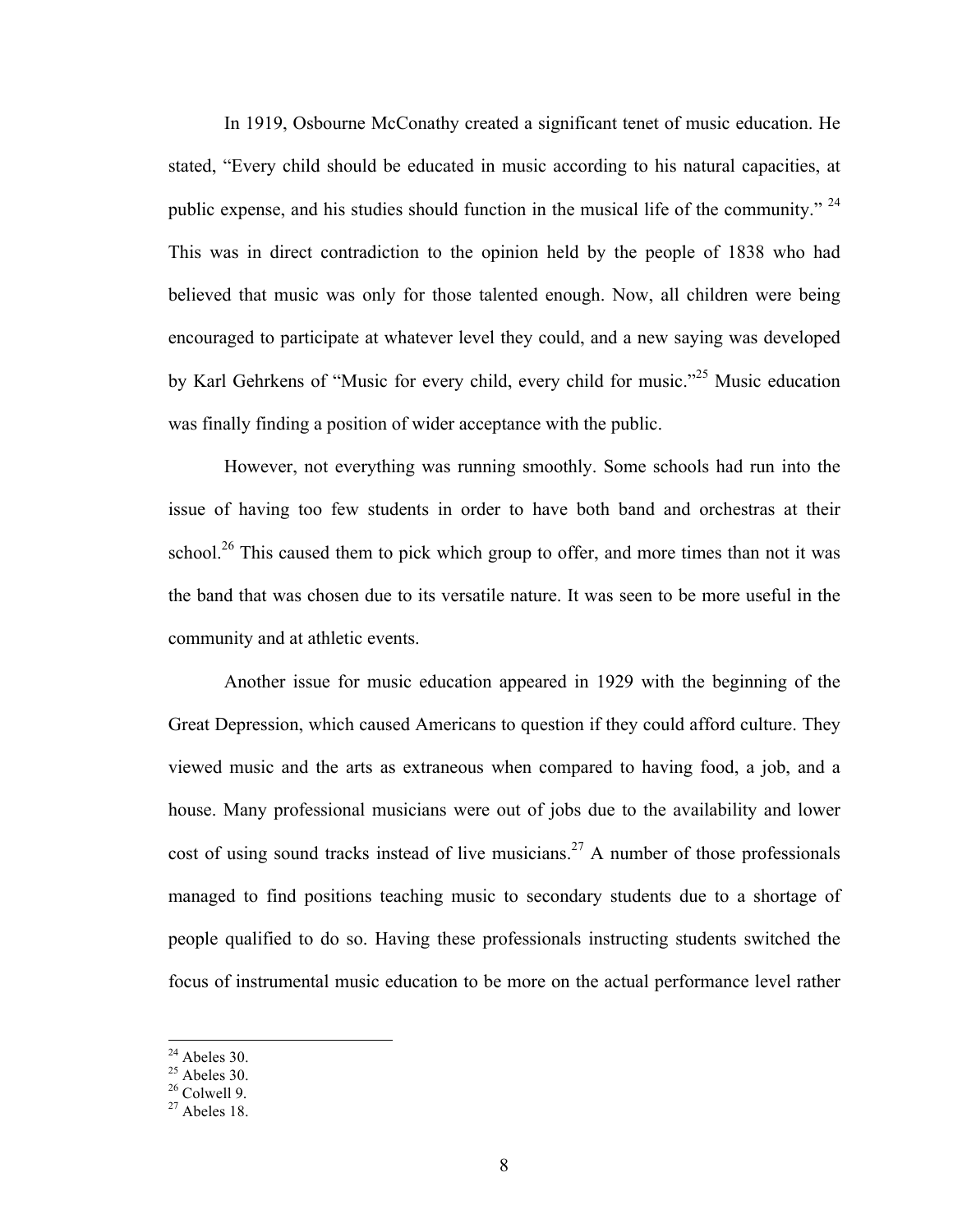In 1919, Osbourne McConathy created a significant tenet of music education. He stated, "Every child should be educated in music according to his natural capacities, at public expense, and his studies should function in the musical life of the community." [24] This was in direct contradiction to the opinion held by the people of 1838 who had believed that music was only for those talented enough. Now, all children were being encouraged to participate at whatever level they could, and a new saying was developed by Karl Gehrkens of "Music for every child, every child for music."[25] Music education was finally finding a position of wider acceptance with the public.

However, not everything was running smoothly. Some schools had run into the issue of having too few students in order to have both band and orchestras at their school.[26] This caused them to pick which group to offer, and more times than not it was the band that was chosen due to its versatile nature. It was seen to be more useful in the community and at athletic events.

Another issue for music education appeared in 1929 with the beginning of the Great Depression, which caused Americans to question if they could afford culture. They viewed music and the arts as extraneous when compared to having food, a job, and a house. Many professional musicians were out of jobs due to the availability and lower cost of using sound tracks instead of live musicians.[27] A number of those professionals managed to find positions teaching music to secondary students due to a shortage of people qualified to do so. Having these professionals instructing students switched the focus of instrumental music education to be more on the actual performance level rather

---

[24] Abeles 30.
[25] Abeles 30.
[26] Colwell 9.
[27] Abeles 18.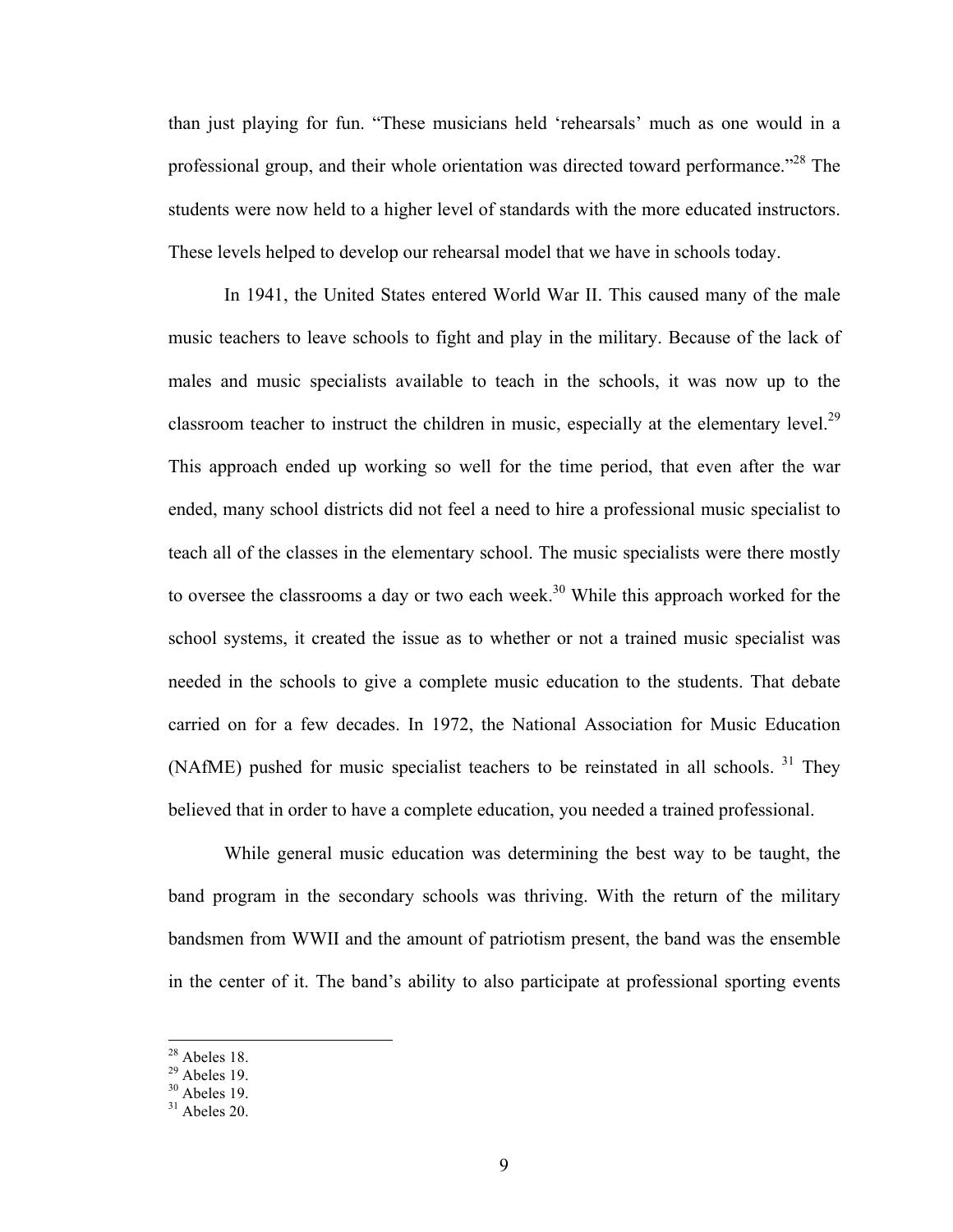than just playing for fun. "These musicians held 'rehearsals' much as one would in a professional group, and their whole orientation was directed toward performance."[28] The students were now held to a higher level of standards with the more educated instructors. These levels helped to develop our rehearsal model that we have in schools today.

In 1941, the United States entered World War II. This caused many of the male music teachers to leave schools to fight and play in the military. Because of the lack of males and music specialists available to teach in the schools, it was now up to the classroom teacher to instruct the children in music, especially at the elementary level.[29] This approach ended up working so well for the time period, that even after the war ended, many school districts did not feel a need to hire a professional music specialist to teach all of the classes in the elementary school. The music specialists were there mostly to oversee the classrooms a day or two each week.[30] While this approach worked for the school systems, it created the issue as to whether or not a trained music specialist was needed in the schools to give a complete music education to the students. That debate carried on for a few decades. In 1972, the National Association for Music Education (NAfME) pushed for music specialist teachers to be reinstated in all schools. [31] They believed that in order to have a complete education, you needed a trained professional.

While general music education was determining the best way to be taught, the band program in the secondary schools was thriving. With the return of the military bandsmen from WWII and the amount of patriotism present, the band was the ensemble in the center of it. The band's ability to also participate at professional sporting events

---

[28] Abeles 18.
[29] Abeles 19.
[30] Abeles 19.
[31] Abeles 20.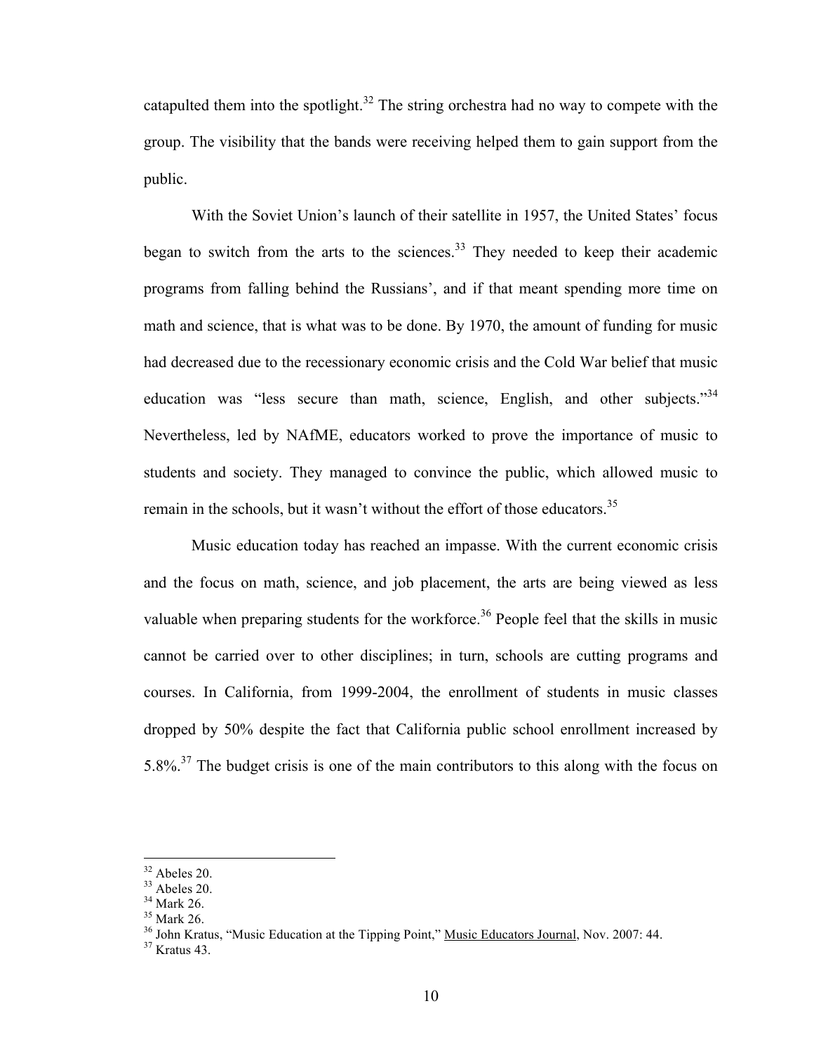catapulted them into the spotlight.[32] The string orchestra had no way to compete with the group. The visibility that the bands were receiving helped them to gain support from the public.

With the Soviet Union's launch of their satellite in 1957, the United States' focus began to switch from the arts to the sciences.[33] They needed to keep their academic programs from falling behind the Russians', and if that meant spending more time on math and science, that is what was to be done. By 1970, the amount of funding for music had decreased due to the recessionary economic crisis and the Cold War belief that music education was "less secure than math, science, English, and other subjects."[34] Nevertheless, led by NAfME, educators worked to prove the importance of music to students and society. They managed to convince the public, which allowed music to remain in the schools, but it wasn't without the effort of those educators.[35]

Music education today has reached an impasse. With the current economic crisis and the focus on math, science, and job placement, the arts are being viewed as less valuable when preparing students for the workforce.[36] People feel that the skills in music cannot be carried over to other disciplines; in turn, schools are cutting programs and courses. In California, from 1999-2004, the enrollment of students in music classes dropped by 50% despite the fact that California public school enrollment increased by 5.8%.[37] The budget crisis is one of the main contributors to this along with the focus on

---

[32] Abeles 20.
[33] Abeles 20.
[34] Mark 26.
[35] Mark 26.
[36] John Kratus, "Music Education at the Tipping Point," Music Educators Journal, Nov. 2007: 44.
[37] Kratus 43.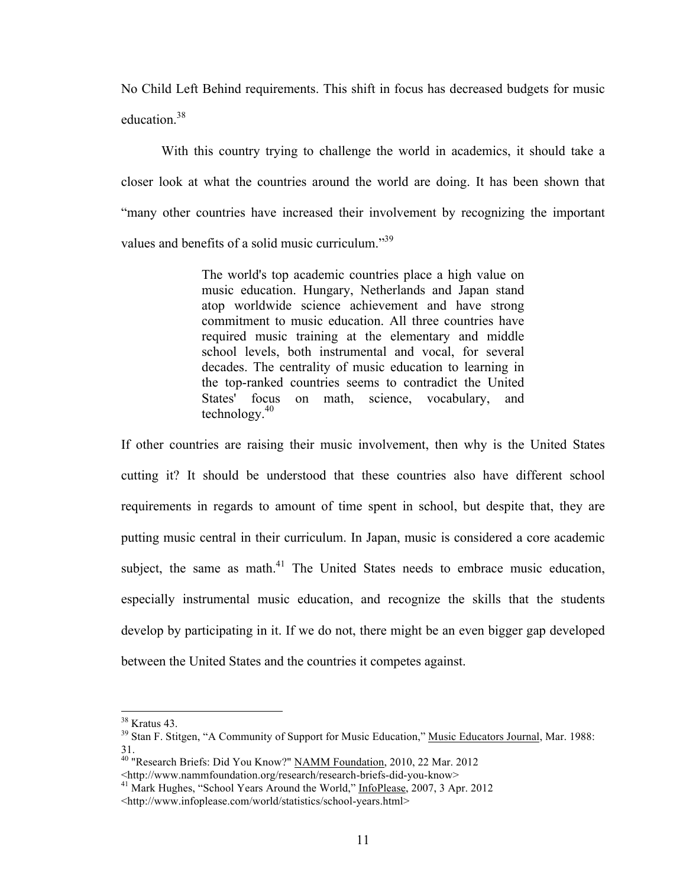No Child Left Behind requirements. This shift in focus has decreased budgets for music education.[38]

With this country trying to challenge the world in academics, it should take a closer look at what the countries around the world are doing. It has been shown that "many other countries have increased their involvement by recognizing the important values and benefits of a solid music curriculum."[39]

> The world's top academic countries place a high value on music education. Hungary, Netherlands and Japan stand atop worldwide science achievement and have strong commitment to music education. All three countries have required music training at the elementary and middle school levels, both instrumental and vocal, for several decades. The centrality of music education to learning in the top-ranked countries seems to contradict the United States' focus on math, science, vocabulary, and technology.[40]

If other countries are raising their music involvement, then why is the United States cutting it? It should be understood that these countries also have different school requirements in regards to amount of time spent in school, but despite that, they are putting music central in their curriculum. In Japan, music is considered a core academic subject, the same as math.[41] The United States needs to embrace music education, especially instrumental music education, and recognize the skills that the students develop by participating in it. If we do not, there might be an even bigger gap developed between the United States and the countries it competes against.

---

[38] Kratus 43.

[39] Stan F. Stitgen, "A Community of Support for Music Education," Music Educators Journal, Mar. 1988: 31.

[40] "Research Briefs: Did You Know?" NAMM Foundation, 2010, 22 Mar. 2012 <http://www.nammfoundation.org/research/research-briefs-did-you-know>

[41] Mark Hughes, "School Years Around the World," InfoPlease, 2007, 3 Apr. 2012 <http://www.infoplease.com/world/statistics/school-years.html>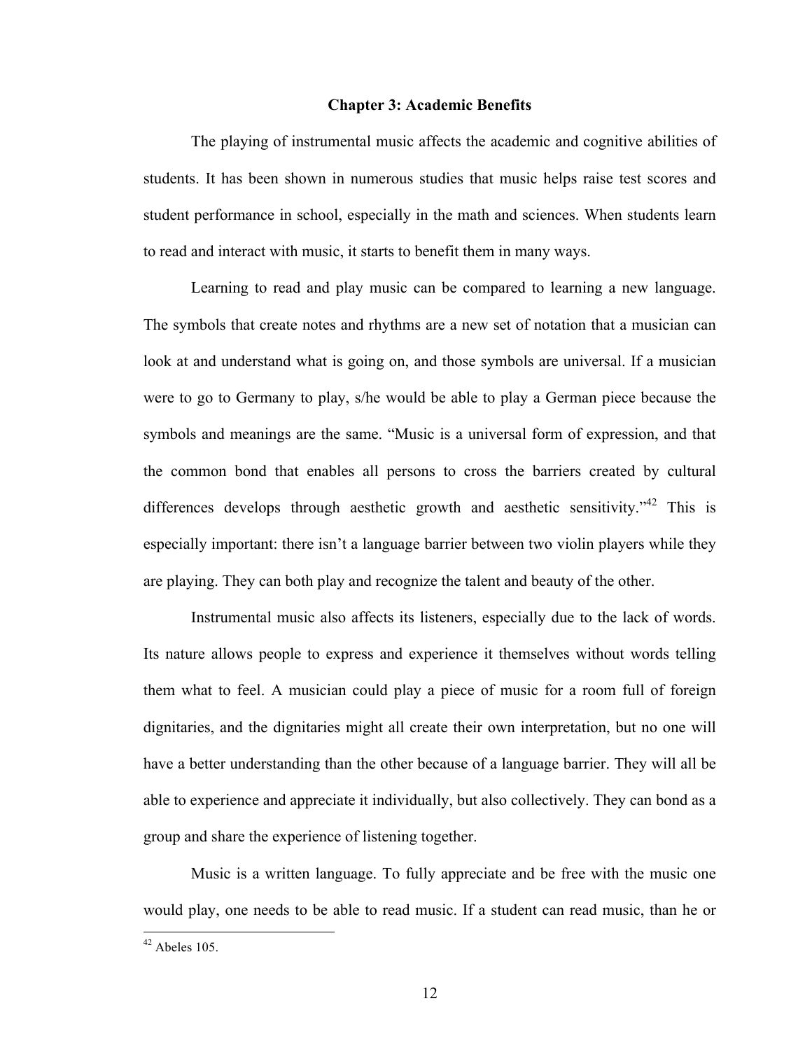## Chapter 3: Academic Benefits

The playing of instrumental music affects the academic and cognitive abilities of students. It has been shown in numerous studies that music helps raise test scores and student performance in school, especially in the math and sciences. When students learn to read and interact with music, it starts to benefit them in many ways.

Learning to read and play music can be compared to learning a new language. The symbols that create notes and rhythms are a new set of notation that a musician can look at and understand what is going on, and those symbols are universal. If a musician were to go to Germany to play, s/he would be able to play a German piece because the symbols and meanings are the same. "Music is a universal form of expression, and that the common bond that enables all persons to cross the barriers created by cultural differences develops through aesthetic growth and aesthetic sensitivity."[42] This is especially important: there isn't a language barrier between two violin players while they are playing. They can both play and recognize the talent and beauty of the other.

Instrumental music also affects its listeners, especially due to the lack of words. Its nature allows people to express and experience it themselves without words telling them what to feel. A musician could play a piece of music for a room full of foreign dignitaries, and the dignitaries might all create their own interpretation, but no one will have a better understanding than the other because of a language barrier. They will all be able to experience and appreciate it individually, but also collectively. They can bond as a group and share the experience of listening together.

Music is a written language. To fully appreciate and be free with the music one would play, one needs to be able to read music. If a student can read music, than he or

---

[42] Abeles 105.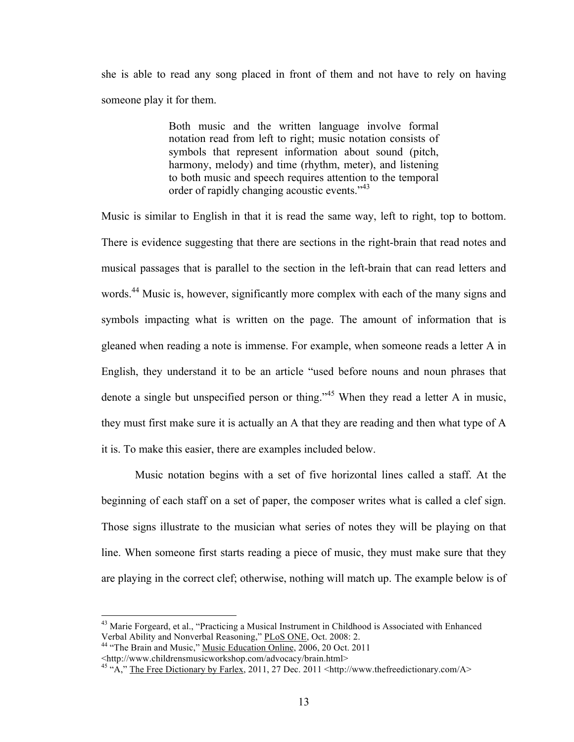she is able to read any song placed in front of them and not have to rely on having someone play it for them.

> Both music and the written language involve formal notation read from left to right; music notation consists of symbols that represent information about sound (pitch, harmony, melody) and time (rhythm, meter), and listening to both music and speech requires attention to the temporal order of rapidly changing acoustic events."[43]

Music is similar to English in that it is read the same way, left to right, top to bottom. There is evidence suggesting that there are sections in the right-brain that read notes and musical passages that is parallel to the section in the left-brain that can read letters and words.[44] Music is, however, significantly more complex with each of the many signs and symbols impacting what is written on the page. The amount of information that is gleaned when reading a note is immense. For example, when someone reads a letter A in English, they understand it to be an article "used before nouns and noun phrases that denote a single but unspecified person or thing."[45] When they read a letter A in music, they must first make sure it is actually an A that they are reading and then what type of A it is. To make this easier, there are examples included below.

Music notation begins with a set of five horizontal lines called a staff. At the beginning of each staff on a set of paper, the composer writes what is called a clef sign. Those signs illustrate to the musician what series of notes they will be playing on that line. When someone first starts reading a piece of music, they must make sure that they are playing in the correct clef; otherwise, nothing will match up. The example below is of

---

[43] Marie Forgeard, et al., "Practicing a Musical Instrument in Childhood is Associated with Enhanced Verbal Ability and Nonverbal Reasoning," PLoS ONE, Oct. 2008: 2.

[44] "The Brain and Music," Music Education Online, 2006, 20 Oct. 2011 <http://www.childrensmusicworkshop.com/advocacy/brain.html>

[45] "A," The Free Dictionary by Farlex, 2011, 27 Dec. 2011 <http://www.thefreedictionary.com/A>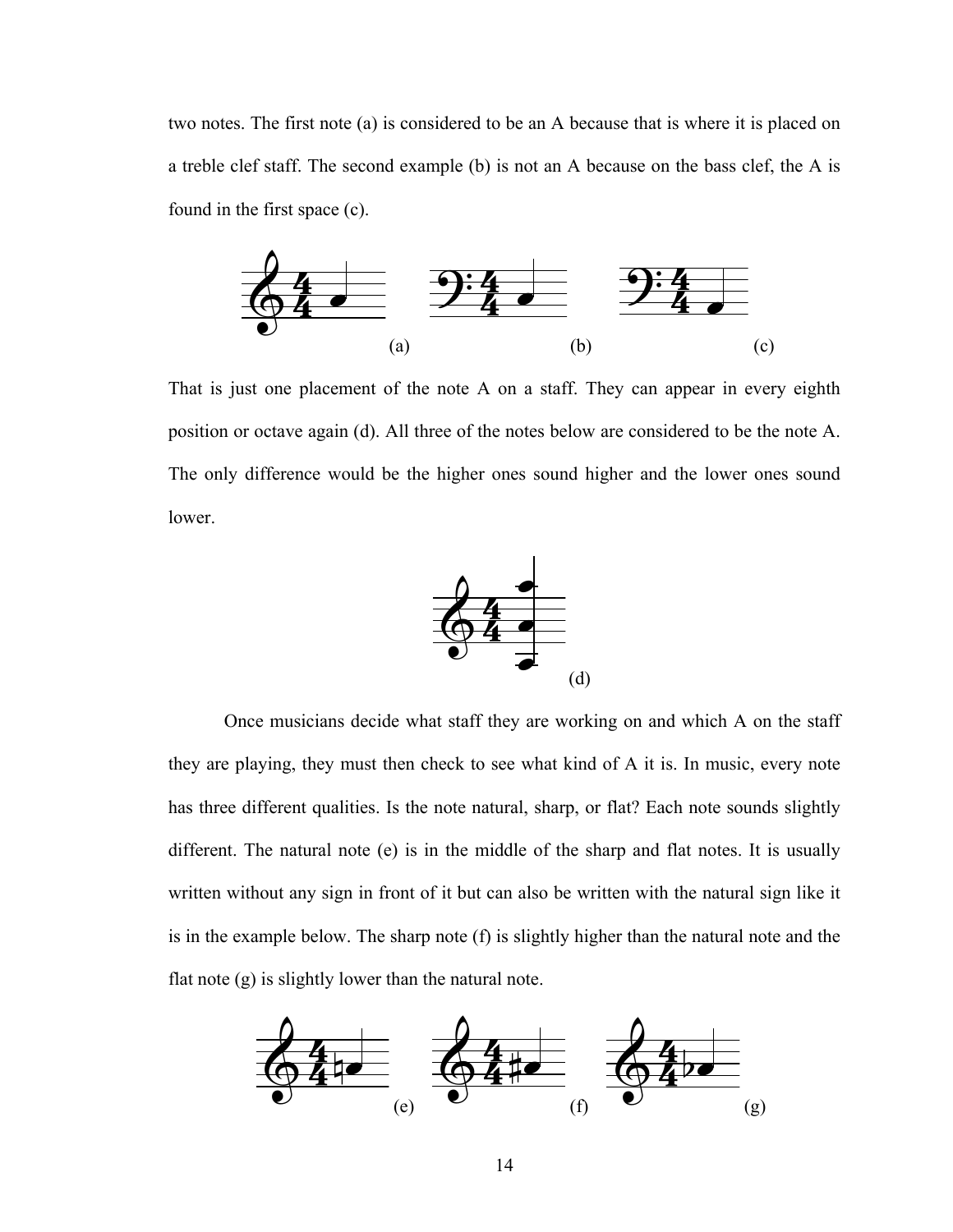two notes. The first note (a) is considered to be an A because that is where it is placed on a treble clef staff. The second example (b) is not an A because on the bass clef, the A is found in the first space (c).

(a) (b) (c)

That is just one placement of the note A on a staff. They can appear in every eighth position or octave again (d). All three of the notes below are considered to be the note A. The only difference would be the higher ones sound higher and the lower ones sound lower.

(d)

Once musicians decide what staff they are working on and which A on the staff they are playing, they must then check to see what kind of A it is. In music, every note has three different qualities. Is the note natural, sharp, or flat? Each note sounds slightly different. The natural note (e) is in the middle of the sharp and flat notes. It is usually written without any sign in front of it but can also be written with the natural sign like it is in the example below. The sharp note (f) is slightly higher than the natural note and the flat note (g) is slightly lower than the natural note.

(e) (f) (g)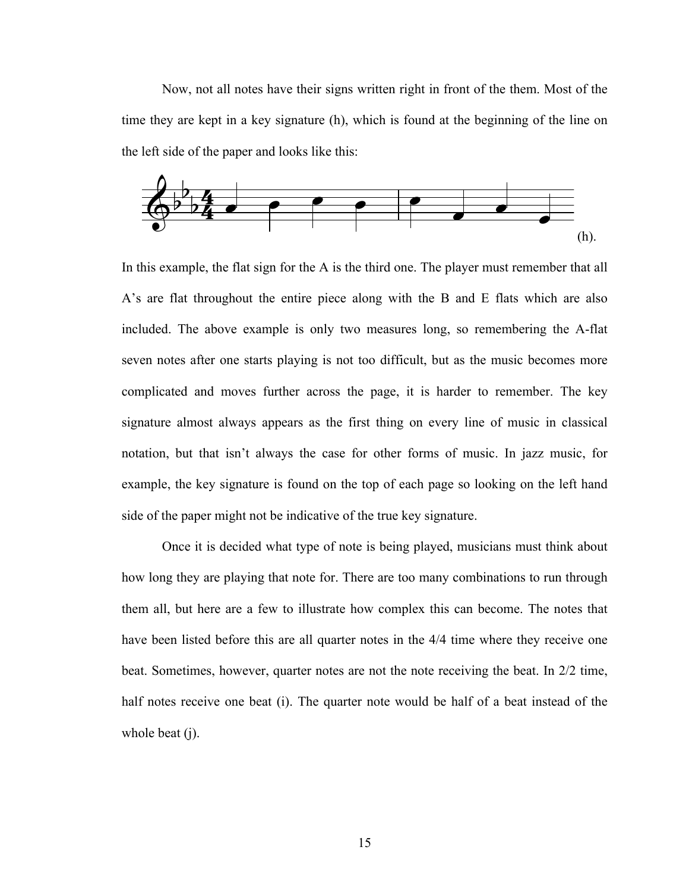Now, not all notes have their signs written right in front of the them. Most of the time they are kept in a key signature (h), which is found at the beginning of the line on the left side of the paper and looks like this:

(h).

In this example, the flat sign for the A is the third one. The player must remember that all A's are flat throughout the entire piece along with the B and E flats which are also included. The above example is only two measures long, so remembering the A-flat seven notes after one starts playing is not too difficult, but as the music becomes more complicated and moves further across the page, it is harder to remember. The key signature almost always appears as the first thing on every line of music in classical notation, but that isn't always the case for other forms of music. In jazz music, for example, the key signature is found on the top of each page so looking on the left hand side of the paper might not be indicative of the true key signature.

Once it is decided what type of note is being played, musicians must think about how long they are playing that note for. There are too many combinations to run through them all, but here are a few to illustrate how complex this can become. The notes that have been listed before this are all quarter notes in the 4/4 time where they receive one beat. Sometimes, however, quarter notes are not the note receiving the beat. In 2/2 time, half notes receive one beat (i). The quarter note would be half of a beat instead of the whole beat (j).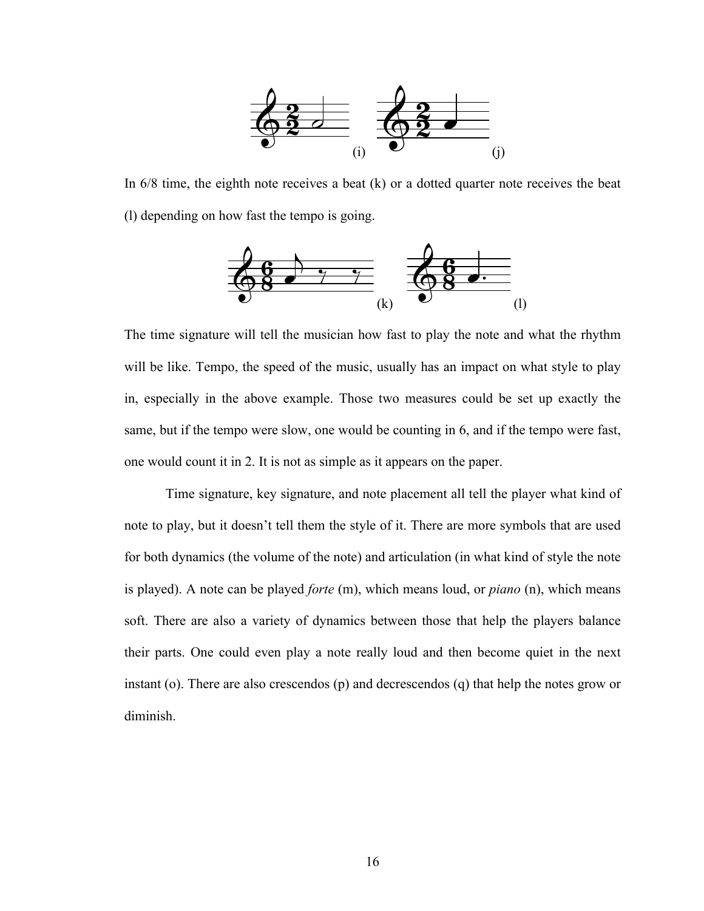(i) (j)

In 6/8 time, the eighth note receives a beat (k) or a dotted quarter note receives the beat (l) depending on how fast the tempo is going.

(k) (l)

The time signature will tell the musician how fast to play the note and what the rhythm will be like. Tempo, the speed of the music, usually has an impact on what style to play in, especially in the above example. Those two measures could be set up exactly the same, but if the tempo were slow, one would be counting in 6, and if the tempo were fast, one would count it in 2. It is not as simple as it appears on the paper.

Time signature, key signature, and note placement all tell the player what kind of note to play, but it doesn't tell them the style of it. There are more symbols that are used for both dynamics (the volume of the note) and articulation (in what kind of style the note is played). A note can be played *forte* (m), which means loud, or *piano* (n), which means soft. There are also a variety of dynamics between those that help the players balance their parts. One could even play a note really loud and then become quiet in the next instant (o). There are also crescendos (p) and decrescendos (q) that help the notes grow or diminish.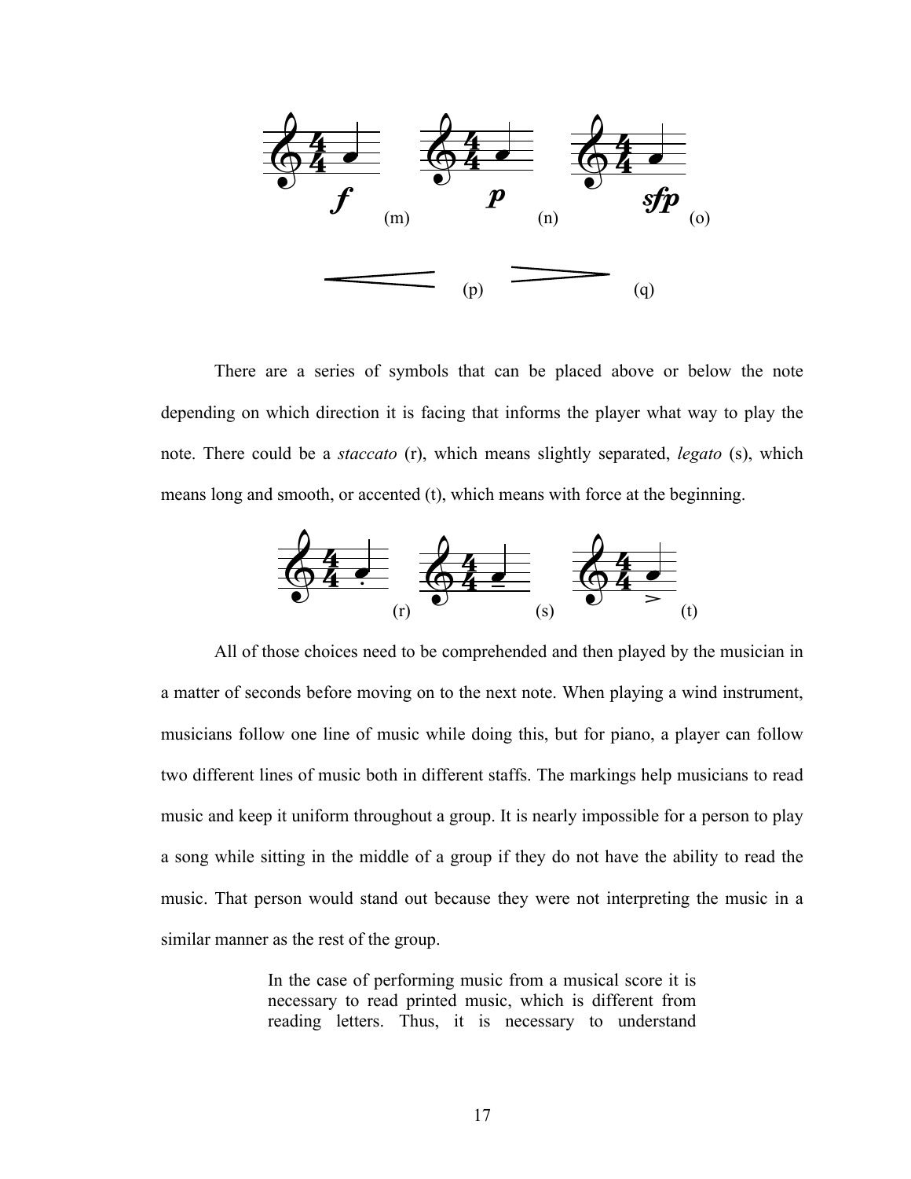(m) (n) (o)

(p) (q)

There are a series of symbols that can be placed above or below the note depending on which direction it is facing that informs the player what way to play the note. There could be a *staccato* (r), which means slightly separated, *legato* (s), which means long and smooth, or accented (t), which means with force at the beginning.

(r) (s) (t)

All of those choices need to be comprehended and then played by the musician in a matter of seconds before moving on to the next note. When playing a wind instrument, musicians follow one line of music while doing this, but for piano, a player can follow two different lines of music both in different staffs. The markings help musicians to read music and keep it uniform throughout a group. It is nearly impossible for a person to play a song while sitting in the middle of a group if they do not have the ability to read the music. That person would stand out because they were not interpreting the music in a similar manner as the rest of the group.

> In the case of performing music from a musical score it is necessary to read printed music, which is different from reading letters. Thus, it is necessary to understand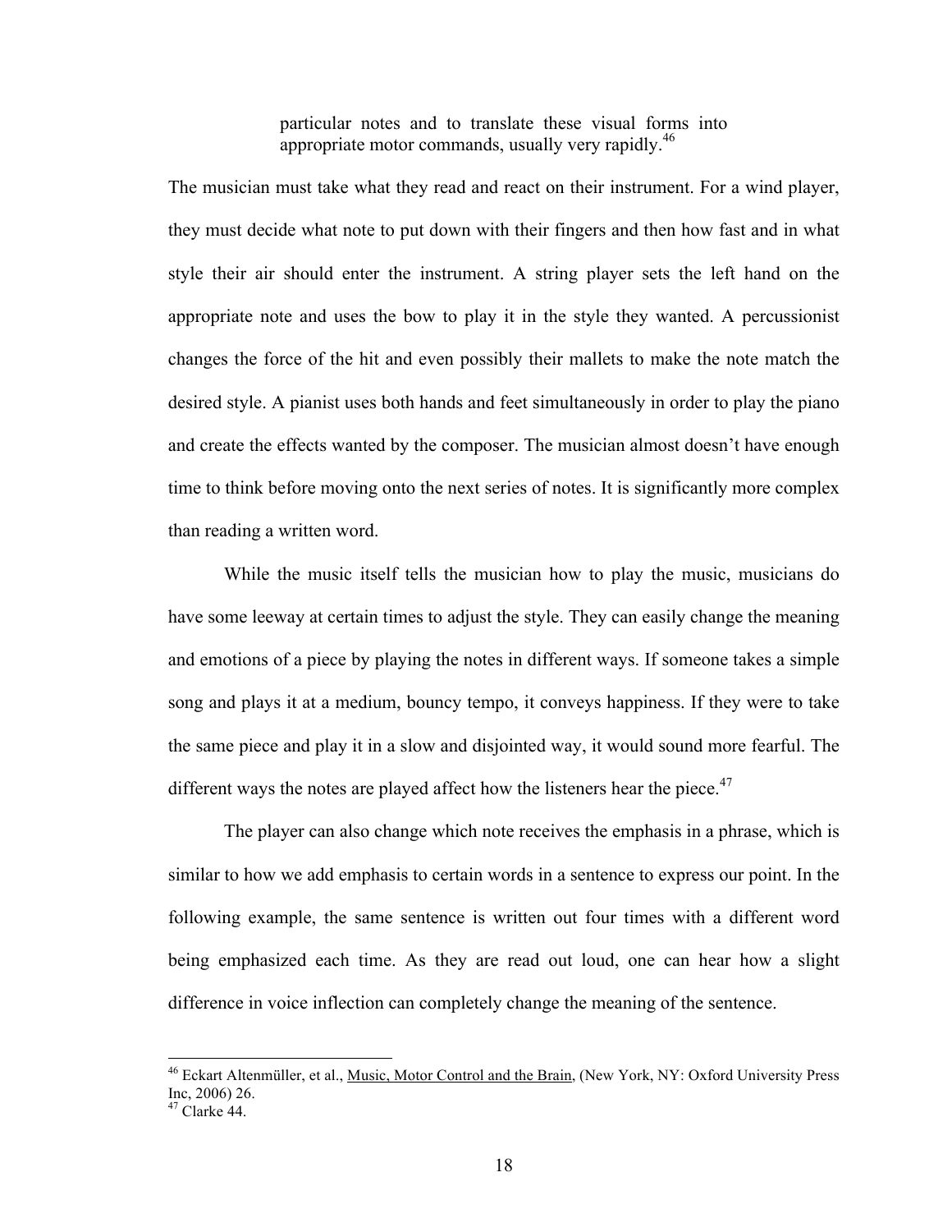> particular notes and to translate these visual forms into appropriate motor commands, usually very rapidly.[46]

The musician must take what they read and react on their instrument. For a wind player, they must decide what note to put down with their fingers and then how fast and in what style their air should enter the instrument. A string player sets the left hand on the appropriate note and uses the bow to play it in the style they wanted. A percussionist changes the force of the hit and even possibly their mallets to make the note match the desired style. A pianist uses both hands and feet simultaneously in order to play the piano and create the effects wanted by the composer. The musician almost doesn't have enough time to think before moving onto the next series of notes. It is significantly more complex than reading a written word.

While the music itself tells the musician how to play the music, musicians do have some leeway at certain times to adjust the style. They can easily change the meaning and emotions of a piece by playing the notes in different ways. If someone takes a simple song and plays it at a medium, bouncy tempo, it conveys happiness. If they were to take the same piece and play it in a slow and disjointed way, it would sound more fearful. The different ways the notes are played affect how the listeners hear the piece.[47]

The player can also change which note receives the emphasis in a phrase, which is similar to how we add emphasis to certain words in a sentence to express our point. In the following example, the same sentence is written out four times with a different word being emphasized each time. As they are read out loud, one can hear how a slight difference in voice inflection can completely change the meaning of the sentence.

---

[46] Eckart Altenmüller, et al., Music, Motor Control and the Brain, (New York, NY: Oxford University Press Inc, 2006) 26.

[47] Clarke 44.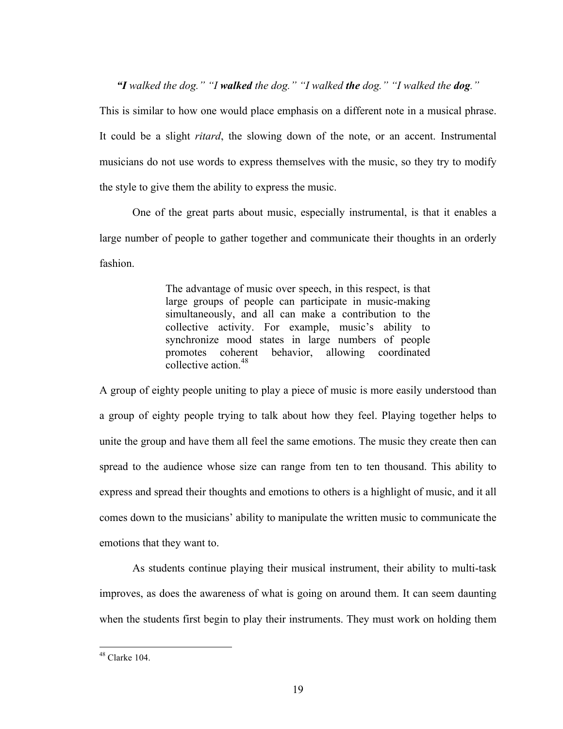***"I** walked the dog." "I **walked** the dog." "I walked **the** dog." "I walked the **dog**."*

This is similar to how one would place emphasis on a different note in a musical phrase. It could be a slight *ritard*, the slowing down of the note, or an accent. Instrumental musicians do not use words to express themselves with the music, so they try to modify the style to give them the ability to express the music.

One of the great parts about music, especially instrumental, is that it enables a large number of people to gather together and communicate their thoughts in an orderly fashion.

> The advantage of music over speech, in this respect, is that large groups of people can participate in music-making simultaneously, and all can make a contribution to the collective activity. For example, music's ability to synchronize mood states in large numbers of people promotes coherent behavior, allowing coordinated collective action.[48]

A group of eighty people uniting to play a piece of music is more easily understood than a group of eighty people trying to talk about how they feel. Playing together helps to unite the group and have them all feel the same emotions. The music they create then can spread to the audience whose size can range from ten to ten thousand. This ability to express and spread their thoughts and emotions to others is a highlight of music, and it all comes down to the musicians' ability to manipulate the written music to communicate the emotions that they want to.

As students continue playing their musical instrument, their ability to multi-task improves, as does the awareness of what is going on around them. It can seem daunting when the students first begin to play their instruments. They must work on holding them

---

[48] Clarke 104.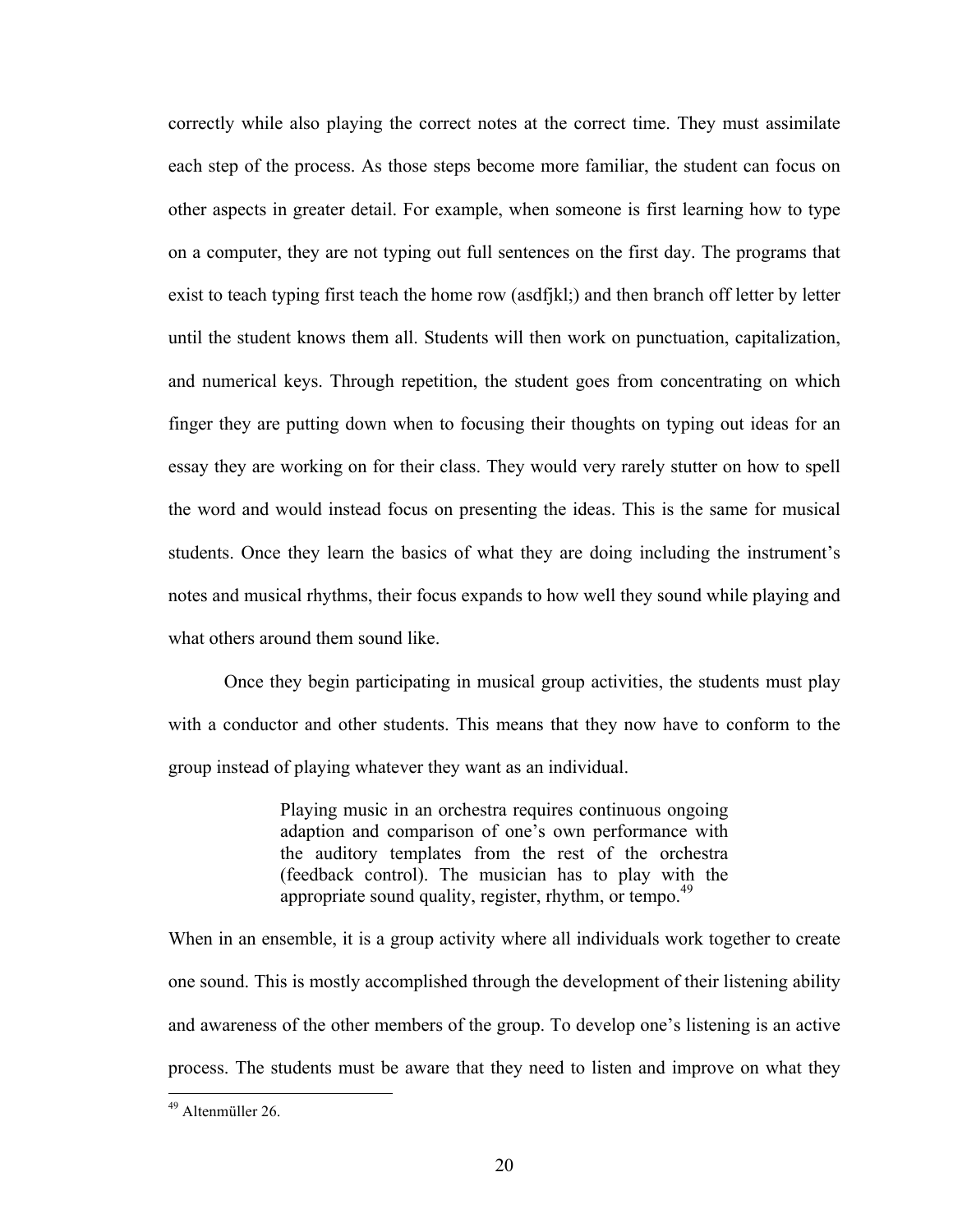correctly while also playing the correct notes at the correct time. They must assimilate each step of the process. As those steps become more familiar, the student can focus on other aspects in greater detail. For example, when someone is first learning how to type on a computer, they are not typing out full sentences on the first day. The programs that exist to teach typing first teach the home row (asdfjkl;) and then branch off letter by letter until the student knows them all. Students will then work on punctuation, capitalization, and numerical keys. Through repetition, the student goes from concentrating on which finger they are putting down when to focusing their thoughts on typing out ideas for an essay they are working on for their class. They would very rarely stutter on how to spell the word and would instead focus on presenting the ideas. This is the same for musical students. Once they learn the basics of what they are doing including the instrument's notes and musical rhythms, their focus expands to how well they sound while playing and what others around them sound like.

Once they begin participating in musical group activities, the students must play with a conductor and other students. This means that they now have to conform to the group instead of playing whatever they want as an individual.

> Playing music in an orchestra requires continuous ongoing adaption and comparison of one's own performance with the auditory templates from the rest of the orchestra (feedback control). The musician has to play with the appropriate sound quality, register, rhythm, or tempo.[49]

When in an ensemble, it is a group activity where all individuals work together to create one sound. This is mostly accomplished through the development of their listening ability and awareness of the other members of the group. To develop one's listening is an active process. The students must be aware that they need to listen and improve on what they

---

[49] Altenmüller 26.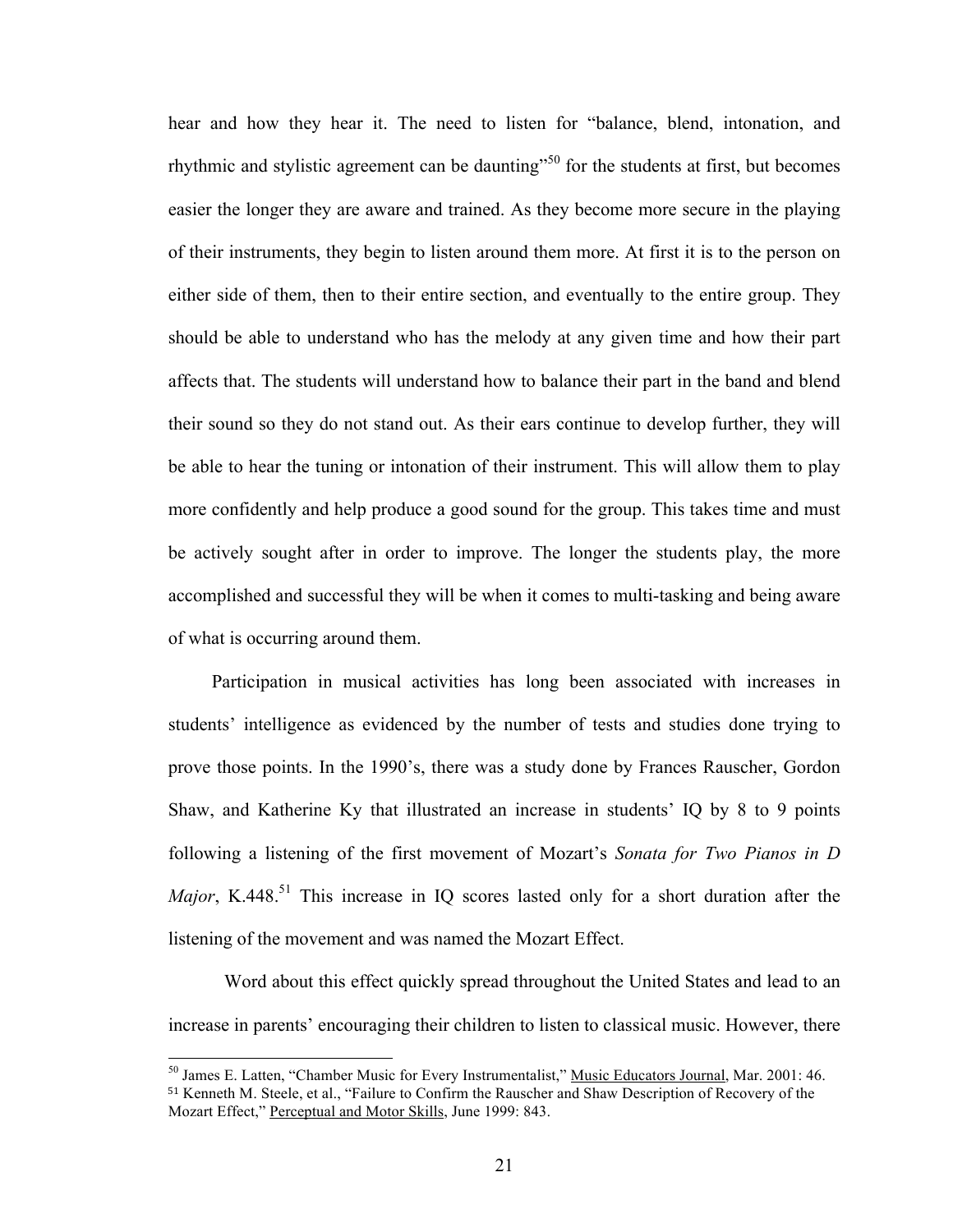hear and how they hear it. The need to listen for "balance, blend, intonation, and rhythmic and stylistic agreement can be daunting"[50] for the students at first, but becomes easier the longer they are aware and trained. As they become more secure in the playing of their instruments, they begin to listen around them more. At first it is to the person on either side of them, then to their entire section, and eventually to the entire group. They should be able to understand who has the melody at any given time and how their part affects that. The students will understand how to balance their part in the band and blend their sound so they do not stand out. As their ears continue to develop further, they will be able to hear the tuning or intonation of their instrument. This will allow them to play more confidently and help produce a good sound for the group. This takes time and must be actively sought after in order to improve. The longer the students play, the more accomplished and successful they will be when it comes to multi-tasking and being aware of what is occurring around them.

Participation in musical activities has long been associated with increases in students' intelligence as evidenced by the number of tests and studies done trying to prove those points. In the 1990's, there was a study done by Frances Rauscher, Gordon Shaw, and Katherine Ky that illustrated an increase in students' IQ by 8 to 9 points following a listening of the first movement of Mozart's *Sonata for Two Pianos in D Major*, K.448.[51] This increase in IQ scores lasted only for a short duration after the listening of the movement and was named the Mozart Effect.

Word about this effect quickly spread throughout the United States and lead to an increase in parents' encouraging their children to listen to classical music. However, there

---

[50] James E. Latten, "Chamber Music for Every Instrumentalist," Music Educators Journal, Mar. 2001: 46.

[51] Kenneth M. Steele, et al., "Failure to Confirm the Rauscher and Shaw Description of Recovery of the Mozart Effect," Perceptual and Motor Skills, June 1999: 843.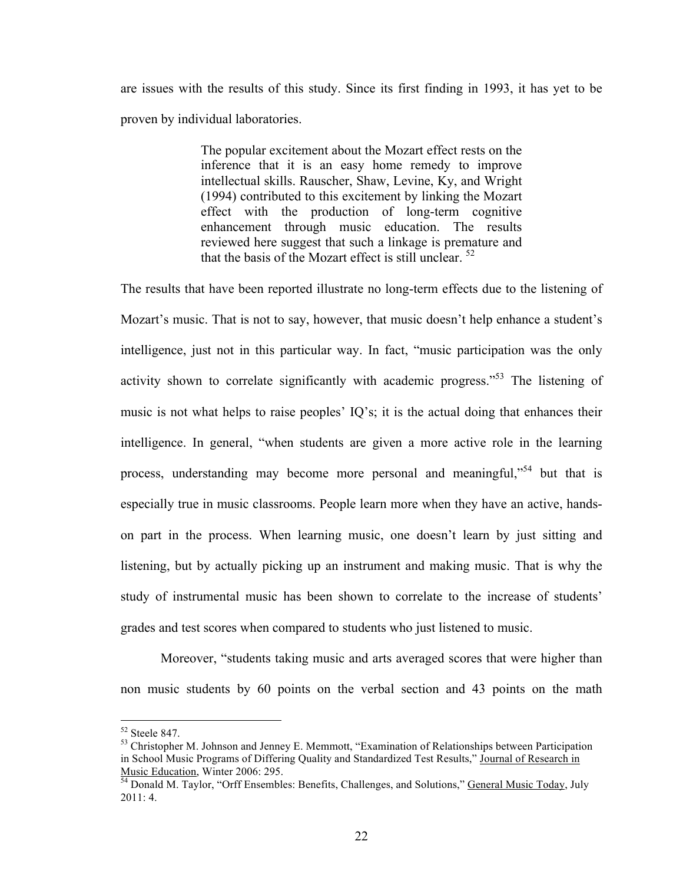are issues with the results of this study. Since its first finding in 1993, it has yet to be proven by individual laboratories.

> The popular excitement about the Mozart effect rests on the inference that it is an easy home remedy to improve intellectual skills. Rauscher, Shaw, Levine, Ky, and Wright (1994) contributed to this excitement by linking the Mozart effect with the production of long-term cognitive enhancement through music education. The results reviewed here suggest that such a linkage is premature and that the basis of the Mozart effect is still unclear. [52]

The results that have been reported illustrate no long-term effects due to the listening of Mozart's music. That is not to say, however, that music doesn't help enhance a student's intelligence, just not in this particular way. In fact, "music participation was the only activity shown to correlate significantly with academic progress."[53] The listening of music is not what helps to raise peoples' IQ's; it is the actual doing that enhances their intelligence. In general, "when students are given a more active role in the learning process, understanding may become more personal and meaningful,"[54] but that is especially true in music classrooms. People learn more when they have an active, hands-on part in the process. When learning music, one doesn't learn by just sitting and listening, but by actually picking up an instrument and making music. That is why the study of instrumental music has been shown to correlate to the increase of students' grades and test scores when compared to students who just listened to music.

Moreover, "students taking music and arts averaged scores that were higher than non music students by 60 points on the verbal section and 43 points on the math

---

[52] Steele 847.

[53] Christopher M. Johnson and Jenney E. Memmott, "Examination of Relationships between Participation in School Music Programs of Differing Quality and Standardized Test Results," Journal of Research in Music Education, Winter 2006: 295.

[54] Donald M. Taylor, "Orff Ensembles: Benefits, Challenges, and Solutions," General Music Today, July 2011: 4.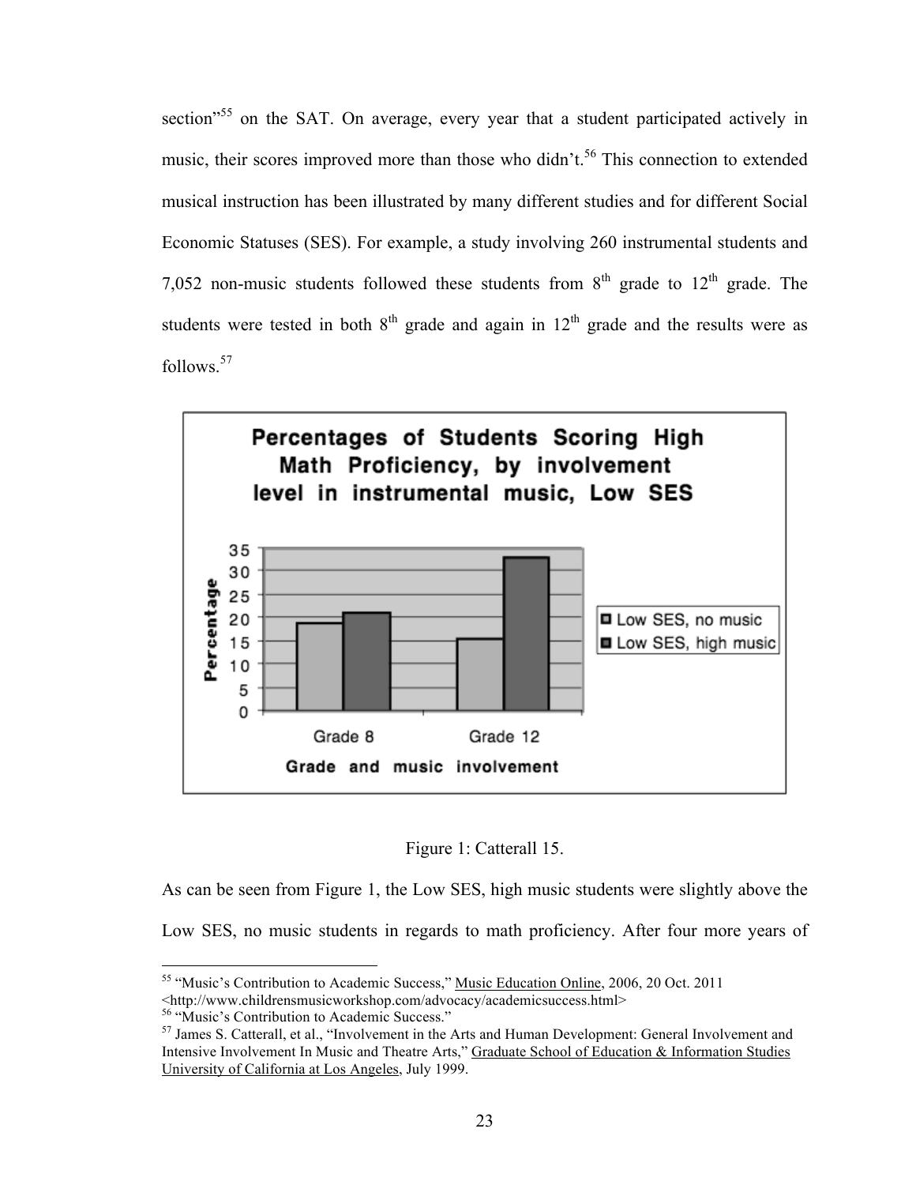section”[55] on the SAT. On average, every year that a student participated actively in music, their scores improved more than those who didn’t.[56] This connection to extended musical instruction has been illustrated by many different studies and for different Social Economic Statuses (SES). For example, a study involving 260 instrumental students and 7,052 non-music students followed these students from $8^{th}$ grade to $12^{th}$ grade. The students were tested in both $8^{th}$ grade and again in $12^{th}$ grade and the results were as follows.[57]

Figure 1: Catterall 15.

As can be seen from Figure 1, the Low SES, high music students were slightly above the Low SES, no music students in regards to math proficiency. After four more years of

---

[55] “Music’s Contribution to Academic Success,” Music Education Online, 2006, 20 Oct. 2011 <http://www.childrensmusicworkshop.com/advocacy/academicsuccess.html>

[56] “Music’s Contribution to Academic Success.”

[57] James S. Catterall, et al., “Involvement in the Arts and Human Development: General Involvement and Intensive Involvement In Music and Theatre Arts,” Graduate School of Education & Information Studies University of California at Los Angeles, July 1999.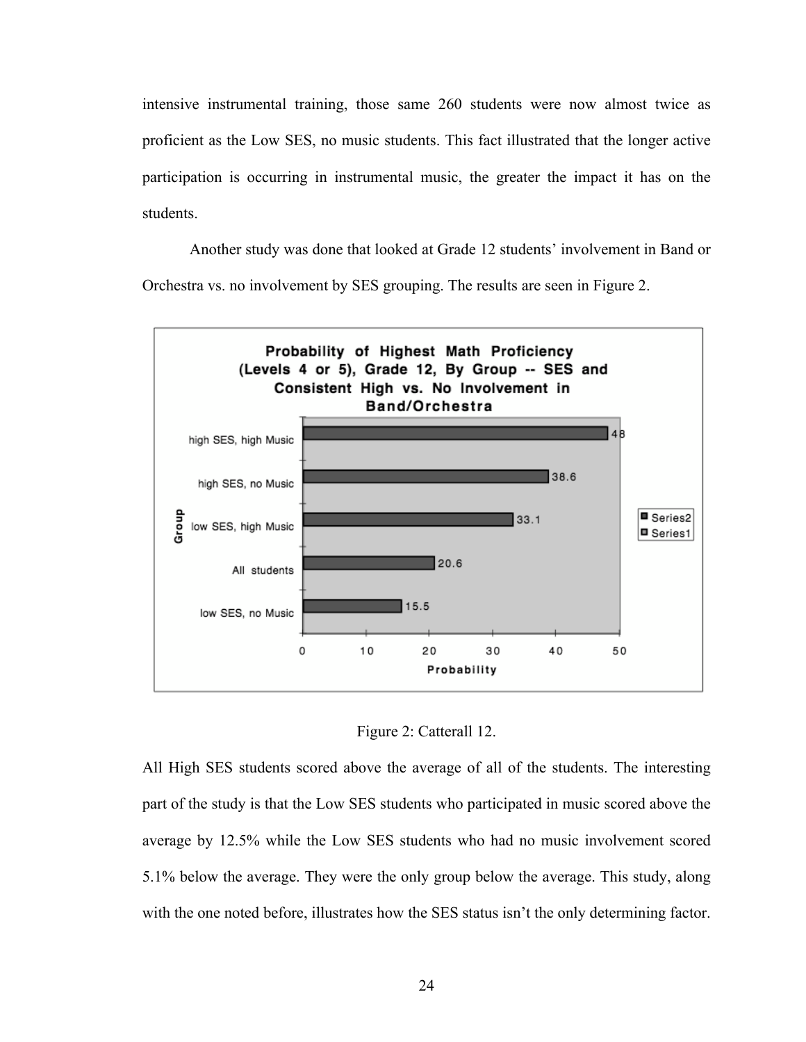intensive instrumental training, those same 260 students were now almost twice as proficient as the Low SES, no music students. This fact illustrated that the longer active participation is occurring in instrumental music, the greater the impact it has on the students.

Another study was done that looked at Grade 12 students' involvement in Band or Orchestra vs. no involvement by SES grouping. The results are seen in Figure 2.

**Probability of Highest Math Proficiency (Levels 4 or 5), Grade 12, By Group -- SES and Consistent High vs. No Involvement in Band/Orchestra**

| Group | Probability |
| --- | --- |
| high SES, high Music | 48 |
| high SES, no Music | 38.6 |
| low SES, high Music | 33.1 |
| All students | 20.6 |
| low SES, no Music | 15.5 |

Figure 2: Catterall 12.

All High SES students scored above the average of all of the students. The interesting part of the study is that the Low SES students who participated in music scored above the average by 12.5% while the Low SES students who had no music involvement scored 5.1% below the average. They were the only group below the average. This study, along with the one noted before, illustrates how the SES status isn't the only determining factor.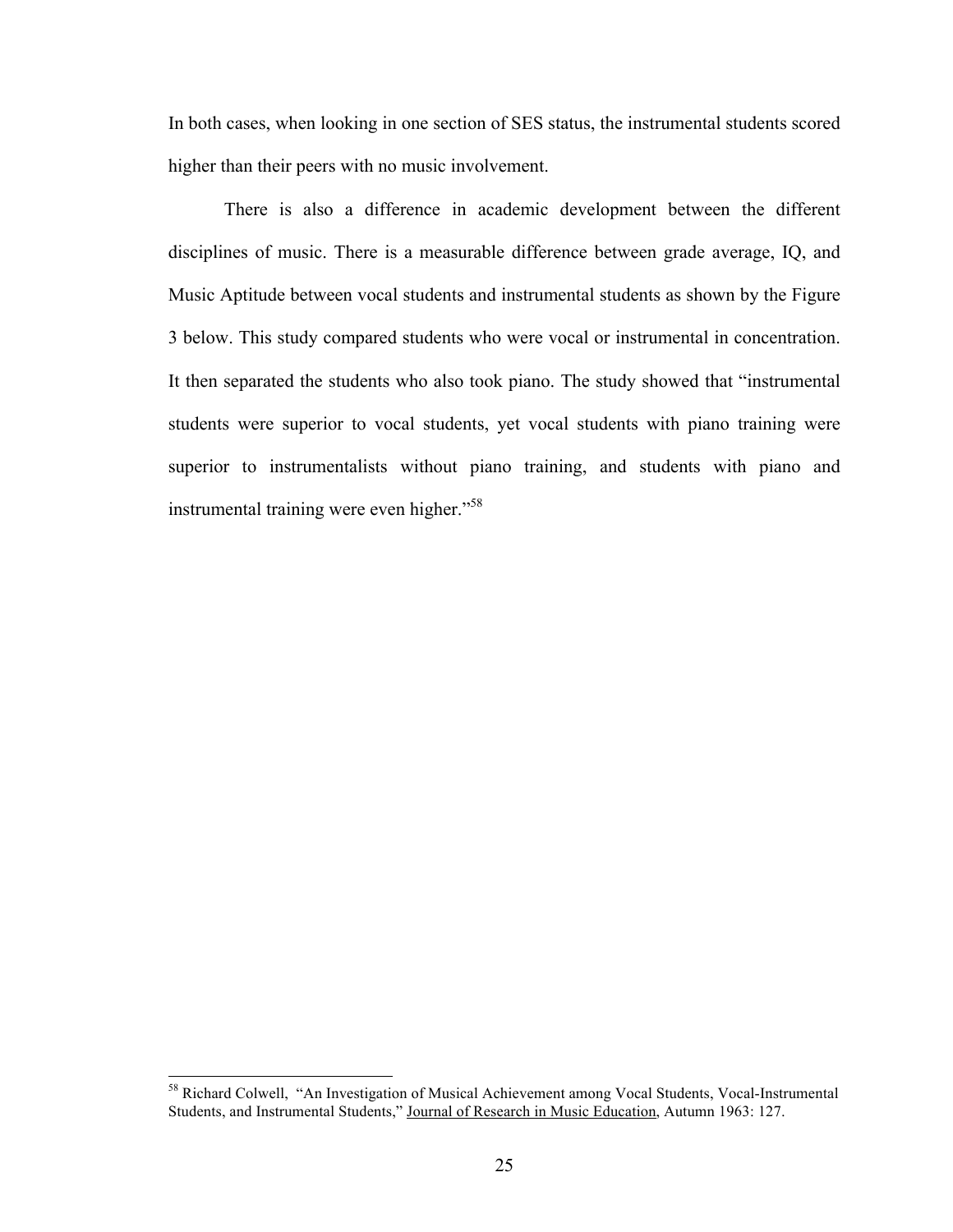In both cases, when looking in one section of SES status, the instrumental students scored higher than their peers with no music involvement.

There is also a difference in academic development between the different disciplines of music. There is a measurable difference between grade average, IQ, and Music Aptitude between vocal students and instrumental students as shown by the Figure 3 below. This study compared students who were vocal or instrumental in concentration. It then separated the students who also took piano. The study showed that "instrumental students were superior to vocal students, yet vocal students with piano training were superior to instrumentalists without piano training, and students with piano and instrumental training were even higher."[58]

---

[58] Richard Colwell, "An Investigation of Musical Achievement among Vocal Students, Vocal-Instrumental Students, and Instrumental Students," Journal of Research in Music Education, Autumn 1963: 127.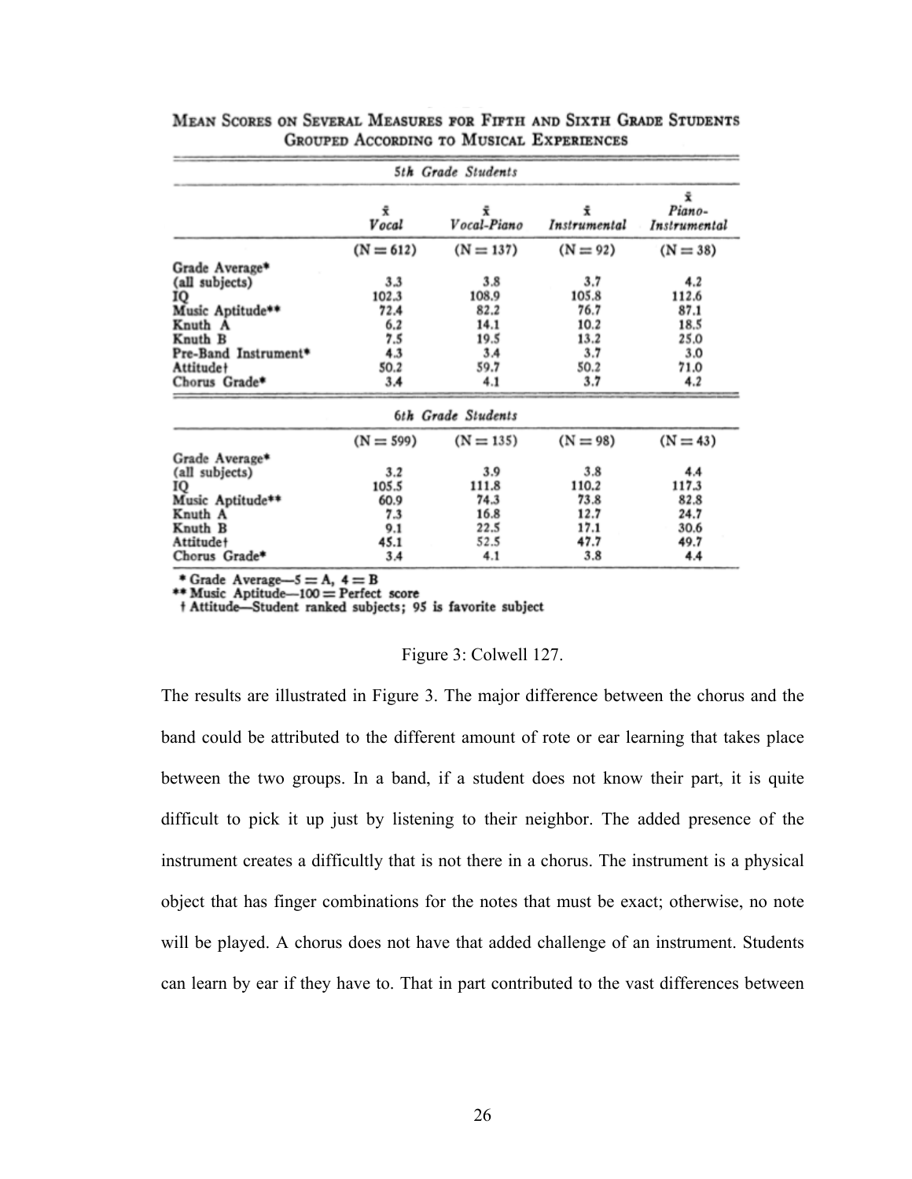**Mean Scores on Several Measures for Fifth and Sixth Grade Students Grouped According to Musical Experiences**

| | $\bar{x}$ Vocal | $\bar{x}$ Vocal-Piano | $\bar{x}$ Instrumental | $\bar{x}$ Piano-Instrumental |
|---|---|---|---|---|
| ***5th Grade Students*** | | | | |
| | (N = 612) | (N = 137) | (N = 92) | (N = 38) |
| Grade Average* (all subjects) | 3.3 | 3.8 | 3.7 | 4.2 |
| IQ | 102.3 | 108.9 | 105.8 | 112.6 |
| Music Aptitude** | 72.4 | 82.2 | 76.7 | 87.1 |
| Knuth A | 6.2 | 14.1 | 10.2 | 18.5 |
| Knuth B | 7.5 | 19.5 | 13.2 | 25.0 |
| Pre-Band Instrument* | 4.3 | 3.4 | 3.7 | 3.0 |
| Attitude† | 50.2 | 59.7 | 50.2 | 71.0 |
| Chorus Grade* | 3.4 | 4.1 | 3.7 | 4.2 |
| ***6th Grade Students*** | | | | |
| | (N = 599) | (N = 135) | (N = 98) | (N = 43) |
| Grade Average* (all subjects) | 3.2 | 3.9 | 3.8 | 4.4 |
| IQ | 105.5 | 111.8 | 110.2 | 117.3 |
| Music Aptitude** | 60.9 | 74.3 | 73.8 | 82.8 |
| Knuth A | 7.3 | 16.8 | 12.7 | 24.7 |
| Knuth B | 9.1 | 22.5 | 17.1 | 30.6 |
| Attitude† | 45.1 | 52.5 | 47.7 | 49.7 |
| Chorus Grade* | 3.4 | 4.1 | 3.8 | 4.4 |

\* Grade Average—5 = A, 4 = B
\** Music Aptitude—100 = Perfect score
† Attitude—Student ranked subjects; 95 is favorite subject

Figure 3: Colwell 127.

The results are illustrated in Figure 3. The major difference between the chorus and the band could be attributed to the different amount of rote or ear learning that takes place between the two groups. In a band, if a student does not know their part, it is quite difficult to pick it up just by listening to their neighbor. The added presence of the instrument creates a difficultly that is not there in a chorus. The instrument is a physical object that has finger combinations for the notes that must be exact; otherwise, no note will be played. A chorus does not have that added challenge of an instrument. Students can learn by ear if they have to. That in part contributed to the vast differences between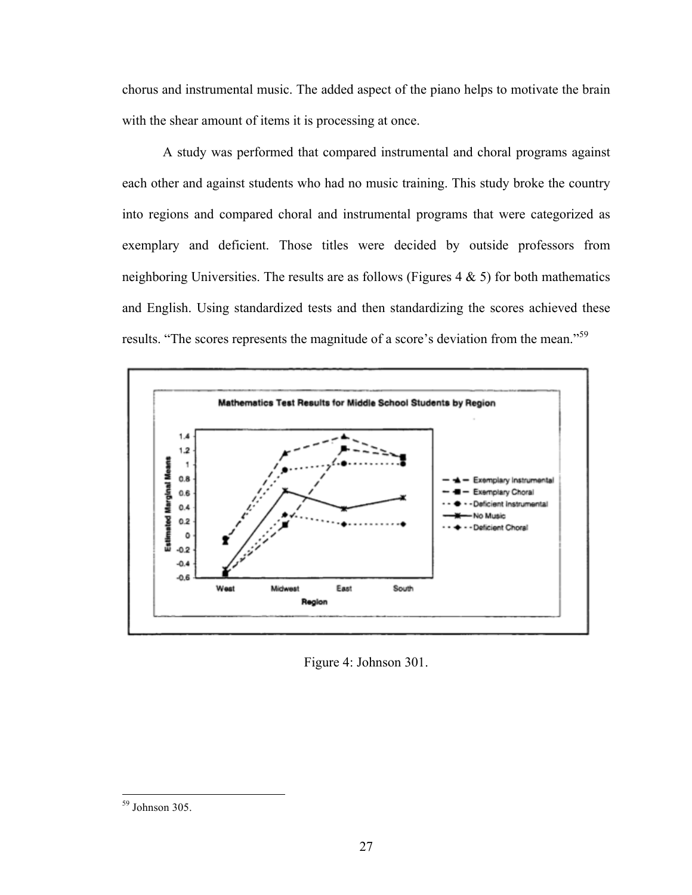chorus and instrumental music. The added aspect of the piano helps to motivate the brain with the shear amount of items it is processing at once.

A study was performed that compared instrumental and choral programs against each other and against students who had no music training. This study broke the country into regions and compared choral and instrumental programs that were categorized as exemplary and deficient. Those titles were decided by outside professors from neighboring Universities. The results are as follows (Figures 4 & 5) for both mathematics and English. Using standardized tests and then standardizing the scores achieved these results. “The scores represents the magnitude of a score’s deviation from the mean.”[59]

Figure 4: Johnson 301.

[59] Johnson 305.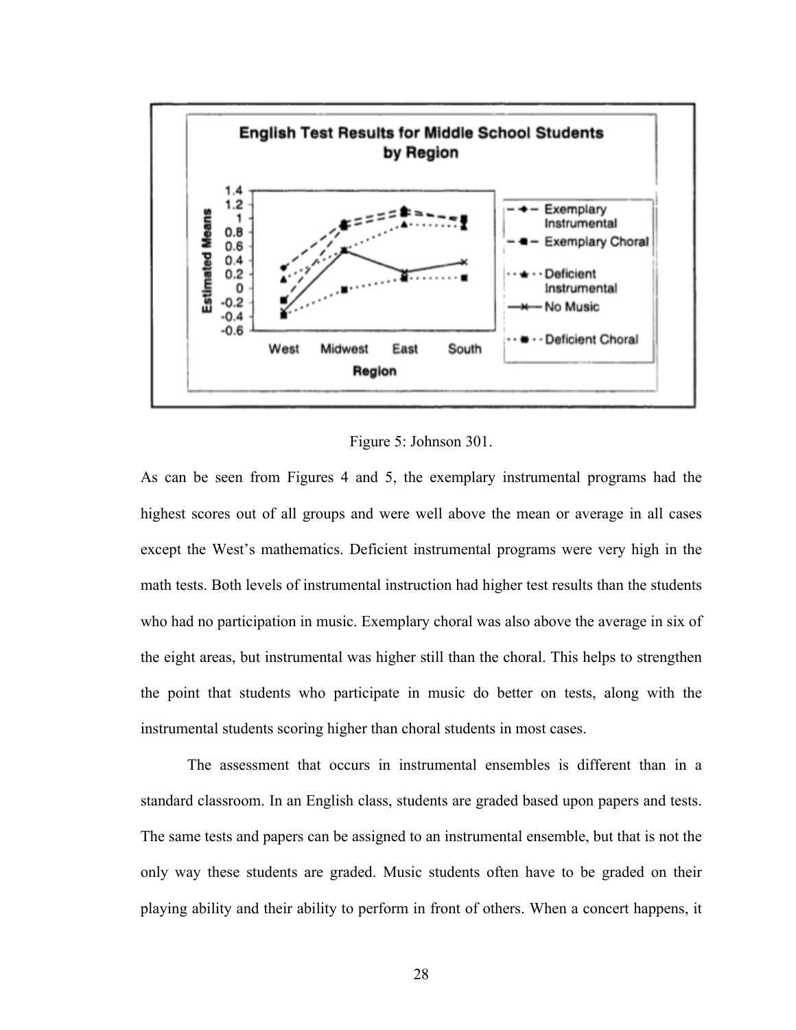Figure 5: Johnson 301.

As can be seen from Figures 4 and 5, the exemplary instrumental programs had the highest scores out of all groups and were well above the mean or average in all cases except the West's mathematics. Deficient instrumental programs were very high in the math tests. Both levels of instrumental instruction had higher test results than the students who had no participation in music. Exemplary choral was also above the average in six of the eight areas, but instrumental was higher still than the choral. This helps to strengthen the point that students who participate in music do better on tests, along with the instrumental students scoring higher than choral students in most cases.

The assessment that occurs in instrumental ensembles is different than in a standard classroom. In an English class, students are graded based upon papers and tests. The same tests and papers can be assigned to an instrumental ensemble, but that is not the only way these students are graded. Music students often have to be graded on their playing ability and their ability to perform in front of others. When a concert happens, it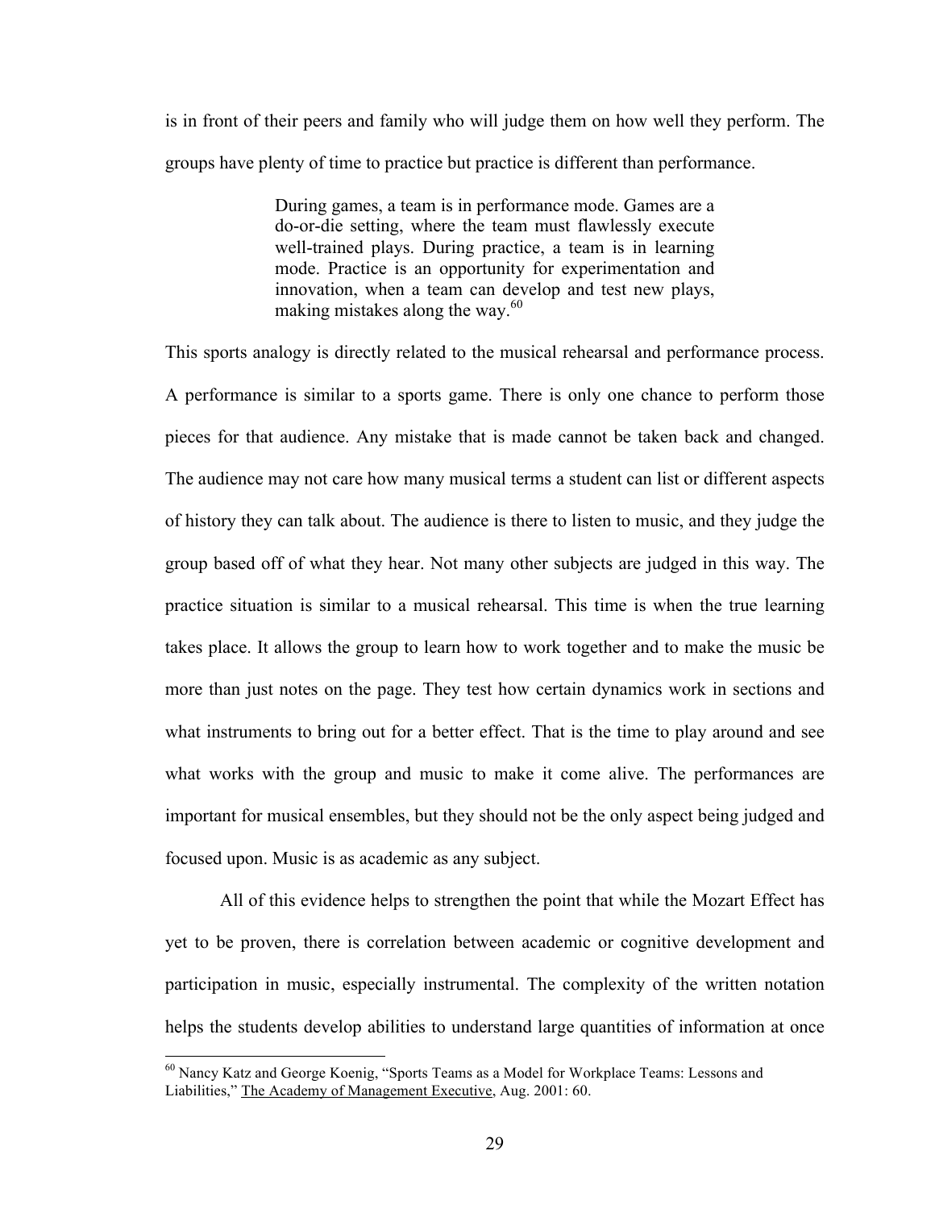is in front of their peers and family who will judge them on how well they perform. The groups have plenty of time to practice but practice is different than performance.

> During games, a team is in performance mode. Games are a do-or-die setting, where the team must flawlessly execute well-trained plays. During practice, a team is in learning mode. Practice is an opportunity for experimentation and innovation, when a team can develop and test new plays, making mistakes along the way.[60]

This sports analogy is directly related to the musical rehearsal and performance process. A performance is similar to a sports game. There is only one chance to perform those pieces for that audience. Any mistake that is made cannot be taken back and changed. The audience may not care how many musical terms a student can list or different aspects of history they can talk about. The audience is there to listen to music, and they judge the group based off of what they hear. Not many other subjects are judged in this way. The practice situation is similar to a musical rehearsal. This time is when the true learning takes place. It allows the group to learn how to work together and to make the music be more than just notes on the page. They test how certain dynamics work in sections and what instruments to bring out for a better effect. That is the time to play around and see what works with the group and music to make it come alive. The performances are important for musical ensembles, but they should not be the only aspect being judged and focused upon. Music is as academic as any subject.

All of this evidence helps to strengthen the point that while the Mozart Effect has yet to be proven, there is correlation between academic or cognitive development and participation in music, especially instrumental. The complexity of the written notation helps the students develop abilities to understand large quantities of information at once

---

[60] Nancy Katz and George Koenig, "Sports Teams as a Model for Workplace Teams: Lessons and Liabilities," The Academy of Management Executive, Aug. 2001: 60.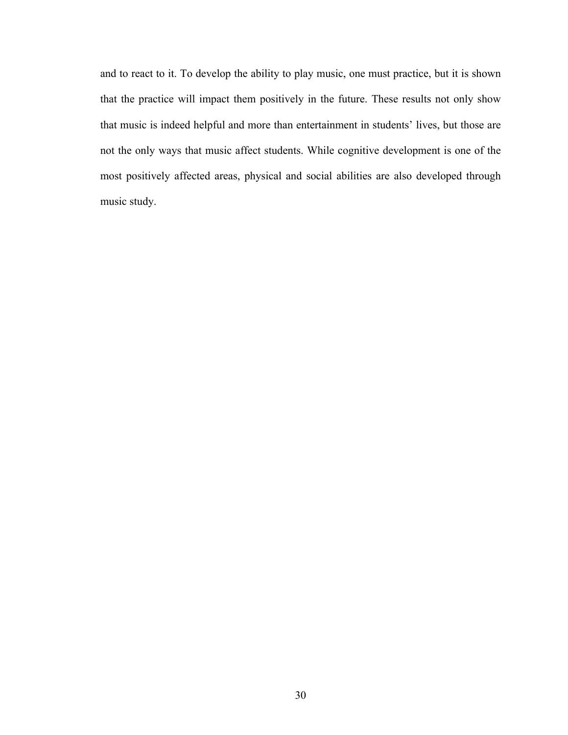and to react to it. To develop the ability to play music, one must practice, but it is shown that the practice will impact them positively in the future. These results not only show that music is indeed helpful and more than entertainment in students' lives, but those are not the only ways that music affect students. While cognitive development is one of the most positively affected areas, physical and social abilities are also developed through music study.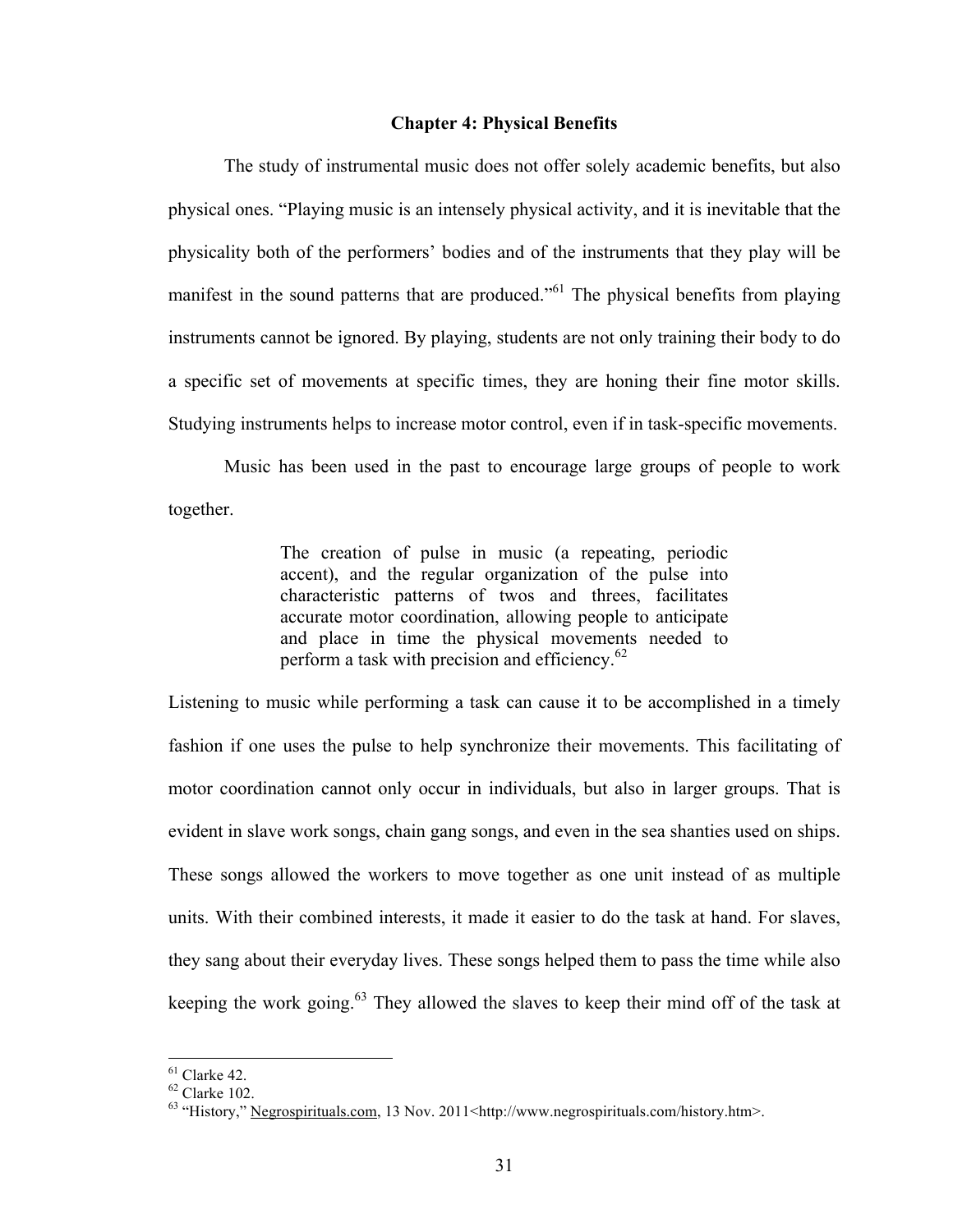## Chapter 4: Physical Benefits

The study of instrumental music does not offer solely academic benefits, but also physical ones. "Playing music is an intensely physical activity, and it is inevitable that the physicality both of the performers' bodies and of the instruments that they play will be manifest in the sound patterns that are produced."[61] The physical benefits from playing instruments cannot be ignored. By playing, students are not only training their body to do a specific set of movements at specific times, they are honing their fine motor skills. Studying instruments helps to increase motor control, even if in task-specific movements.

Music has been used in the past to encourage large groups of people to work together.

> The creation of pulse in music (a repeating, periodic accent), and the regular organization of the pulse into characteristic patterns of twos and threes, facilitates accurate motor coordination, allowing people to anticipate and place in time the physical movements needed to perform a task with precision and efficiency.[62]

Listening to music while performing a task can cause it to be accomplished in a timely fashion if one uses the pulse to help synchronize their movements. This facilitating of motor coordination cannot only occur in individuals, but also in larger groups. That is evident in slave work songs, chain gang songs, and even in the sea shanties used on ships. These songs allowed the workers to move together as one unit instead of as multiple units. With their combined interests, it made it easier to do the task at hand. For slaves, they sang about their everyday lives. These songs helped them to pass the time while also keeping the work going.[63] They allowed the slaves to keep their mind off of the task at

---

[61] Clarke 42.

[62] Clarke 102.

[63] "History," Negrospirituals.com, 13 Nov. 2011<http://www.negrospirituals.com/history.htm>.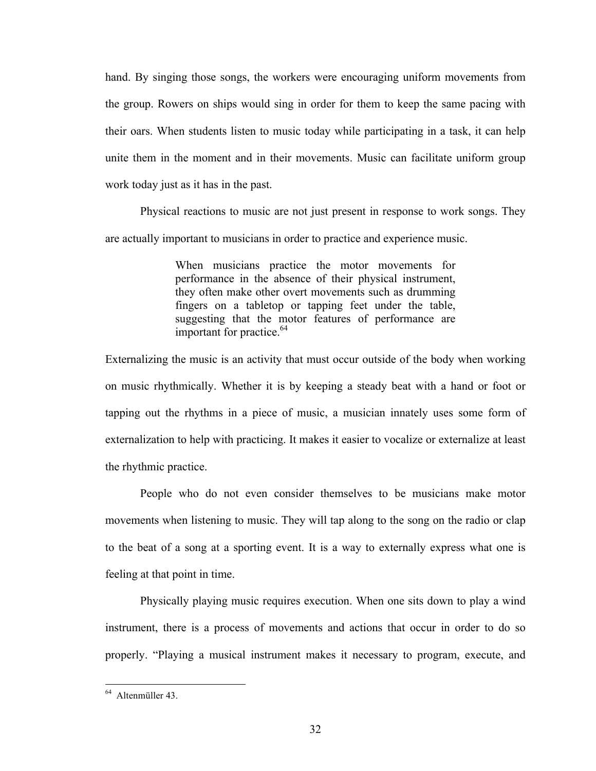hand. By singing those songs, the workers were encouraging uniform movements from the group. Rowers on ships would sing in order for them to keep the same pacing with their oars. When students listen to music today while participating in a task, it can help unite them in the moment and in their movements. Music can facilitate uniform group work today just as it has in the past.

Physical reactions to music are not just present in response to work songs. They are actually important to musicians in order to practice and experience music.

> When musicians practice the motor movements for performance in the absence of their physical instrument, they often make other overt movements such as drumming fingers on a tabletop or tapping feet under the table, suggesting that the motor features of performance are important for practice.[64]

Externalizing the music is an activity that must occur outside of the body when working on music rhythmically. Whether it is by keeping a steady beat with a hand or foot or tapping out the rhythms in a piece of music, a musician innately uses some form of externalization to help with practicing. It makes it easier to vocalize or externalize at least the rhythmic practice.

People who do not even consider themselves to be musicians make motor movements when listening to music. They will tap along to the song on the radio or clap to the beat of a song at a sporting event. It is a way to externally express what one is feeling at that point in time.

Physically playing music requires execution. When one sits down to play a wind instrument, there is a process of movements and actions that occur in order to do so properly. "Playing a musical instrument makes it necessary to program, execute, and

---

[64] Altenmüller 43.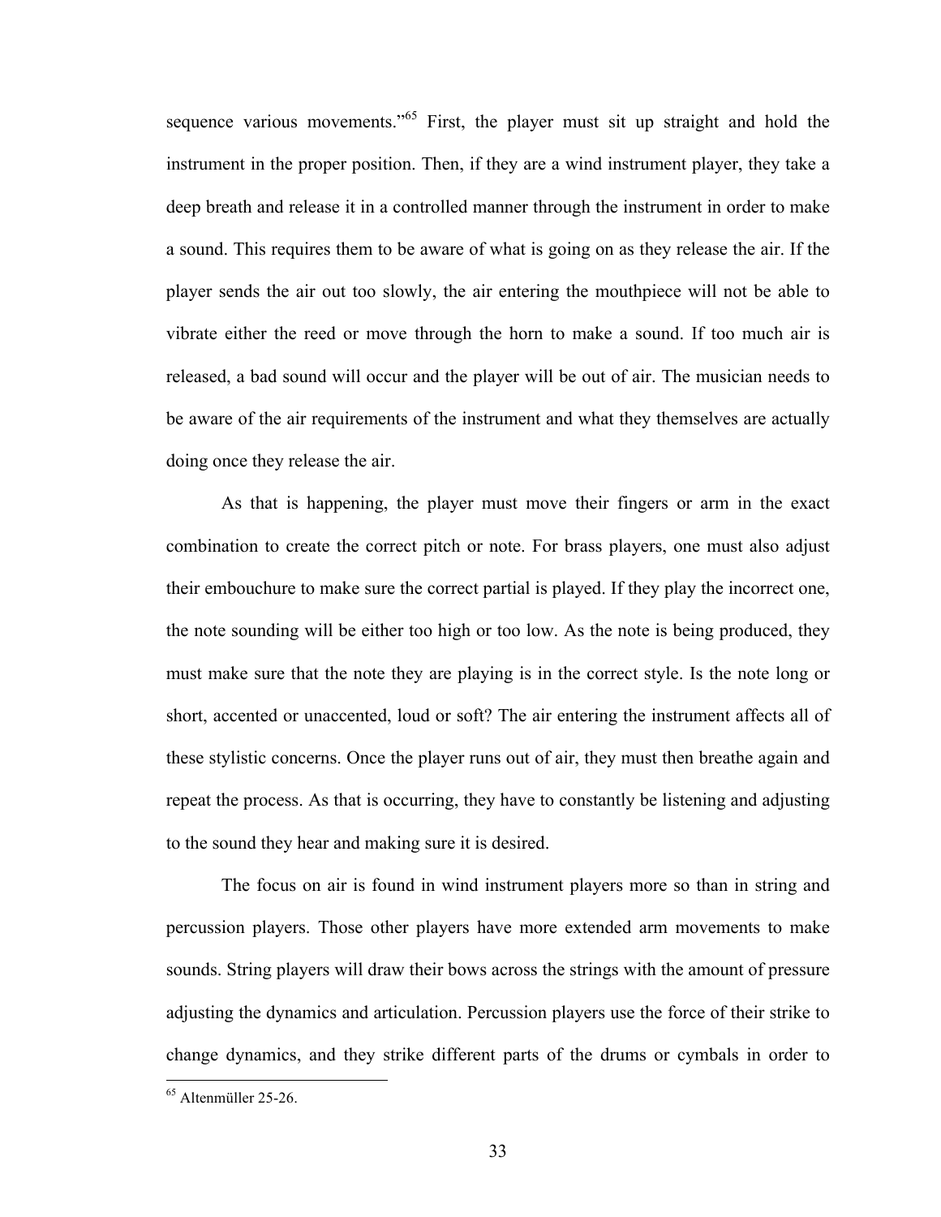sequence various movements."[65] First, the player must sit up straight and hold the instrument in the proper position. Then, if they are a wind instrument player, they take a deep breath and release it in a controlled manner through the instrument in order to make a sound. This requires them to be aware of what is going on as they release the air. If the player sends the air out too slowly, the air entering the mouthpiece will not be able to vibrate either the reed or move through the horn to make a sound. If too much air is released, a bad sound will occur and the player will be out of air. The musician needs to be aware of the air requirements of the instrument and what they themselves are actually doing once they release the air.

As that is happening, the player must move their fingers or arm in the exact combination to create the correct pitch or note. For brass players, one must also adjust their embouchure to make sure the correct partial is played. If they play the incorrect one, the note sounding will be either too high or too low. As the note is being produced, they must make sure that the note they are playing is in the correct style. Is the note long or short, accented or unaccented, loud or soft? The air entering the instrument affects all of these stylistic concerns. Once the player runs out of air, they must then breathe again and repeat the process. As that is occurring, they have to constantly be listening and adjusting to the sound they hear and making sure it is desired.

The focus on air is found in wind instrument players more so than in string and percussion players. Those other players have more extended arm movements to make sounds. String players will draw their bows across the strings with the amount of pressure adjusting the dynamics and articulation. Percussion players use the force of their strike to change dynamics, and they strike different parts of the drums or cymbals in order to

---

[65] Altenmüller 25-26.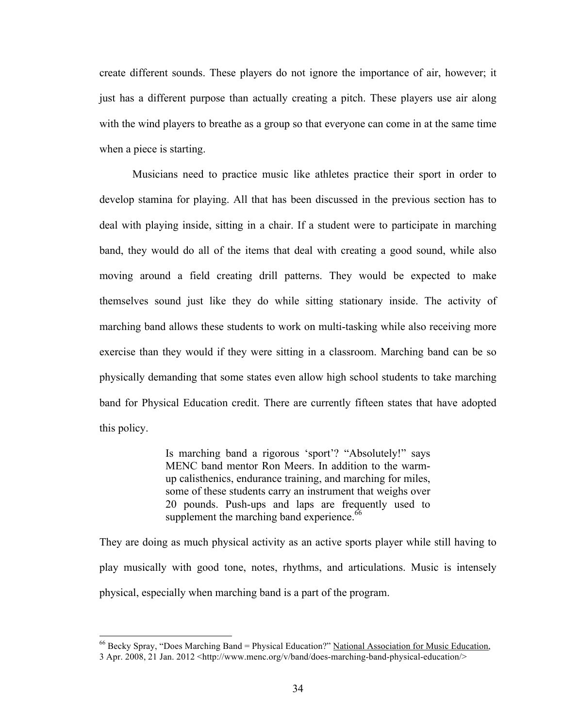create different sounds. These players do not ignore the importance of air, however; it just has a different purpose than actually creating a pitch. These players use air along with the wind players to breathe as a group so that everyone can come in at the same time when a piece is starting.

Musicians need to practice music like athletes practice their sport in order to develop stamina for playing. All that has been discussed in the previous section has to deal with playing inside, sitting in a chair. If a student were to participate in marching band, they would do all of the items that deal with creating a good sound, while also moving around a field creating drill patterns. They would be expected to make themselves sound just like they do while sitting stationary inside. The activity of marching band allows these students to work on multi-tasking while also receiving more exercise than they would if they were sitting in a classroom. Marching band can be so physically demanding that some states even allow high school students to take marching band for Physical Education credit. There are currently fifteen states that have adopted this policy.

> Is marching band a rigorous 'sport'? "Absolutely!" says MENC band mentor Ron Meers. In addition to the warm-up calisthenics, endurance training, and marching for miles, some of these students carry an instrument that weighs over 20 pounds. Push-ups and laps are frequently used to supplement the marching band experience.[66]

They are doing as much physical activity as an active sports player while still having to play musically with good tone, notes, rhythms, and articulations. Music is intensely physical, especially when marching band is a part of the program.

---

[66] Becky Spray, "Does Marching Band = Physical Education?" National Association for Music Education, 3 Apr. 2008, 21 Jan. 2012 <http://www.menc.org/v/band/does-marching-band-physical-education/>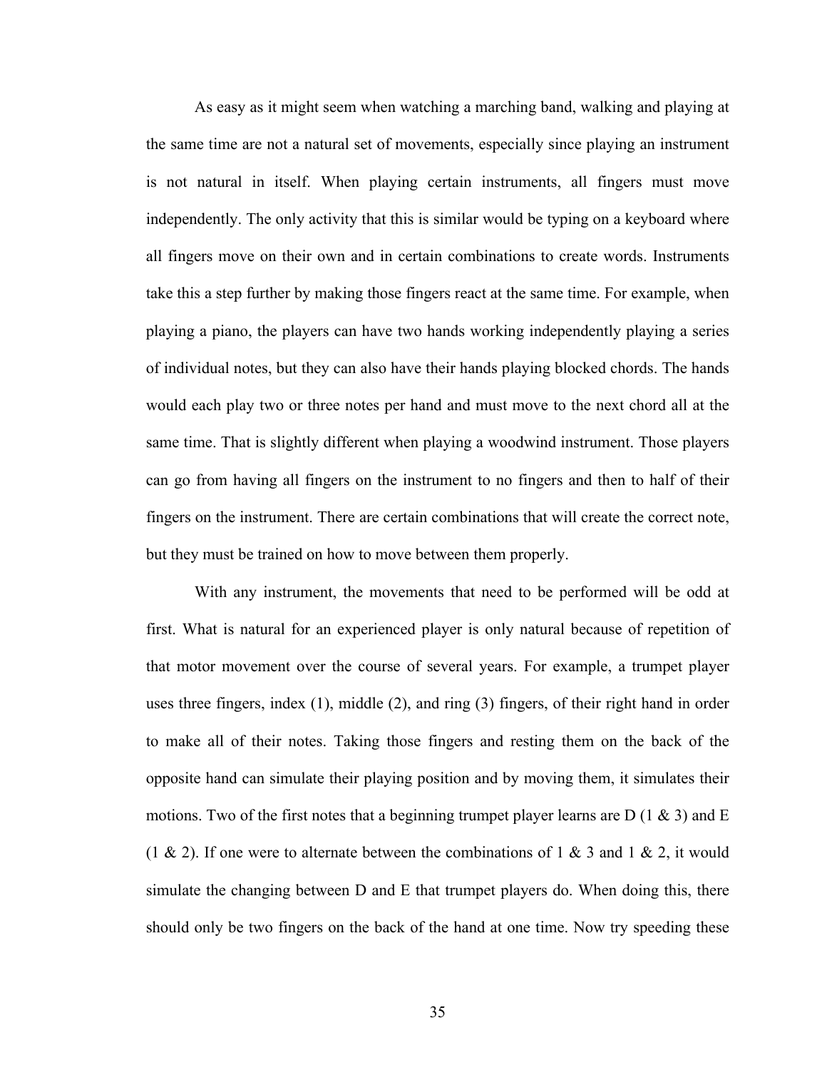As easy as it might seem when watching a marching band, walking and playing at the same time are not a natural set of movements, especially since playing an instrument is not natural in itself. When playing certain instruments, all fingers must move independently. The only activity that this is similar would be typing on a keyboard where all fingers move on their own and in certain combinations to create words. Instruments take this a step further by making those fingers react at the same time. For example, when playing a piano, the players can have two hands working independently playing a series of individual notes, but they can also have their hands playing blocked chords. The hands would each play two or three notes per hand and must move to the next chord all at the same time. That is slightly different when playing a woodwind instrument. Those players can go from having all fingers on the instrument to no fingers and then to half of their fingers on the instrument. There are certain combinations that will create the correct note, but they must be trained on how to move between them properly.

With any instrument, the movements that need to be performed will be odd at first. What is natural for an experienced player is only natural because of repetition of that motor movement over the course of several years. For example, a trumpet player uses three fingers, index (1), middle (2), and ring (3) fingers, of their right hand in order to make all of their notes. Taking those fingers and resting them on the back of the opposite hand can simulate their playing position and by moving them, it simulates their motions. Two of the first notes that a beginning trumpet player learns are D (1 & 3) and E (1 & 2). If one were to alternate between the combinations of 1 & 3 and 1 & 2, it would simulate the changing between D and E that trumpet players do. When doing this, there should only be two fingers on the back of the hand at one time. Now try speeding these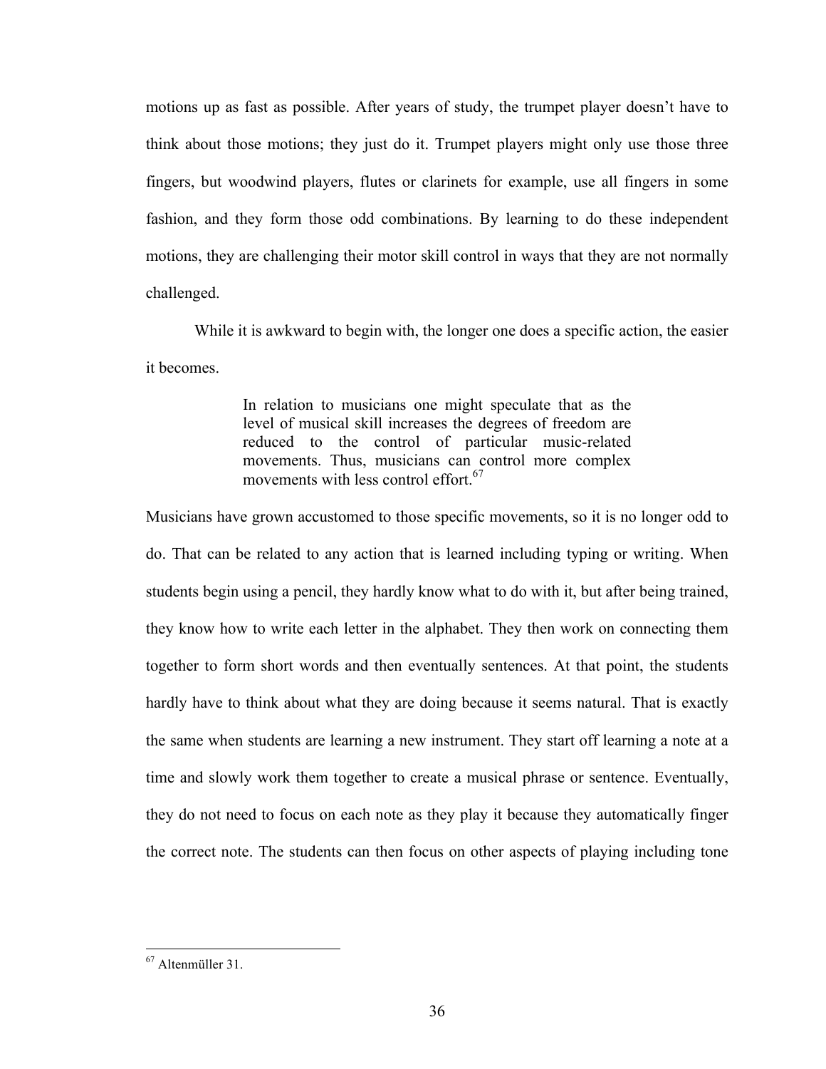motions up as fast as possible. After years of study, the trumpet player doesn't have to think about those motions; they just do it. Trumpet players might only use those three fingers, but woodwind players, flutes or clarinets for example, use all fingers in some fashion, and they form those odd combinations. By learning to do these independent motions, they are challenging their motor skill control in ways that they are not normally challenged.

While it is awkward to begin with, the longer one does a specific action, the easier it becomes.

> In relation to musicians one might speculate that as the level of musical skill increases the degrees of freedom are reduced to the control of particular music-related movements. Thus, musicians can control more complex movements with less control effort.[67]

Musicians have grown accustomed to those specific movements, so it is no longer odd to do. That can be related to any action that is learned including typing or writing. When students begin using a pencil, they hardly know what to do with it, but after being trained, they know how to write each letter in the alphabet. They then work on connecting them together to form short words and then eventually sentences. At that point, the students hardly have to think about what they are doing because it seems natural. That is exactly the same when students are learning a new instrument. They start off learning a note at a time and slowly work them together to create a musical phrase or sentence. Eventually, they do not need to focus on each note as they play it because they automatically finger the correct note. The students can then focus on other aspects of playing including tone

---

[67] Altenmüller 31.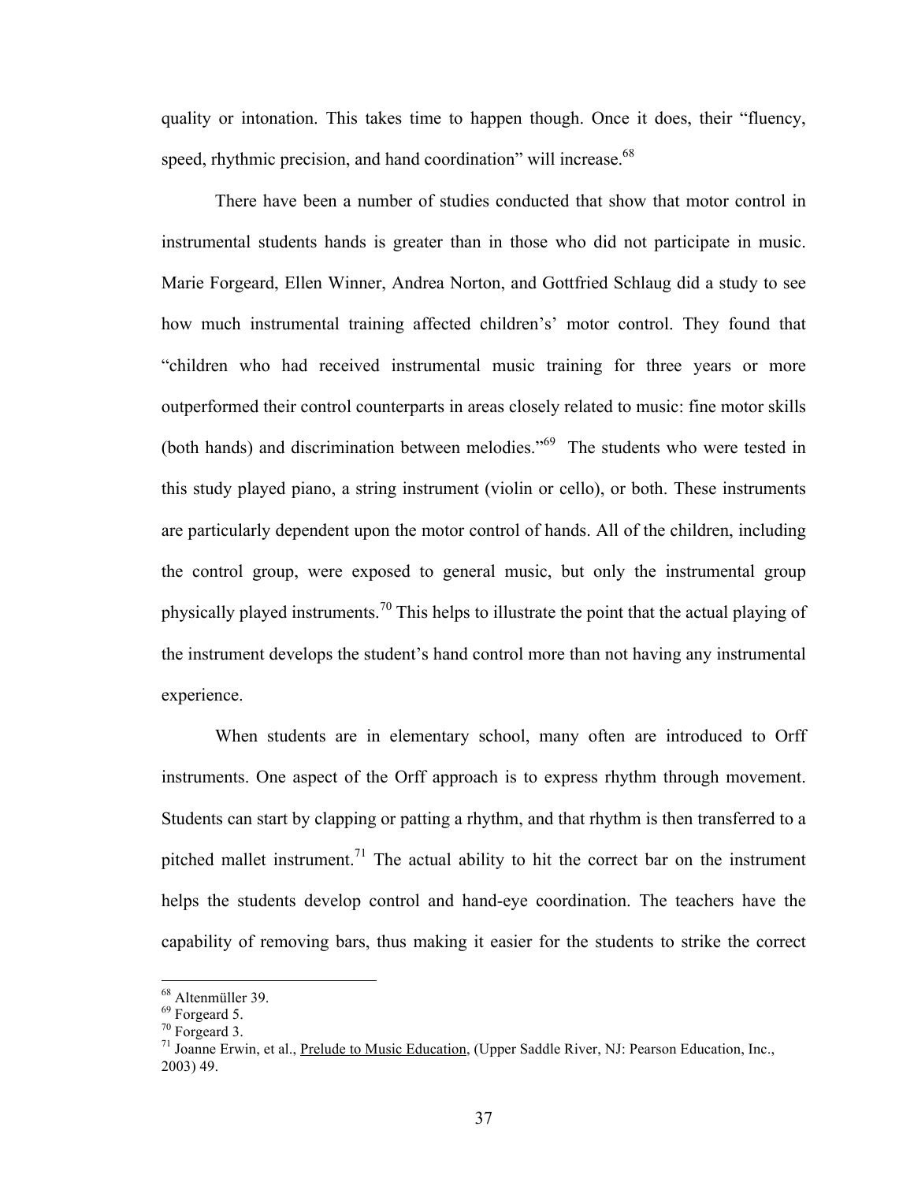quality or intonation. This takes time to happen though. Once it does, their "fluency, speed, rhythmic precision, and hand coordination" will increase.[68]

There have been a number of studies conducted that show that motor control in instrumental students hands is greater than in those who did not participate in music. Marie Forgeard, Ellen Winner, Andrea Norton, and Gottfried Schlaug did a study to see how much instrumental training affected children's' motor control. They found that "children who had received instrumental music training for three years or more outperformed their control counterparts in areas closely related to music: fine motor skills (both hands) and discrimination between melodies."[69] The students who were tested in this study played piano, a string instrument (violin or cello), or both. These instruments are particularly dependent upon the motor control of hands. All of the children, including the control group, were exposed to general music, but only the instrumental group physically played instruments.[70] This helps to illustrate the point that the actual playing of the instrument develops the student's hand control more than not having any instrumental experience.

When students are in elementary school, many often are introduced to Orff instruments. One aspect of the Orff approach is to express rhythm through movement. Students can start by clapping or patting a rhythm, and that rhythm is then transferred to a pitched mallet instrument.[71] The actual ability to hit the correct bar on the instrument helps the students develop control and hand-eye coordination. The teachers have the capability of removing bars, thus making it easier for the students to strike the correct

---

[68] Altenmüller 39.

[69] Forgeard 5.

[70] Forgeard 3.

[71] Joanne Erwin, et al., Prelude to Music Education, (Upper Saddle River, NJ: Pearson Education, Inc., 2003) 49.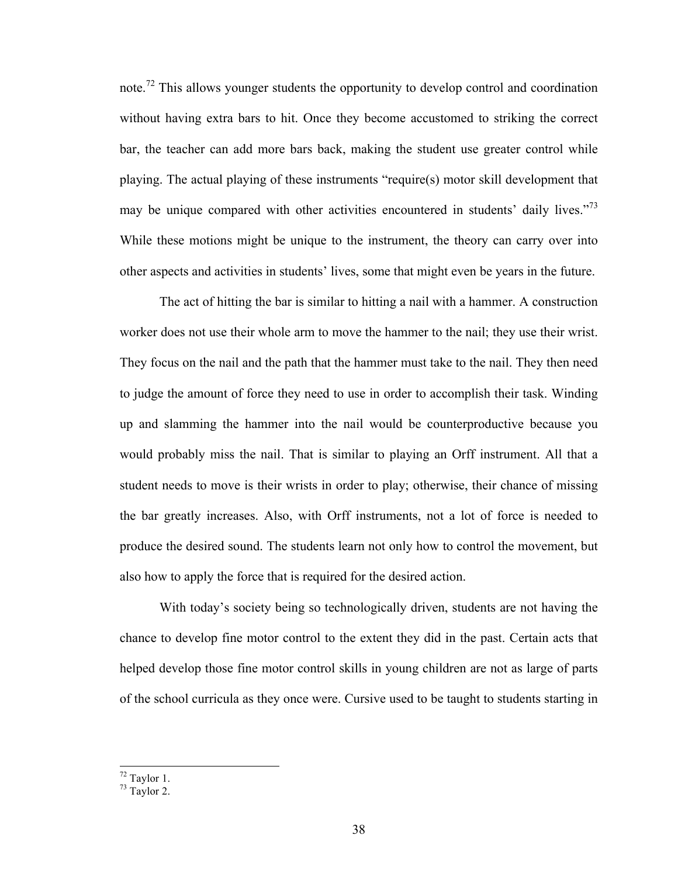note.[72] This allows younger students the opportunity to develop control and coordination without having extra bars to hit. Once they become accustomed to striking the correct bar, the teacher can add more bars back, making the student use greater control while playing. The actual playing of these instruments "require(s) motor skill development that may be unique compared with other activities encountered in students' daily lives."[73] While these motions might be unique to the instrument, the theory can carry over into other aspects and activities in students' lives, some that might even be years in the future.

The act of hitting the bar is similar to hitting a nail with a hammer. A construction worker does not use their whole arm to move the hammer to the nail; they use their wrist. They focus on the nail and the path that the hammer must take to the nail. They then need to judge the amount of force they need to use in order to accomplish their task. Winding up and slamming the hammer into the nail would be counterproductive because you would probably miss the nail. That is similar to playing an Orff instrument. All that a student needs to move is their wrists in order to play; otherwise, their chance of missing the bar greatly increases. Also, with Orff instruments, not a lot of force is needed to produce the desired sound. The students learn not only how to control the movement, but also how to apply the force that is required for the desired action.

With today's society being so technologically driven, students are not having the chance to develop fine motor control to the extent they did in the past. Certain acts that helped develop those fine motor control skills in young children are not as large of parts of the school curricula as they once were. Cursive used to be taught to students starting in

---

[72] Taylor 1.

[73] Taylor 2.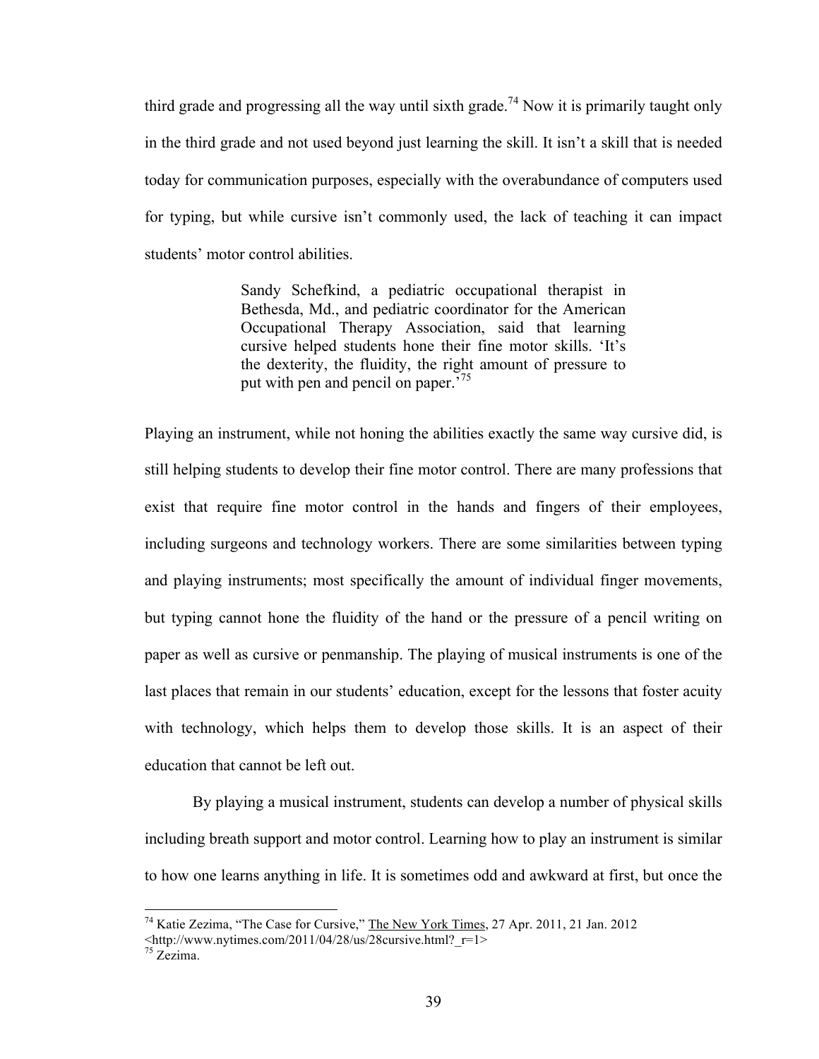third grade and progressing all the way until sixth grade.[74] Now it is primarily taught only in the third grade and not used beyond just learning the skill. It isn't a skill that is needed today for communication purposes, especially with the overabundance of computers used for typing, but while cursive isn't commonly used, the lack of teaching it can impact students' motor control abilities.

> Sandy Schefkind, a pediatric occupational therapist in Bethesda, Md., and pediatric coordinator for the American Occupational Therapy Association, said that learning cursive helped students hone their fine motor skills. 'It's the dexterity, the fluidity, the right amount of pressure to put with pen and pencil on paper.'[75]

Playing an instrument, while not honing the abilities exactly the same way cursive did, is still helping students to develop their fine motor control. There are many professions that exist that require fine motor control in the hands and fingers of their employees, including surgeons and technology workers. There are some similarities between typing and playing instruments; most specifically the amount of individual finger movements, but typing cannot hone the fluidity of the hand or the pressure of a pencil writing on paper as well as cursive or penmanship. The playing of musical instruments is one of the last places that remain in our students' education, except for the lessons that foster acuity with technology, which helps them to develop those skills. It is an aspect of their education that cannot be left out.

By playing a musical instrument, students can develop a number of physical skills including breath support and motor control. Learning how to play an instrument is similar to how one learns anything in life. It is sometimes odd and awkward at first, but once the

---

[74] Katie Zezima, "The Case for Cursive," The New York Times, 27 Apr. 2011, 21 Jan. 2012 <http://www.nytimes.com/2011/04/28/us/28cursive.html?_r=1>

[75] Zezima.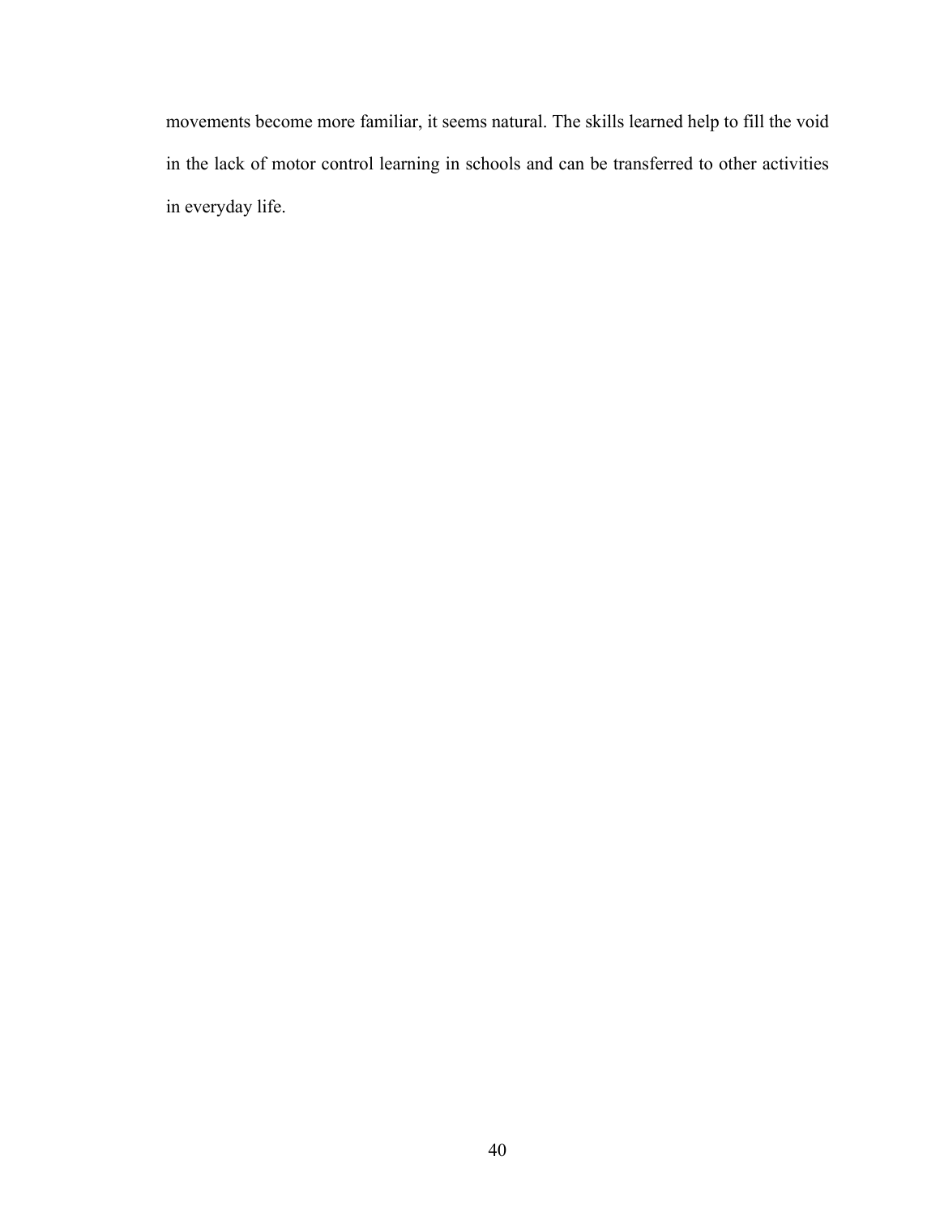movements become more familiar, it seems natural. The skills learned help to fill the void in the lack of motor control learning in schools and can be transferred to other activities in everyday life.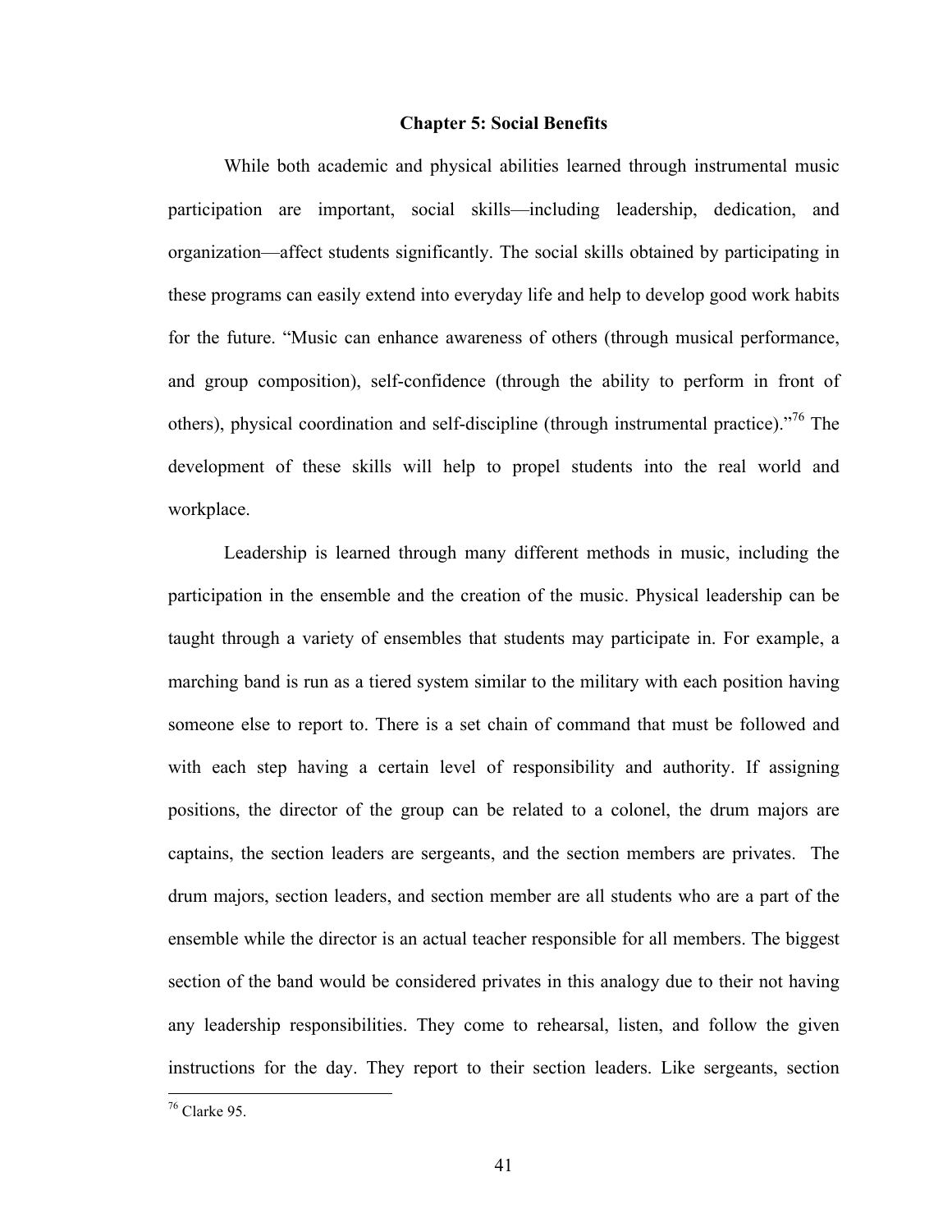## Chapter 5: Social Benefits

While both academic and physical abilities learned through instrumental music participation are important, social skills—including leadership, dedication, and organization—affect students significantly. The social skills obtained by participating in these programs can easily extend into everyday life and help to develop good work habits for the future. "Music can enhance awareness of others (through musical performance, and group composition), self-confidence (through the ability to perform in front of others), physical coordination and self-discipline (through instrumental practice)."[76] The development of these skills will help to propel students into the real world and workplace.

Leadership is learned through many different methods in music, including the participation in the ensemble and the creation of the music. Physical leadership can be taught through a variety of ensembles that students may participate in. For example, a marching band is run as a tiered system similar to the military with each position having someone else to report to. There is a set chain of command that must be followed and with each step having a certain level of responsibility and authority. If assigning positions, the director of the group can be related to a colonel, the drum majors are captains, the section leaders are sergeants, and the section members are privates. The drum majors, section leaders, and section member are all students who are a part of the ensemble while the director is an actual teacher responsible for all members. The biggest section of the band would be considered privates in this analogy due to their not having any leadership responsibilities. They come to rehearsal, listen, and follow the given instructions for the day. They report to their section leaders. Like sergeants, section

[76] Clarke 95.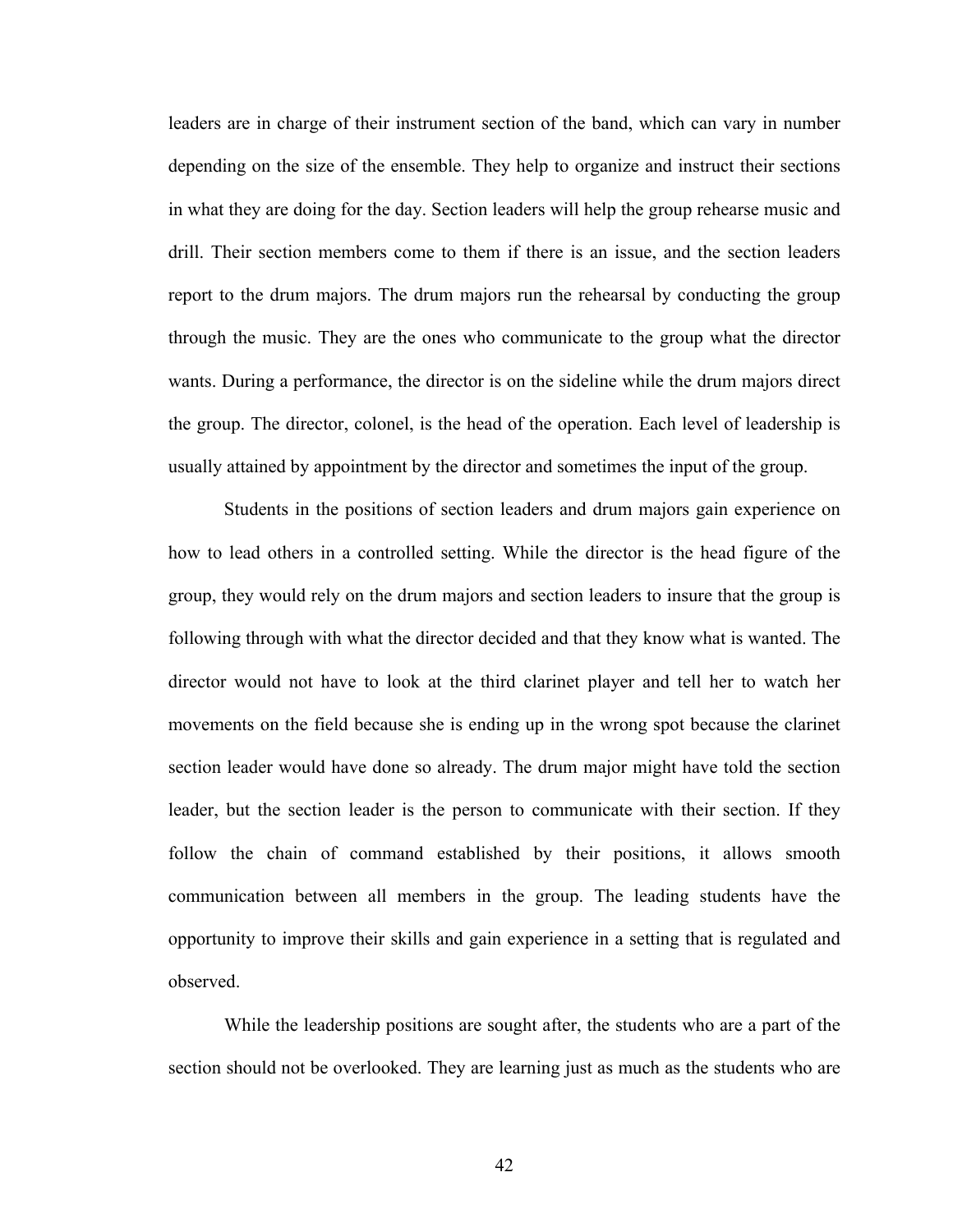leaders are in charge of their instrument section of the band, which can vary in number depending on the size of the ensemble. They help to organize and instruct their sections in what they are doing for the day. Section leaders will help the group rehearse music and drill. Their section members come to them if there is an issue, and the section leaders report to the drum majors. The drum majors run the rehearsal by conducting the group through the music. They are the ones who communicate to the group what the director wants. During a performance, the director is on the sideline while the drum majors direct the group. The director, colonel, is the head of the operation. Each level of leadership is usually attained by appointment by the director and sometimes the input of the group.

Students in the positions of section leaders and drum majors gain experience on how to lead others in a controlled setting. While the director is the head figure of the group, they would rely on the drum majors and section leaders to insure that the group is following through with what the director decided and that they know what is wanted. The director would not have to look at the third clarinet player and tell her to watch her movements on the field because she is ending up in the wrong spot because the clarinet section leader would have done so already. The drum major might have told the section leader, but the section leader is the person to communicate with their section. If they follow the chain of command established by their positions, it allows smooth communication between all members in the group. The leading students have the opportunity to improve their skills and gain experience in a setting that is regulated and observed.

While the leadership positions are sought after, the students who are a part of the section should not be overlooked. They are learning just as much as the students who are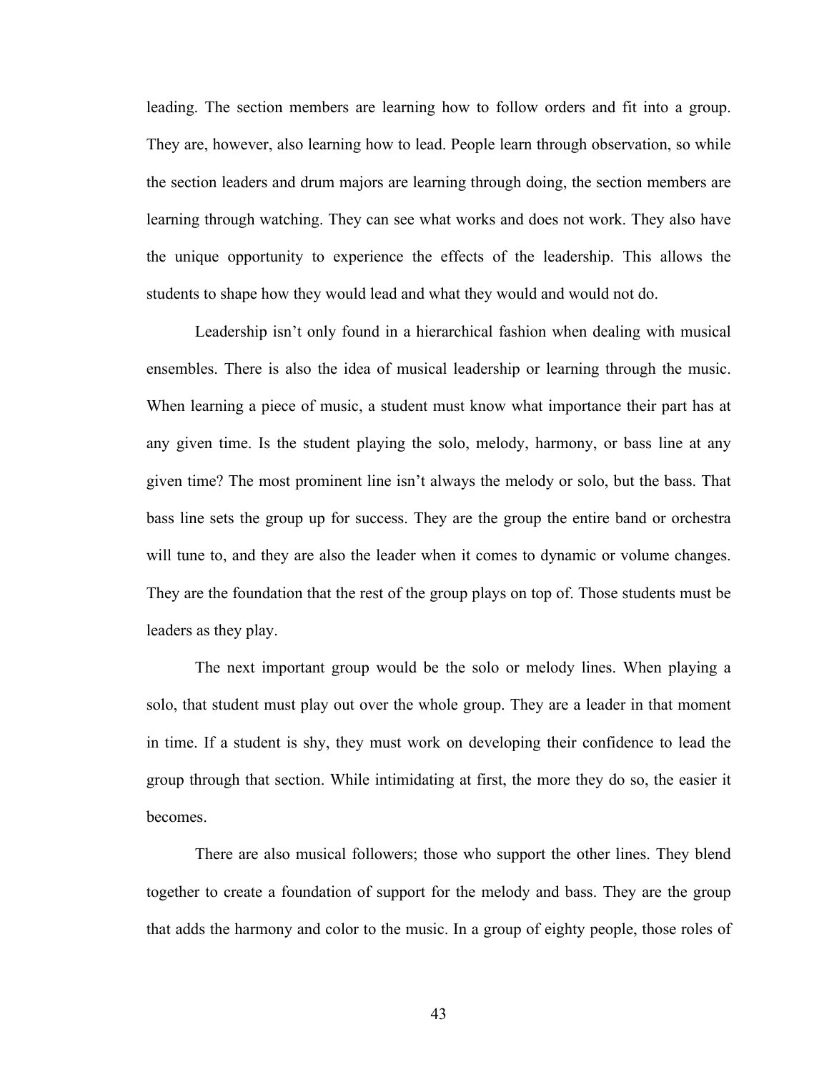leading. The section members are learning how to follow orders and fit into a group. They are, however, also learning how to lead. People learn through observation, so while the section leaders and drum majors are learning through doing, the section members are learning through watching. They can see what works and does not work. They also have the unique opportunity to experience the effects of the leadership. This allows the students to shape how they would lead and what they would and would not do.

Leadership isn't only found in a hierarchical fashion when dealing with musical ensembles. There is also the idea of musical leadership or learning through the music. When learning a piece of music, a student must know what importance their part has at any given time. Is the student playing the solo, melody, harmony, or bass line at any given time? The most prominent line isn't always the melody or solo, but the bass. That bass line sets the group up for success. They are the group the entire band or orchestra will tune to, and they are also the leader when it comes to dynamic or volume changes. They are the foundation that the rest of the group plays on top of. Those students must be leaders as they play.

The next important group would be the solo or melody lines. When playing a solo, that student must play out over the whole group. They are a leader in that moment in time. If a student is shy, they must work on developing their confidence to lead the group through that section. While intimidating at first, the more they do so, the easier it becomes.

There are also musical followers; those who support the other lines. They blend together to create a foundation of support for the melody and bass. They are the group that adds the harmony and color to the music. In a group of eighty people, those roles of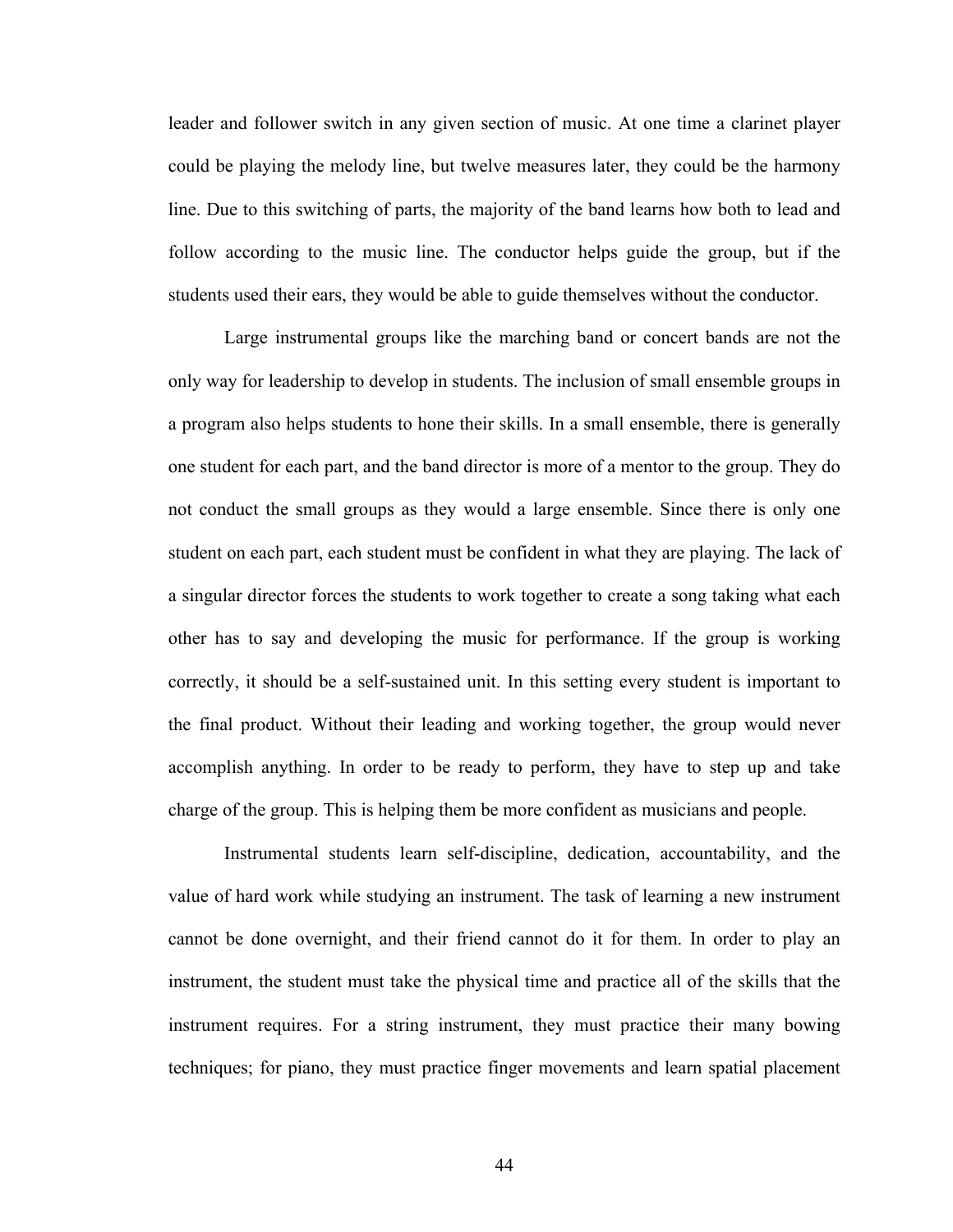leader and follower switch in any given section of music. At one time a clarinet player could be playing the melody line, but twelve measures later, they could be the harmony line. Due to this switching of parts, the majority of the band learns how both to lead and follow according to the music line. The conductor helps guide the group, but if the students used their ears, they would be able to guide themselves without the conductor.

Large instrumental groups like the marching band or concert bands are not the only way for leadership to develop in students. The inclusion of small ensemble groups in a program also helps students to hone their skills. In a small ensemble, there is generally one student for each part, and the band director is more of a mentor to the group. They do not conduct the small groups as they would a large ensemble. Since there is only one student on each part, each student must be confident in what they are playing. The lack of a singular director forces the students to work together to create a song taking what each other has to say and developing the music for performance. If the group is working correctly, it should be a self-sustained unit. In this setting every student is important to the final product. Without their leading and working together, the group would never accomplish anything. In order to be ready to perform, they have to step up and take charge of the group. This is helping them be more confident as musicians and people.

Instrumental students learn self-discipline, dedication, accountability, and the value of hard work while studying an instrument. The task of learning a new instrument cannot be done overnight, and their friend cannot do it for them. In order to play an instrument, the student must take the physical time and practice all of the skills that the instrument requires. For a string instrument, they must practice their many bowing techniques; for piano, they must practice finger movements and learn spatial placement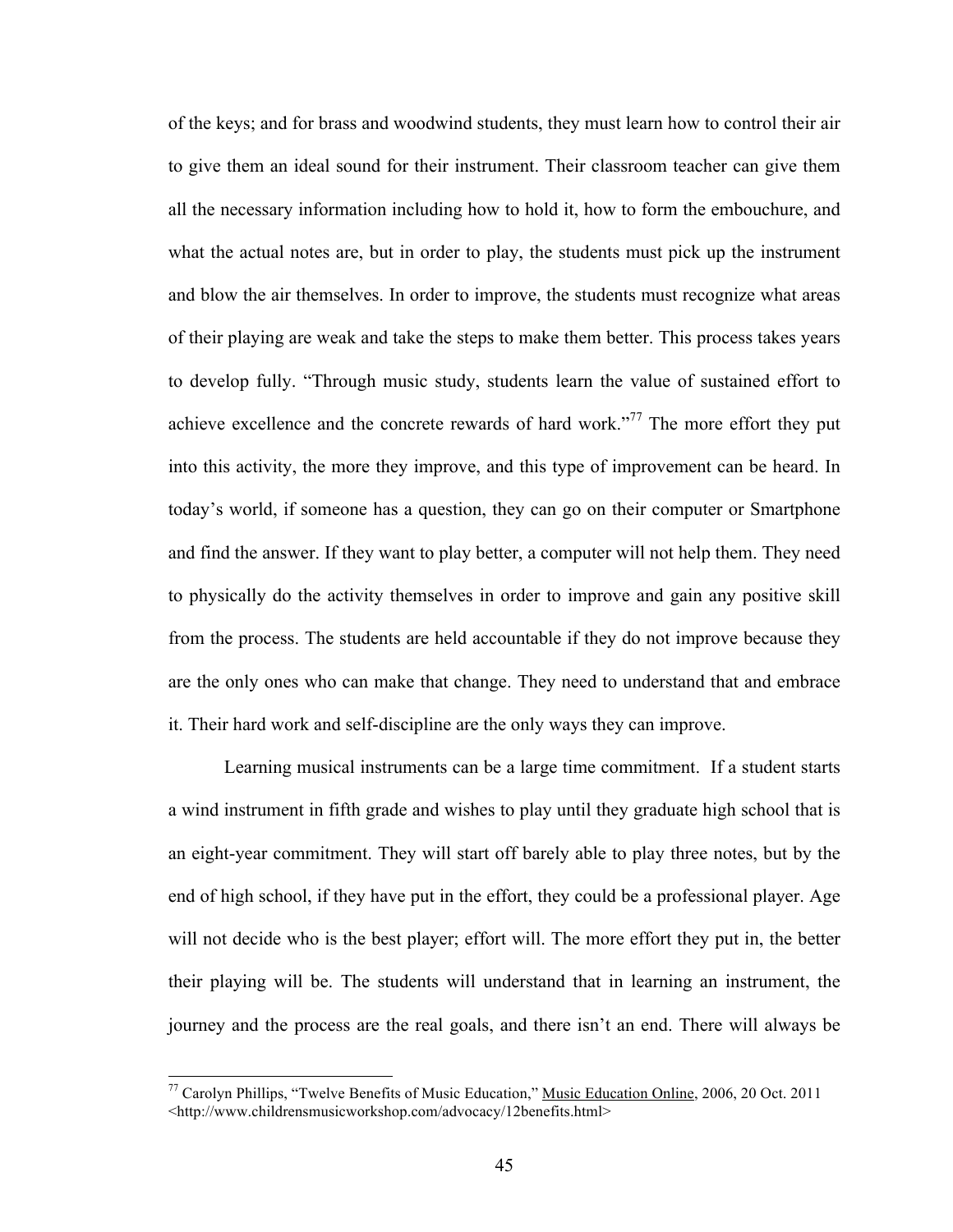of the keys; and for brass and woodwind students, they must learn how to control their air to give them an ideal sound for their instrument. Their classroom teacher can give them all the necessary information including how to hold it, how to form the embouchure, and what the actual notes are, but in order to play, the students must pick up the instrument and blow the air themselves. In order to improve, the students must recognize what areas of their playing are weak and take the steps to make them better. This process takes years to develop fully. "Through music study, students learn the value of sustained effort to achieve excellence and the concrete rewards of hard work."[77] The more effort they put into this activity, the more they improve, and this type of improvement can be heard. In today's world, if someone has a question, they can go on their computer or Smartphone and find the answer. If they want to play better, a computer will not help them. They need to physically do the activity themselves in order to improve and gain any positive skill from the process. The students are held accountable if they do not improve because they are the only ones who can make that change. They need to understand that and embrace it. Their hard work and self-discipline are the only ways they can improve.

Learning musical instruments can be a large time commitment. If a student starts a wind instrument in fifth grade and wishes to play until they graduate high school that is an eight-year commitment. They will start off barely able to play three notes, but by the end of high school, if they have put in the effort, they could be a professional player. Age will not decide who is the best player; effort will. The more effort they put in, the better their playing will be. The students will understand that in learning an instrument, the journey and the process are the real goals, and there isn't an end. There will always be

[77] Carolyn Phillips, "Twelve Benefits of Music Education," Music Education Online, 2006, 20 Oct. 2011 <http://www.childrensmusicworkshop.com/advocacy/12benefits.html>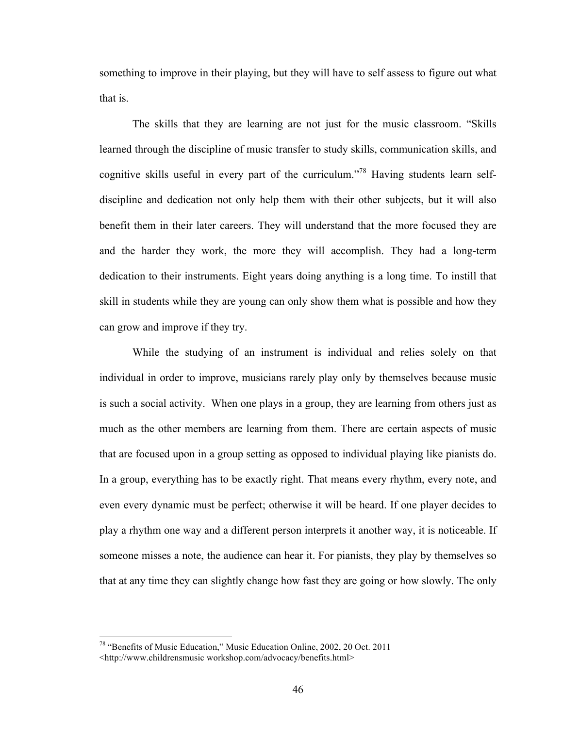something to improve in their playing, but they will have to self assess to figure out what that is.

The skills that they are learning are not just for the music classroom. "Skills learned through the discipline of music transfer to study skills, communication skills, and cognitive skills useful in every part of the curriculum."[78] Having students learn self-discipline and dedication not only help them with their other subjects, but it will also benefit them in their later careers. They will understand that the more focused they are and the harder they work, the more they will accomplish. They had a long-term dedication to their instruments. Eight years doing anything is a long time. To instill that skill in students while they are young can only show them what is possible and how they can grow and improve if they try.

While the studying of an instrument is individual and relies solely on that individual in order to improve, musicians rarely play only by themselves because music is such a social activity. When one plays in a group, they are learning from others just as much as the other members are learning from them. There are certain aspects of music that are focused upon in a group setting as opposed to individual playing like pianists do. In a group, everything has to be exactly right. That means every rhythm, every note, and even every dynamic must be perfect; otherwise it will be heard. If one player decides to play a rhythm one way and a different person interprets it another way, it is noticeable. If someone misses a note, the audience can hear it. For pianists, they play by themselves so that at any time they can slightly change how fast they are going or how slowly. The only

---

[78] "Benefits of Music Education," Music Education Online, 2002, 20 Oct. 2011 <http://www.childrensmusic workshop.com/advocacy/benefits.html>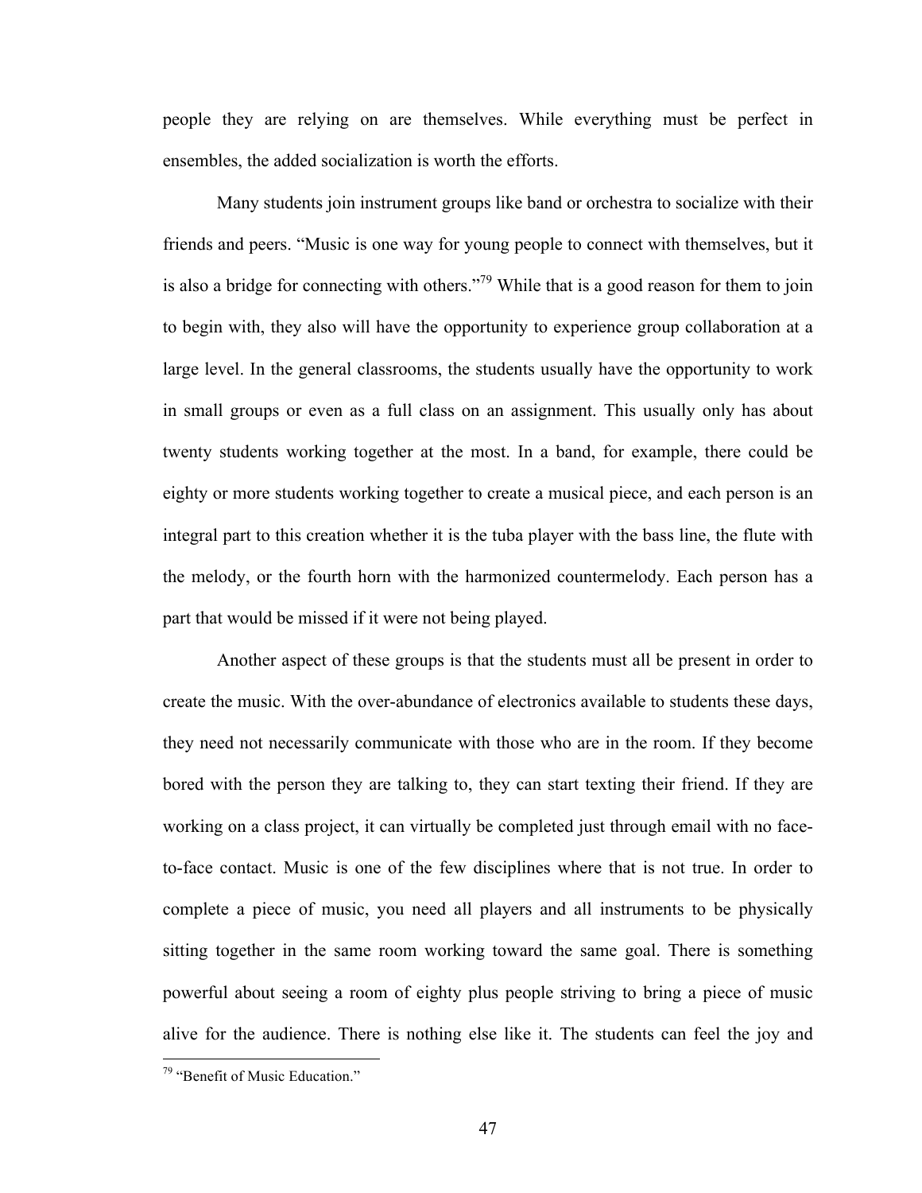people they are relying on are themselves. While everything must be perfect in ensembles, the added socialization is worth the efforts.

Many students join instrument groups like band or orchestra to socialize with their friends and peers. "Music is one way for young people to connect with themselves, but it is also a bridge for connecting with others."[79] While that is a good reason for them to join to begin with, they also will have the opportunity to experience group collaboration at a large level. In the general classrooms, the students usually have the opportunity to work in small groups or even as a full class on an assignment. This usually only has about twenty students working together at the most. In a band, for example, there could be eighty or more students working together to create a musical piece, and each person is an integral part to this creation whether it is the tuba player with the bass line, the flute with the melody, or the fourth horn with the harmonized countermelody. Each person has a part that would be missed if it were not being played.

Another aspect of these groups is that the students must all be present in order to create the music. With the over-abundance of electronics available to students these days, they need not necessarily communicate with those who are in the room. If they become bored with the person they are talking to, they can start texting their friend. If they are working on a class project, it can virtually be completed just through email with no face-to-face contact. Music is one of the few disciplines where that is not true. In order to complete a piece of music, you need all players and all instruments to be physically sitting together in the same room working toward the same goal. There is something powerful about seeing a room of eighty plus people striving to bring a piece of music alive for the audience. There is nothing else like it. The students can feel the joy and

[79] "Benefit of Music Education."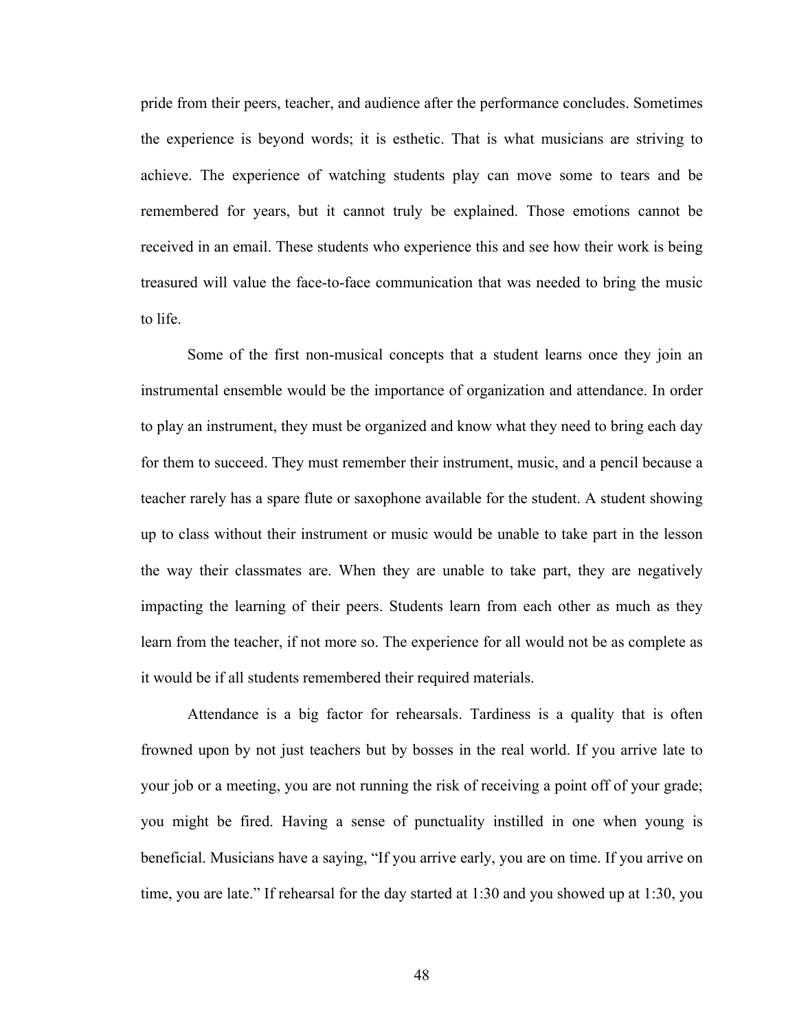pride from their peers, teacher, and audience after the performance concludes. Sometimes the experience is beyond words; it is esthetic. That is what musicians are striving to achieve. The experience of watching students play can move some to tears and be remembered for years, but it cannot truly be explained. Those emotions cannot be received in an email. These students who experience this and see how their work is being treasured will value the face-to-face communication that was needed to bring the music to life.

Some of the first non-musical concepts that a student learns once they join an instrumental ensemble would be the importance of organization and attendance. In order to play an instrument, they must be organized and know what they need to bring each day for them to succeed. They must remember their instrument, music, and a pencil because a teacher rarely has a spare flute or saxophone available for the student. A student showing up to class without their instrument or music would be unable to take part in the lesson the way their classmates are. When they are unable to take part, they are negatively impacting the learning of their peers. Students learn from each other as much as they learn from the teacher, if not more so. The experience for all would not be as complete as it would be if all students remembered their required materials.

Attendance is a big factor for rehearsals. Tardiness is a quality that is often frowned upon by not just teachers but by bosses in the real world. If you arrive late to your job or a meeting, you are not running the risk of receiving a point off of your grade; you might be fired. Having a sense of punctuality instilled in one when young is beneficial. Musicians have a saying, "If you arrive early, you are on time. If you arrive on time, you are late." If rehearsal for the day started at 1:30 and you showed up at 1:30, you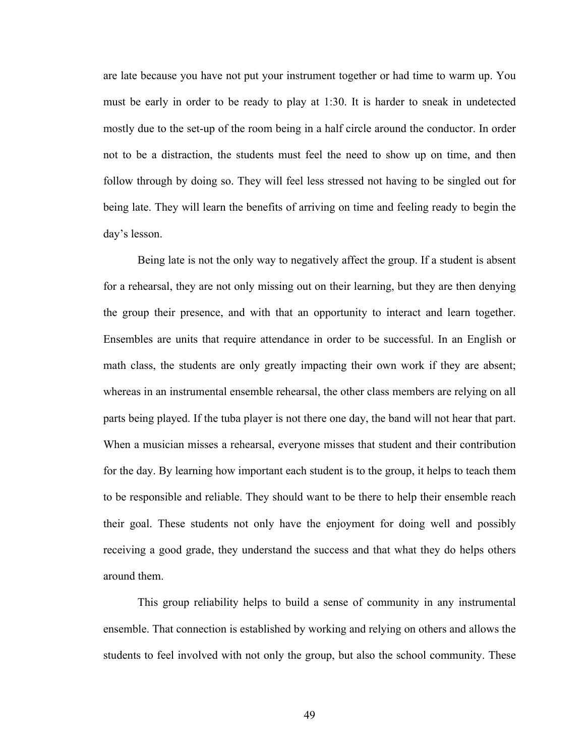are late because you have not put your instrument together or had time to warm up. You must be early in order to be ready to play at 1:30. It is harder to sneak in undetected mostly due to the set-up of the room being in a half circle around the conductor. In order not to be a distraction, the students must feel the need to show up on time, and then follow through by doing so. They will feel less stressed not having to be singled out for being late. They will learn the benefits of arriving on time and feeling ready to begin the day's lesson.

Being late is not the only way to negatively affect the group. If a student is absent for a rehearsal, they are not only missing out on their learning, but they are then denying the group their presence, and with that an opportunity to interact and learn together. Ensembles are units that require attendance in order to be successful. In an English or math class, the students are only greatly impacting their own work if they are absent; whereas in an instrumental ensemble rehearsal, the other class members are relying on all parts being played. If the tuba player is not there one day, the band will not hear that part. When a musician misses a rehearsal, everyone misses that student and their contribution for the day. By learning how important each student is to the group, it helps to teach them to be responsible and reliable. They should want to be there to help their ensemble reach their goal. These students not only have the enjoyment for doing well and possibly receiving a good grade, they understand the success and that what they do helps others around them.

This group reliability helps to build a sense of community in any instrumental ensemble. That connection is established by working and relying on others and allows the students to feel involved with not only the group, but also the school community. These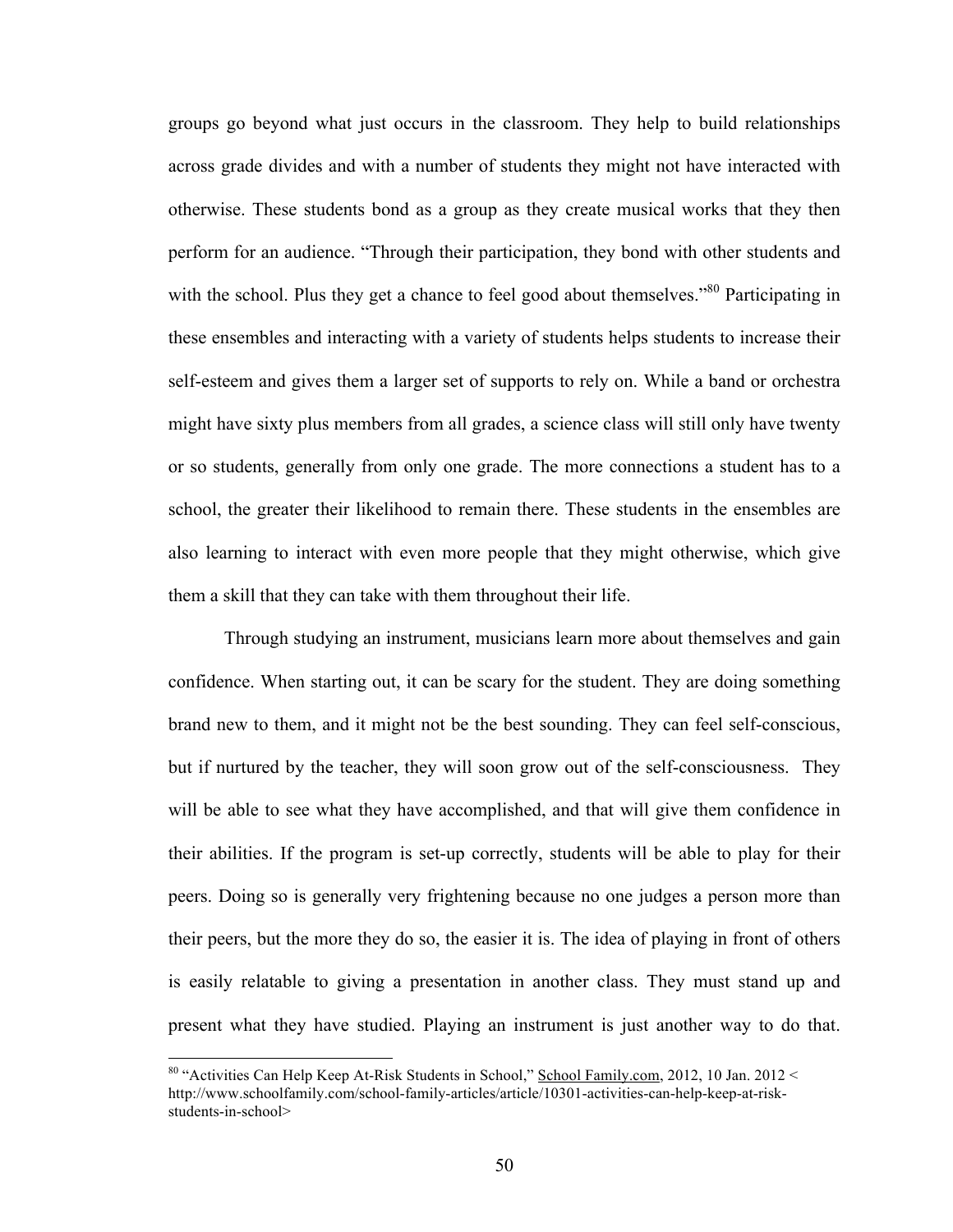groups go beyond what just occurs in the classroom. They help to build relationships across grade divides and with a number of students they might not have interacted with otherwise. These students bond as a group as they create musical works that they then perform for an audience. "Through their participation, they bond with other students and with the school. Plus they get a chance to feel good about themselves."[80] Participating in these ensembles and interacting with a variety of students helps students to increase their self-esteem and gives them a larger set of supports to rely on. While a band or orchestra might have sixty plus members from all grades, a science class will still only have twenty or so students, generally from only one grade. The more connections a student has to a school, the greater their likelihood to remain there. These students in the ensembles are also learning to interact with even more people that they might otherwise, which give them a skill that they can take with them throughout their life.

Through studying an instrument, musicians learn more about themselves and gain confidence. When starting out, it can be scary for the student. They are doing something brand new to them, and it might not be the best sounding. They can feel self-conscious, but if nurtured by the teacher, they will soon grow out of the self-consciousness. They will be able to see what they have accomplished, and that will give them confidence in their abilities. If the program is set-up correctly, students will be able to play for their peers. Doing so is generally very frightening because no one judges a person more than their peers, but the more they do so, the easier it is. The idea of playing in front of others is easily relatable to giving a presentation in another class. They must stand up and present what they have studied. Playing an instrument is just another way to do that.

---

[80] "Activities Can Help Keep At-Risk Students in School," School Family.com, 2012, 10 Jan. 2012 < http://www.schoolfamily.com/school-family-articles/article/10301-activities-can-help-keep-at-risk-students-in-school>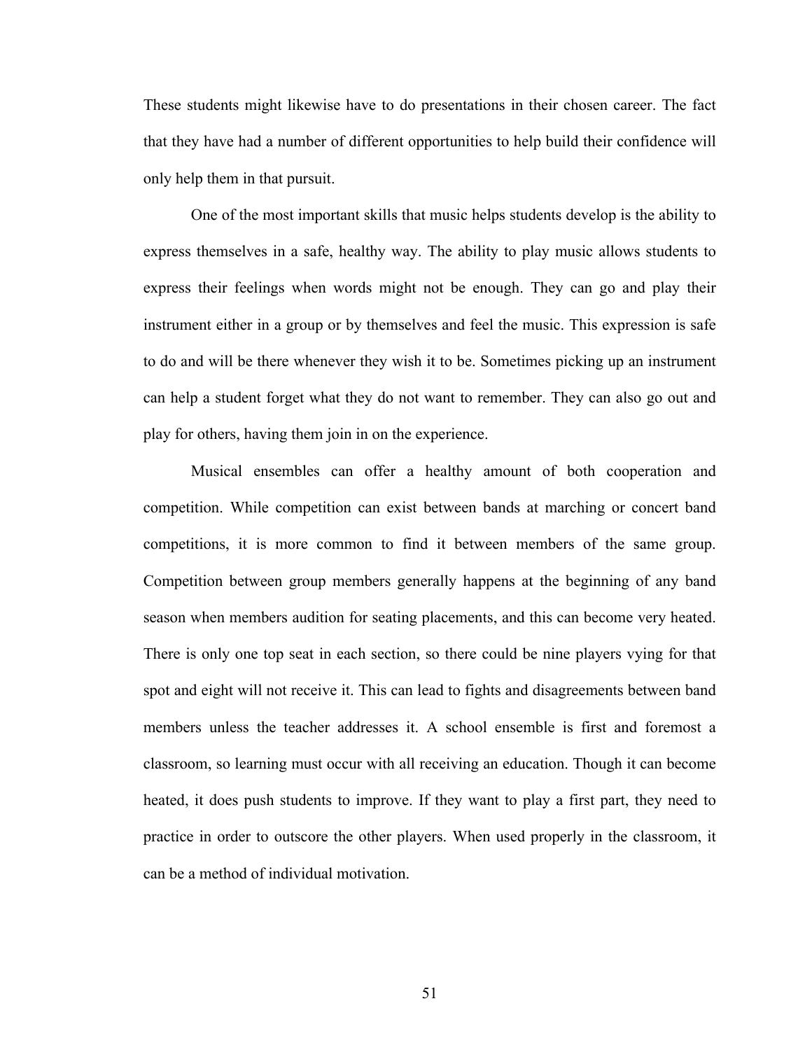These students might likewise have to do presentations in their chosen career. The fact that they have had a number of different opportunities to help build their confidence will only help them in that pursuit.

One of the most important skills that music helps students develop is the ability to express themselves in a safe, healthy way. The ability to play music allows students to express their feelings when words might not be enough. They can go and play their instrument either in a group or by themselves and feel the music. This expression is safe to do and will be there whenever they wish it to be. Sometimes picking up an instrument can help a student forget what they do not want to remember. They can also go out and play for others, having them join in on the experience.

Musical ensembles can offer a healthy amount of both cooperation and competition. While competition can exist between bands at marching or concert band competitions, it is more common to find it between members of the same group. Competition between group members generally happens at the beginning of any band season when members audition for seating placements, and this can become very heated. There is only one top seat in each section, so there could be nine players vying for that spot and eight will not receive it. This can lead to fights and disagreements between band members unless the teacher addresses it. A school ensemble is first and foremost a classroom, so learning must occur with all receiving an education. Though it can become heated, it does push students to improve. If they want to play a first part, they need to practice in order to outscore the other players. When used properly in the classroom, it can be a method of individual motivation.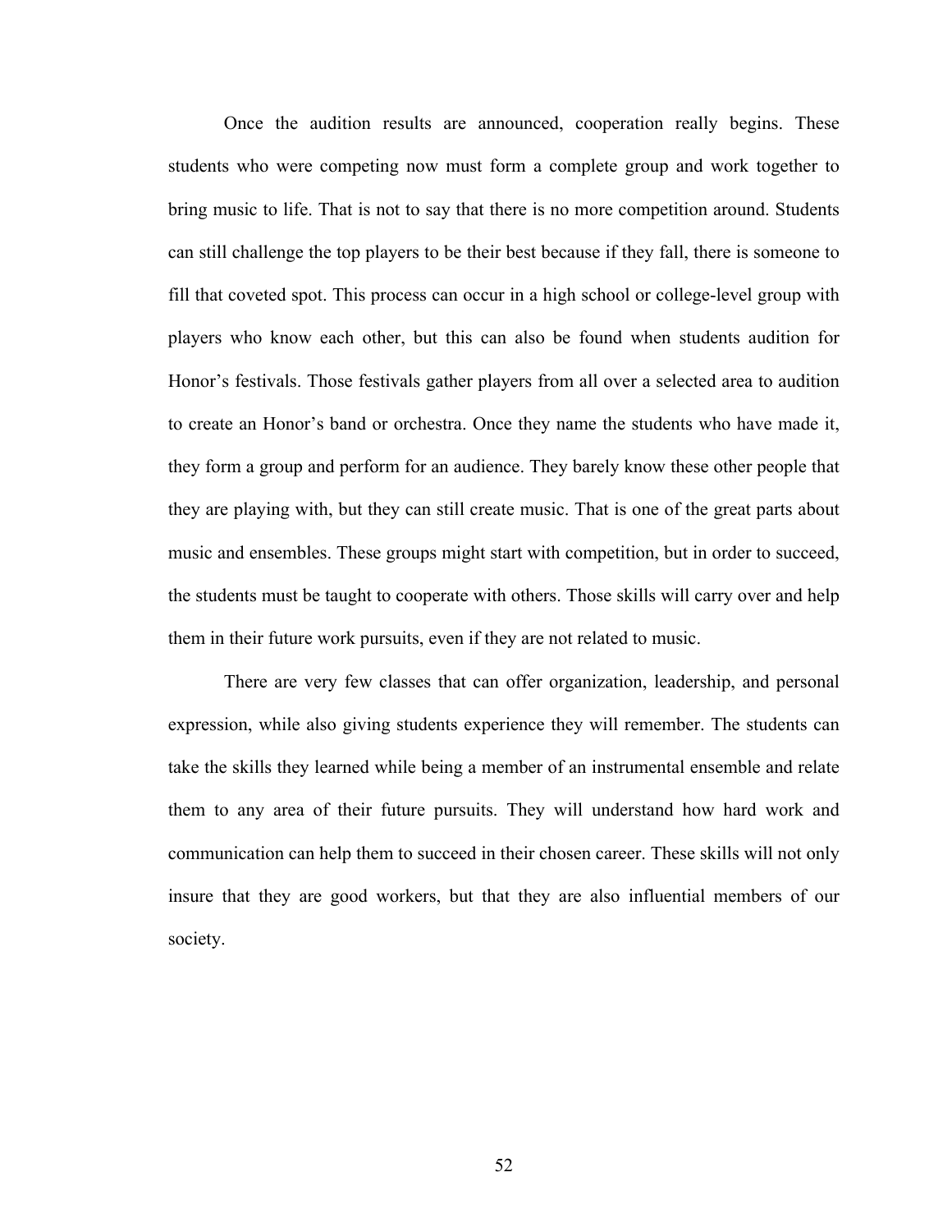Once the audition results are announced, cooperation really begins. These students who were competing now must form a complete group and work together to bring music to life. That is not to say that there is no more competition around. Students can still challenge the top players to be their best because if they fall, there is someone to fill that coveted spot. This process can occur in a high school or college-level group with players who know each other, but this can also be found when students audition for Honor's festivals. Those festivals gather players from all over a selected area to audition to create an Honor's band or orchestra. Once they name the students who have made it, they form a group and perform for an audience. They barely know these other people that they are playing with, but they can still create music. That is one of the great parts about music and ensembles. These groups might start with competition, but in order to succeed, the students must be taught to cooperate with others. Those skills will carry over and help them in their future work pursuits, even if they are not related to music.

There are very few classes that can offer organization, leadership, and personal expression, while also giving students experience they will remember. The students can take the skills they learned while being a member of an instrumental ensemble and relate them to any area of their future pursuits. They will understand how hard work and communication can help them to succeed in their chosen career. These skills will not only insure that they are good workers, but that they are also influential members of our society.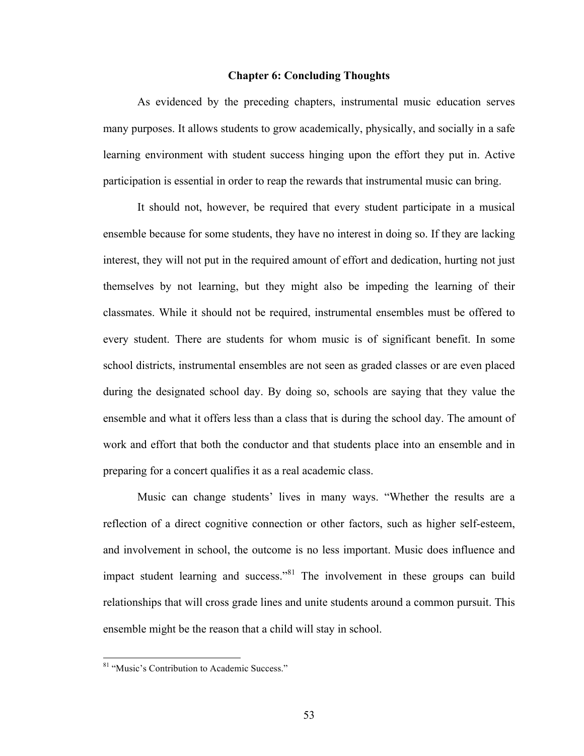# Chapter 6: Concluding Thoughts

As evidenced by the preceding chapters, instrumental music education serves many purposes. It allows students to grow academically, physically, and socially in a safe learning environment with student success hinging upon the effort they put in. Active participation is essential in order to reap the rewards that instrumental music can bring.

It should not, however, be required that every student participate in a musical ensemble because for some students, they have no interest in doing so. If they are lacking interest, they will not put in the required amount of effort and dedication, hurting not just themselves by not learning, but they might also be impeding the learning of their classmates. While it should not be required, instrumental ensembles must be offered to every student. There are students for whom music is of significant benefit. In some school districts, instrumental ensembles are not seen as graded classes or are even placed during the designated school day. By doing so, schools are saying that they value the ensemble and what it offers less than a class that is during the school day. The amount of work and effort that both the conductor and that students place into an ensemble and in preparing for a concert qualifies it as a real academic class.

Music can change students' lives in many ways. "Whether the results are a reflection of a direct cognitive connection or other factors, such as higher self-esteem, and involvement in school, the outcome is no less important. Music does influence and impact student learning and success."[81] The involvement in these groups can build relationships that will cross grade lines and unite students around a common pursuit. This ensemble might be the reason that a child will stay in school.

---

[81] "Music's Contribution to Academic Success."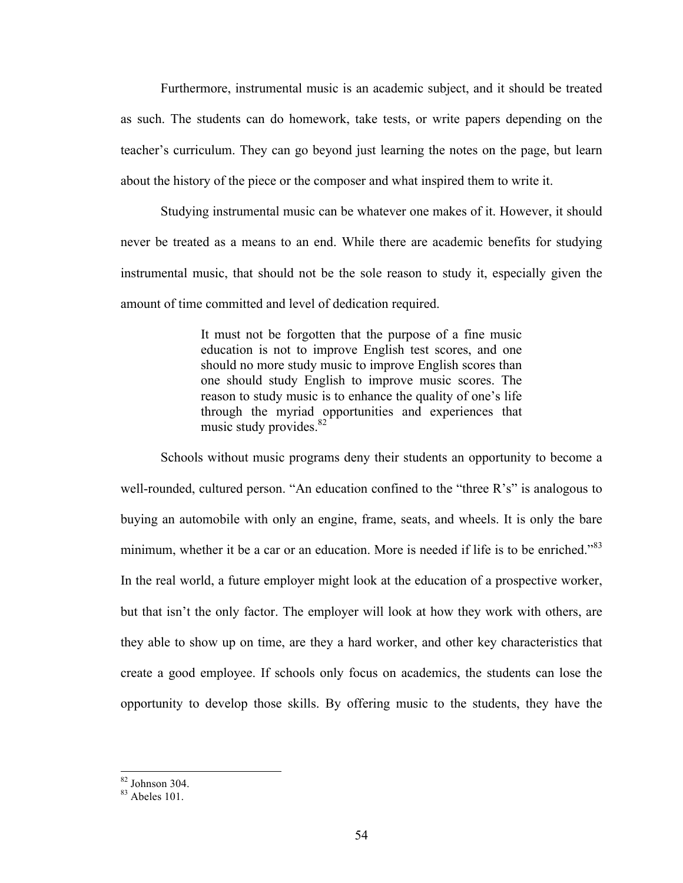Furthermore, instrumental music is an academic subject, and it should be treated as such. The students can do homework, take tests, or write papers depending on the teacher's curriculum. They can go beyond just learning the notes on the page, but learn about the history of the piece or the composer and what inspired them to write it.

Studying instrumental music can be whatever one makes of it. However, it should never be treated as a means to an end. While there are academic benefits for studying instrumental music, that should not be the sole reason to study it, especially given the amount of time committed and level of dedication required.

> It must not be forgotten that the purpose of a fine music education is not to improve English test scores, and one should no more study music to improve English scores than one should study English to improve music scores. The reason to study music is to enhance the quality of one's life through the myriad opportunities and experiences that music study provides.[82]

Schools without music programs deny their students an opportunity to become a well-rounded, cultured person. "An education confined to the "three R's" is analogous to buying an automobile with only an engine, frame, seats, and wheels. It is only the bare minimum, whether it be a car or an education. More is needed if life is to be enriched."[83] In the real world, a future employer might look at the education of a prospective worker, but that isn't the only factor. The employer will look at how they work with others, are they able to show up on time, are they a hard worker, and other key characteristics that create a good employee. If schools only focus on academics, the students can lose the opportunity to develop those skills. By offering music to the students, they have the

[82] Johnson 304.
[83] Abeles 101.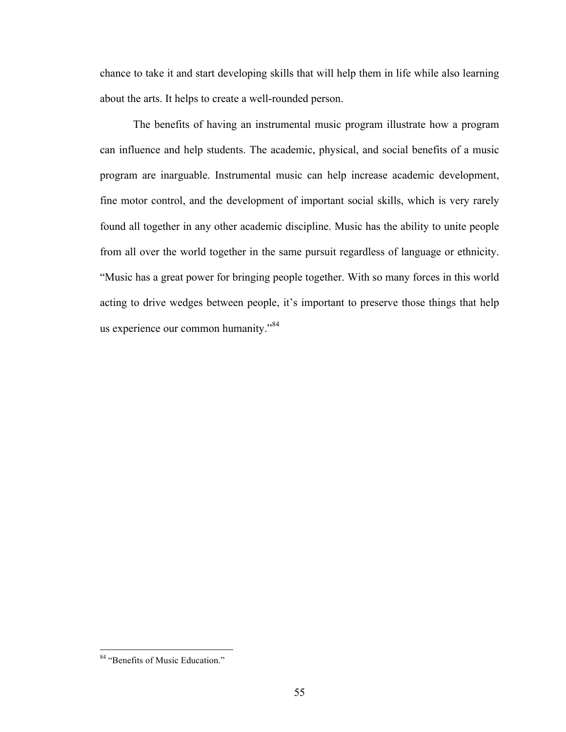chance to take it and start developing skills that will help them in life while also learning about the arts. It helps to create a well-rounded person.

The benefits of having an instrumental music program illustrate how a program can influence and help students. The academic, physical, and social benefits of a music program are inarguable. Instrumental music can help increase academic development, fine motor control, and the development of important social skills, which is very rarely found all together in any other academic discipline. Music has the ability to unite people from all over the world together in the same pursuit regardless of language or ethnicity. "Music has a great power for bringing people together. With so many forces in this world acting to drive wedges between people, it's important to preserve those things that help us experience our common humanity."[84]

---

[84] "Benefits of Music Education."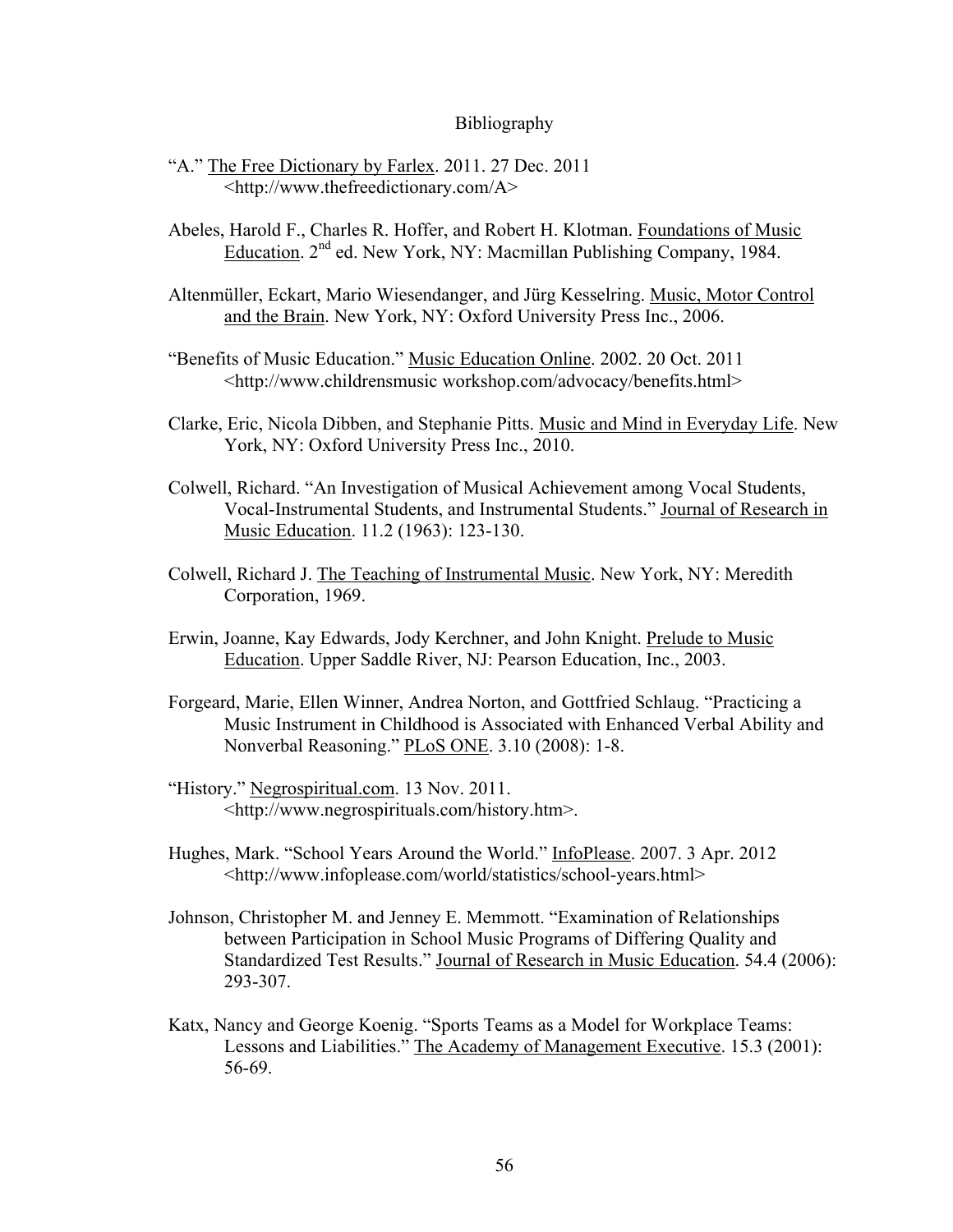# Bibliography

"A." The Free Dictionary by Farlex. 2011. 27 Dec. 2011 <http://www.thefreedictionary.com/A>

Abeles, Harold F., Charles R. Hoffer, and Robert H. Klotman. Foundations of Music Education. 2nd ed. New York, NY: Macmillan Publishing Company, 1984.

Altenmüller, Eckart, Mario Wiesendanger, and Jürg Kesselring. Music, Motor Control and the Brain. New York, NY: Oxford University Press Inc., 2006.

"Benefits of Music Education." Music Education Online. 2002. 20 Oct. 2011 <http://www.childrensmusic workshop.com/advocacy/benefits.html>

Clarke, Eric, Nicola Dibben, and Stephanie Pitts. Music and Mind in Everyday Life. New York, NY: Oxford University Press Inc., 2010.

Colwell, Richard. "An Investigation of Musical Achievement among Vocal Students, Vocal-Instrumental Students, and Instrumental Students." Journal of Research in Music Education. 11.2 (1963): 123-130.

Colwell, Richard J. The Teaching of Instrumental Music. New York, NY: Meredith Corporation, 1969.

Erwin, Joanne, Kay Edwards, Jody Kerchner, and John Knight. Prelude to Music Education. Upper Saddle River, NJ: Pearson Education, Inc., 2003.

Forgeard, Marie, Ellen Winner, Andrea Norton, and Gottfried Schlaug. "Practicing a Music Instrument in Childhood is Associated with Enhanced Verbal Ability and Nonverbal Reasoning." PLoS ONE. 3.10 (2008): 1-8.

"History." Negrospiritual.com. 13 Nov. 2011. <http://www.negrospirituals.com/history.htm>.

Hughes, Mark. "School Years Around the World." InfoPlease. 2007. 3 Apr. 2012 <http://www.infoplease.com/world/statistics/school-years.html>

Johnson, Christopher M. and Jenney E. Memmott. "Examination of Relationships between Participation in School Music Programs of Differing Quality and Standardized Test Results." Journal of Research in Music Education. 54.4 (2006): 293-307.

Katx, Nancy and George Koenig. "Sports Teams as a Model for Workplace Teams: Lessons and Liabilities." The Academy of Management Executive. 15.3 (2001): 56-69.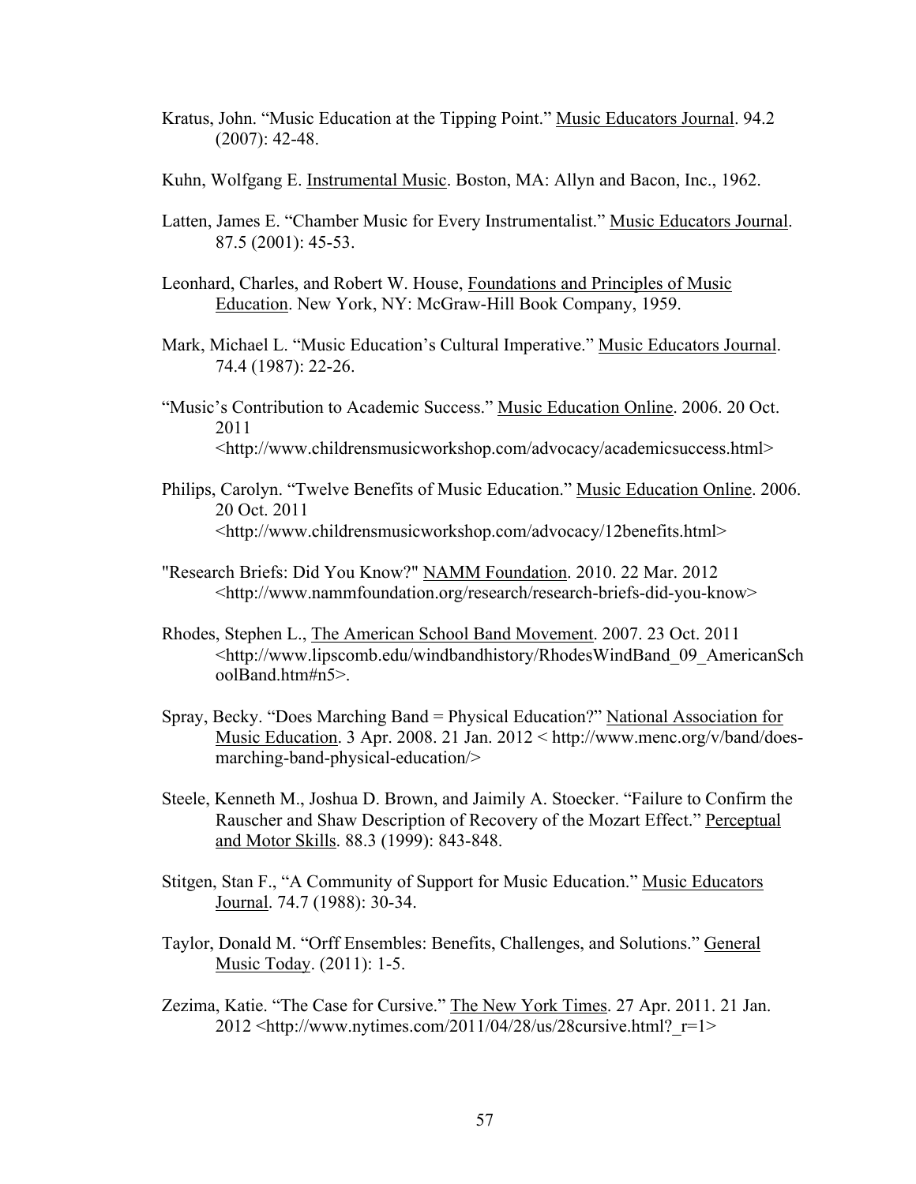Kratus, John. “Music Education at the Tipping Point.” Music Educators Journal. 94.2 (2007): 42-48.

Kuhn, Wolfgang E. Instrumental Music. Boston, MA: Allyn and Bacon, Inc., 1962.

Latten, James E. “Chamber Music for Every Instrumentalist.” Music Educators Journal. 87.5 (2001): 45-53.

Leonhard, Charles, and Robert W. House, Foundations and Principles of Music Education. New York, NY: McGraw-Hill Book Company, 1959.

Mark, Michael L. “Music Education’s Cultural Imperative.” Music Educators Journal. 74.4 (1987): 22-26.

“Music’s Contribution to Academic Success.” Music Education Online. 2006. 20 Oct. 2011 <http://www.childrensmusicworkshop.com/advocacy/academicsuccess.html>

Philips, Carolyn. “Twelve Benefits of Music Education.” Music Education Online. 2006. 20 Oct. 2011 <http://www.childrensmusicworkshop.com/advocacy/12benefits.html>

"Research Briefs: Did You Know?" NAMM Foundation. 2010. 22 Mar. 2012 <http://www.nammfoundation.org/research/research-briefs-did-you-know>

Rhodes, Stephen L., The American School Band Movement. 2007. 23 Oct. 2011 <http://www.lipscomb.edu/windbandhistory/RhodesWindBand_09_AmericanSchoolBand.htm#n5>.

Spray, Becky. “Does Marching Band = Physical Education?” National Association for Music Education. 3 Apr. 2008. 21 Jan. 2012 < http://www.menc.org/v/band/does-marching-band-physical-education/>

Steele, Kenneth M., Joshua D. Brown, and Jaimily A. Stoecker. “Failure to Confirm the Rauscher and Shaw Description of Recovery of the Mozart Effect.” Perceptual and Motor Skills. 88.3 (1999): 843-848.

Stitgen, Stan F., “A Community of Support for Music Education.” Music Educators Journal. 74.7 (1988): 30-34.

Taylor, Donald M. “Orff Ensembles: Benefits, Challenges, and Solutions.” General Music Today. (2011): 1-5.

Zezima, Katie. “The Case for Cursive.” The New York Times. 27 Apr. 2011. 21 Jan. 2012 <http://www.nytimes.com/2011/04/28/us/28cursive.html?_r=1>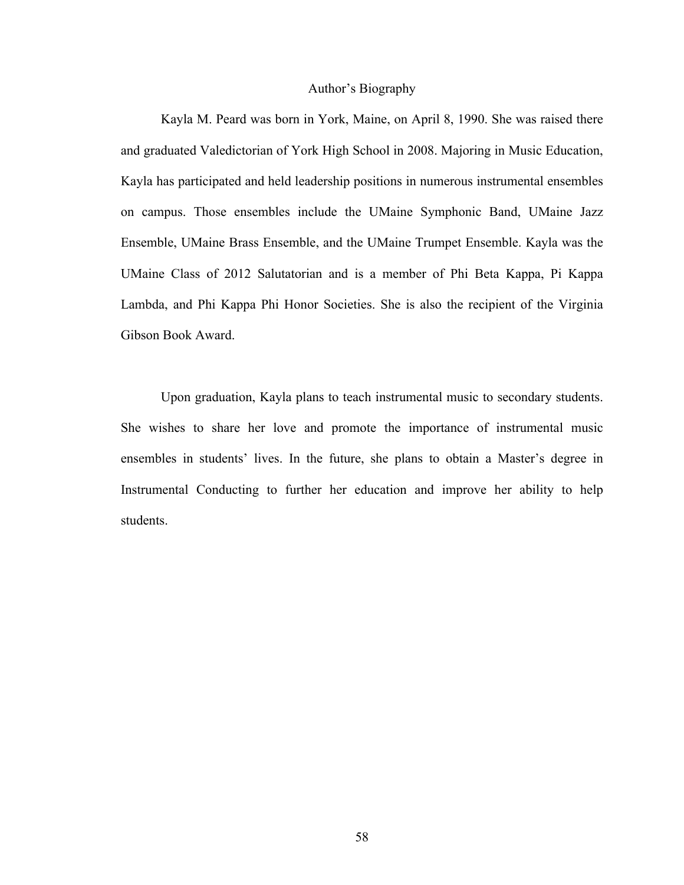# Author's Biography

Kayla M. Peard was born in York, Maine, on April 8, 1990. She was raised there and graduated Valedictorian of York High School in 2008. Majoring in Music Education, Kayla has participated and held leadership positions in numerous instrumental ensembles on campus. Those ensembles include the UMaine Symphonic Band, UMaine Jazz Ensemble, UMaine Brass Ensemble, and the UMaine Trumpet Ensemble. Kayla was the UMaine Class of 2012 Salutatorian and is a member of Phi Beta Kappa, Pi Kappa Lambda, and Phi Kappa Phi Honor Societies. She is also the recipient of the Virginia Gibson Book Award.

Upon graduation, Kayla plans to teach instrumental music to secondary students. She wishes to share her love and promote the importance of instrumental music ensembles in students' lives. In the future, she plans to obtain a Master's degree in Instrumental Conducting to further her education and improve her ability to help students.